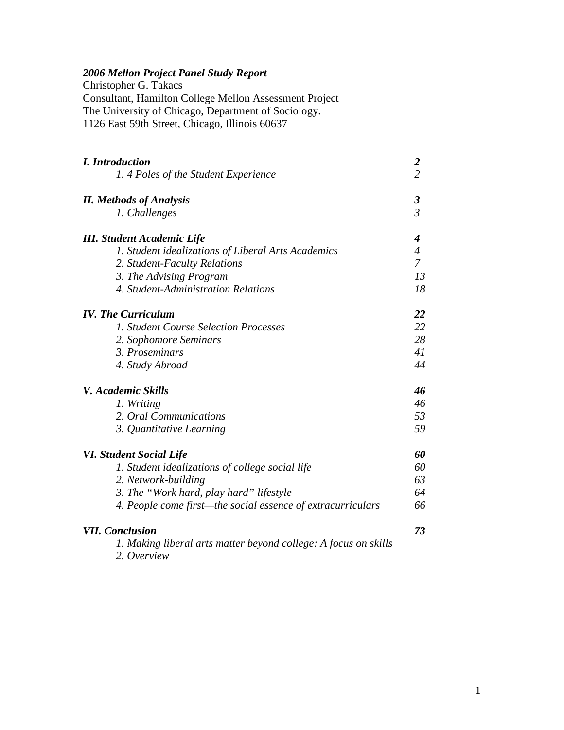***2006 Mellon Project Panel Study Report***
Christopher G. Takacs
Consultant, Hamilton College Mellon Assessment Project
The University of Chicago, Department of Sociology.
1126 East 59th Street, Chicago, Illinois 60637

| | |
|---|---|
| ***I. Introduction*** | ***2*** |
| *1. 4 Poles of the Student Experience* | *2* |
| ***II. Methods of Analysis*** | ***3*** |
| *1. Challenges* | *3* |
| ***III. Student Academic Life*** | ***4*** |
| *1. Student idealizations of Liberal Arts Academics* | *4* |
| *2. Student-Faculty Relations* | *7* |
| *3. The Advising Program* | *13* |
| *4. Student-Administration Relations* | *18* |
| ***IV. The Curriculum*** | ***22*** |
| *1. Student Course Selection Processes* | *22* |
| *2. Sophomore Seminars* | *28* |
| *3. Proseminars* | *41* |
| *4. Study Abroad* | *44* |
| ***V. Academic Skills*** | ***46*** |
| *1. Writing* | *46* |
| *2. Oral Communications* | *53* |
| *3. Quantitative Learning* | *59* |
| ***VI. Student Social Life*** | ***60*** |
| *1. Student idealizations of college social life* | *60* |
| *2. Network-building* | *63* |
| *3. The "Work hard, play hard" lifestyle* | *64* |
| *4. People come first—the social essence of extracurriculars* | *66* |
| ***VII. Conclusion*** | ***73*** |
| *1. Making liberal arts matter beyond college: A focus on skills* | |
| *2. Overview* | |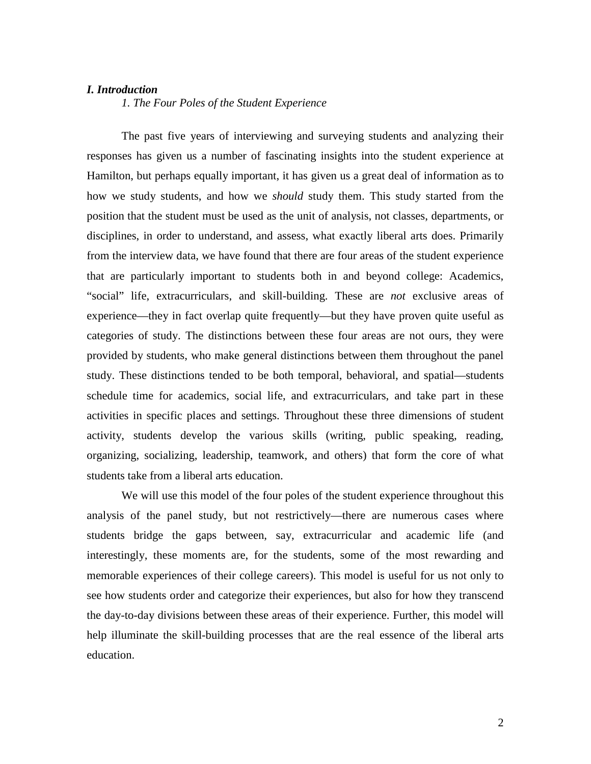## *I. Introduction*

### *1. The Four Poles of the Student Experience*

The past five years of interviewing and surveying students and analyzing their responses has given us a number of fascinating insights into the student experience at Hamilton, but perhaps equally important, it has given us a great deal of information as to how we study students, and how we *should* study them. This study started from the position that the student must be used as the unit of analysis, not classes, departments, or disciplines, in order to understand, and assess, what exactly liberal arts does. Primarily from the interview data, we have found that there are four areas of the student experience that are particularly important to students both in and beyond college: Academics, "social" life, extracurriculars, and skill-building. These are *not* exclusive areas of experience—they in fact overlap quite frequently—but they have proven quite useful as categories of study. The distinctions between these four areas are not ours, they were provided by students, who make general distinctions between them throughout the panel study. These distinctions tended to be both temporal, behavioral, and spatial—students schedule time for academics, social life, and extracurriculars, and take part in these activities in specific places and settings. Throughout these three dimensions of student activity, students develop the various skills (writing, public speaking, reading, organizing, socializing, leadership, teamwork, and others) that form the core of what students take from a liberal arts education.

We will use this model of the four poles of the student experience throughout this analysis of the panel study, but not restrictively—there are numerous cases where students bridge the gaps between, say, extracurricular and academic life (and interestingly, these moments are, for the students, some of the most rewarding and memorable experiences of their college careers). This model is useful for us not only to see how students order and categorize their experiences, but also for how they transcend the day-to-day divisions between these areas of their experience. Further, this model will help illuminate the skill-building processes that are the real essence of the liberal arts education.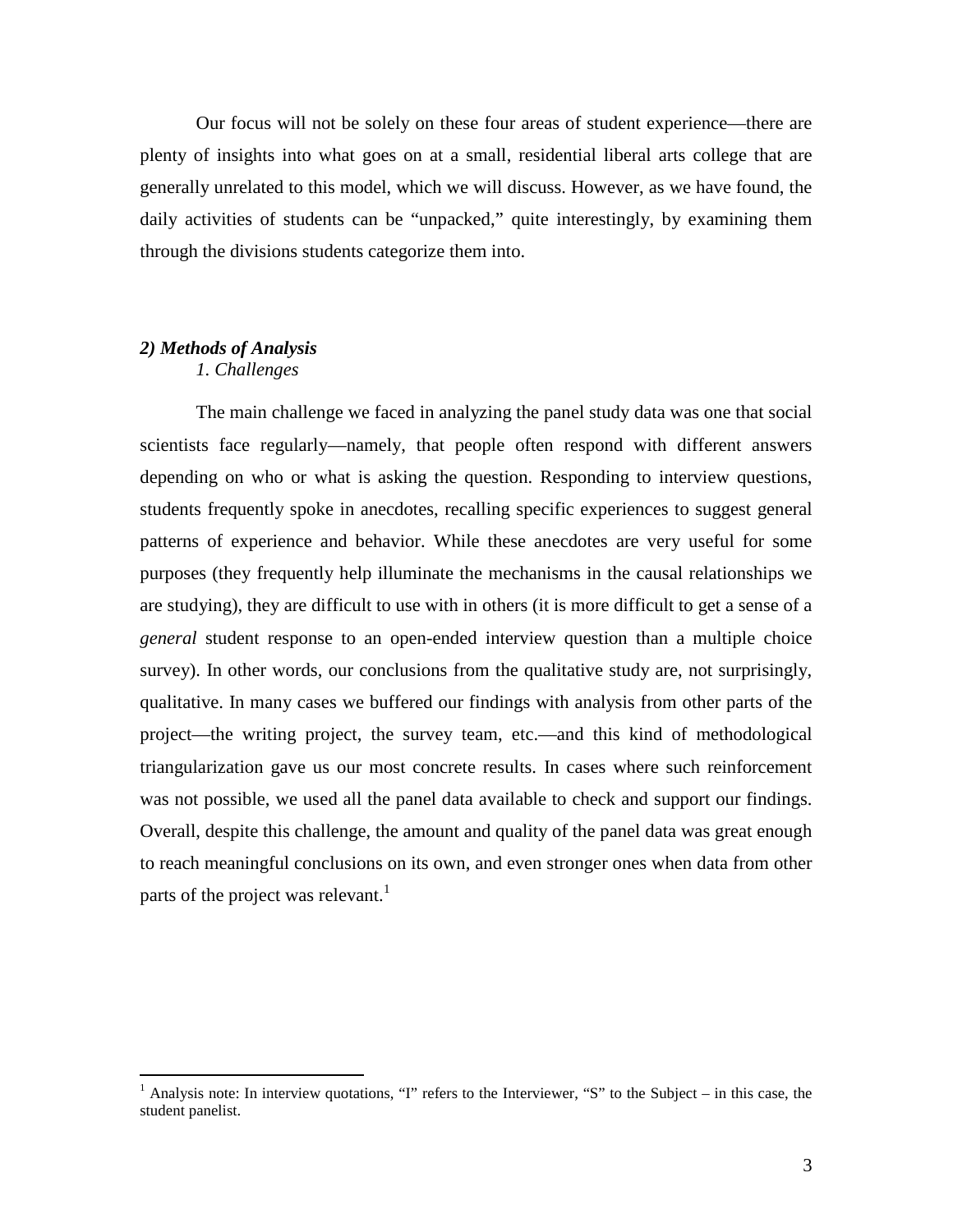Our focus will not be solely on these four areas of student experience—there are plenty of insights into what goes on at a small, residential liberal arts college that are generally unrelated to this model, which we will discuss. However, as we have found, the daily activities of students can be "unpacked," quite interestingly, by examining them through the divisions students categorize them into.

## *2) Methods of Analysis*

### *1. Challenges*

The main challenge we faced in analyzing the panel study data was one that social scientists face regularly—namely, that people often respond with different answers depending on who or what is asking the question. Responding to interview questions, students frequently spoke in anecdotes, recalling specific experiences to suggest general patterns of experience and behavior. While these anecdotes are very useful for some purposes (they frequently help illuminate the mechanisms in the causal relationships we are studying), they are difficult to use with in others (it is more difficult to get a sense of a *general* student response to an open-ended interview question than a multiple choice survey). In other words, our conclusions from the qualitative study are, not surprisingly, qualitative. In many cases we buffered our findings with analysis from other parts of the project—the writing project, the survey team, etc.—and this kind of methodological triangularization gave us our most concrete results. In cases where such reinforcement was not possible, we used all the panel data available to check and support our findings. Overall, despite this challenge, the amount and quality of the panel data was great enough to reach meaningful conclusions on its own, and even stronger ones when data from other parts of the project was relevant.[1]

---

[1] Analysis note: In interview quotations, "I" refers to the Interviewer, "S" to the Subject – in this case, the student panelist.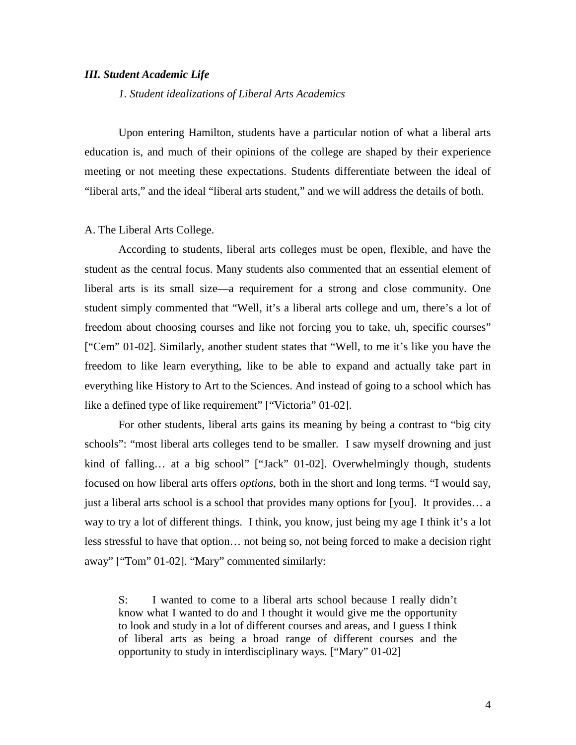### *III. Student Academic Life*

*1. Student idealizations of Liberal Arts Academics*

Upon entering Hamilton, students have a particular notion of what a liberal arts education is, and much of their opinions of the college are shaped by their experience meeting or not meeting these expectations. Students differentiate between the ideal of "liberal arts," and the ideal "liberal arts student," and we will address the details of both.

A. The Liberal Arts College.

According to students, liberal arts colleges must be open, flexible, and have the student as the central focus. Many students also commented that an essential element of liberal arts is its small size—a requirement for a strong and close community. One student simply commented that "Well, it's a liberal arts college and um, there's a lot of freedom about choosing courses and like not forcing you to take, uh, specific courses" ["Cem" 01-02]. Similarly, another student states that "Well, to me it's like you have the freedom to like learn everything, like to be able to expand and actually take part in everything like History to Art to the Sciences. And instead of going to a school which has like a defined type of like requirement" ["Victoria" 01-02].

For other students, liberal arts gains its meaning by being a contrast to "big city schools": "most liberal arts colleges tend to be smaller. I saw myself drowning and just kind of falling… at a big school" ["Jack" 01-02]. Overwhelmingly though, students focused on how liberal arts offers *options*, both in the short and long terms. "I would say, just a liberal arts school is a school that provides many options for [you]. It provides… a way to try a lot of different things. I think, you know, just being my age I think it's a lot less stressful to have that option… not being so, not being forced to make a decision right away" ["Tom" 01-02]. "Mary" commented similarly:

> S: I wanted to come to a liberal arts school because I really didn't know what I wanted to do and I thought it would give me the opportunity to look and study in a lot of different courses and areas, and I guess I think of liberal arts as being a broad range of different courses and the opportunity to study in interdisciplinary ways. ["Mary" 01-02]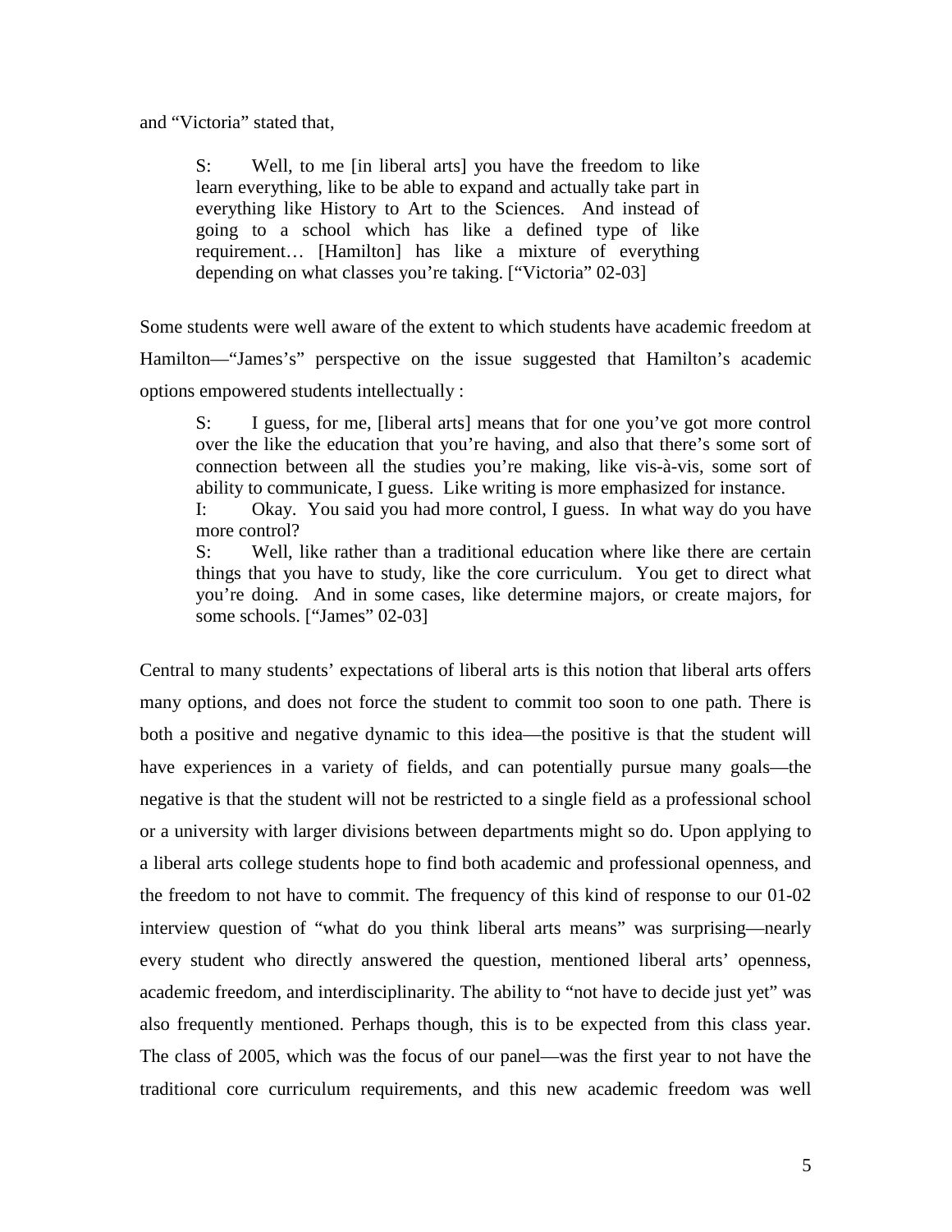and "Victoria" stated that,

> S: Well, to me [in liberal arts] you have the freedom to like learn everything, like to be able to expand and actually take part in everything like History to Art to the Sciences. And instead of going to a school which has like a defined type of like requirement… [Hamilton] has like a mixture of everything depending on what classes you're taking. ["Victoria" 02-03]

Some students were well aware of the extent to which students have academic freedom at Hamilton—"James's" perspective on the issue suggested that Hamilton's academic options empowered students intellectually :

> S: I guess, for me, [liberal arts] means that for one you've got more control over the like the education that you're having, and also that there's some sort of connection between all the studies you're making, like vis-à-vis, some sort of ability to communicate, I guess. Like writing is more emphasized for instance.
>
> I: Okay. You said you had more control, I guess. In what way do you have more control?
>
> S: Well, like rather than a traditional education where like there are certain things that you have to study, like the core curriculum. You get to direct what you're doing. And in some cases, like determine majors, or create majors, for some schools. ["James" 02-03]

Central to many students' expectations of liberal arts is this notion that liberal arts offers many options, and does not force the student to commit too soon to one path. There is both a positive and negative dynamic to this idea—the positive is that the student will have experiences in a variety of fields, and can potentially pursue many goals—the negative is that the student will not be restricted to a single field as a professional school or a university with larger divisions between departments might so do. Upon applying to a liberal arts college students hope to find both academic and professional openness, and the freedom to not have to commit. The frequency of this kind of response to our 01-02 interview question of "what do you think liberal arts means" was surprising—nearly every student who directly answered the question, mentioned liberal arts' openness, academic freedom, and interdisciplinarity. The ability to "not have to decide just yet" was also frequently mentioned. Perhaps though, this is to be expected from this class year. The class of 2005, which was the focus of our panel—was the first year to not have the traditional core curriculum requirements, and this new academic freedom was well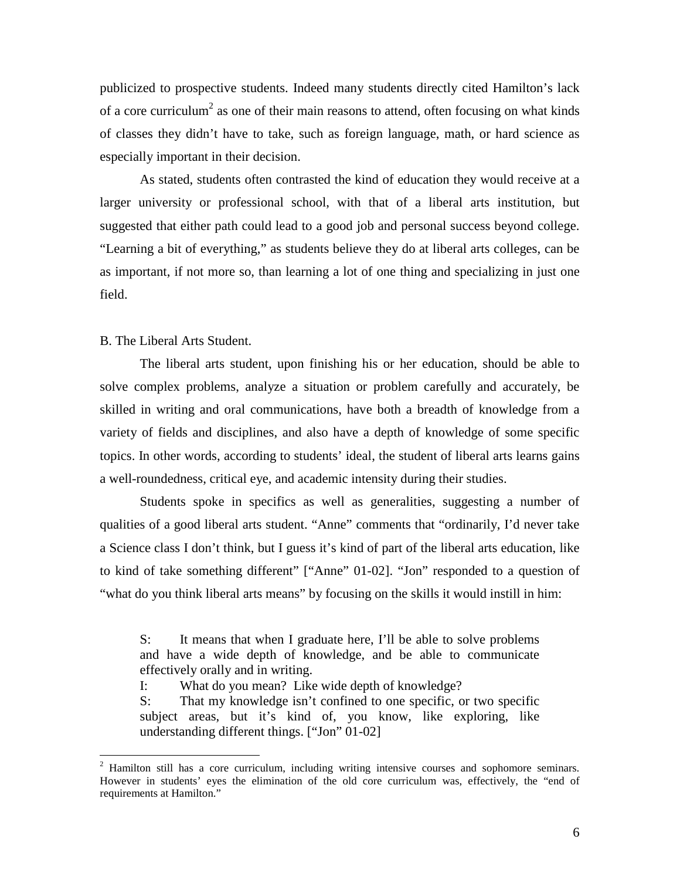publicized to prospective students. Indeed many students directly cited Hamilton's lack of a core curriculum[2] as one of their main reasons to attend, often focusing on what kinds of classes they didn't have to take, such as foreign language, math, or hard science as especially important in their decision.

As stated, students often contrasted the kind of education they would receive at a larger university or professional school, with that of a liberal arts institution, but suggested that either path could lead to a good job and personal success beyond college. "Learning a bit of everything," as students believe they do at liberal arts colleges, can be as important, if not more so, than learning a lot of one thing and specializing in just one field.

B. The Liberal Arts Student.

The liberal arts student, upon finishing his or her education, should be able to solve complex problems, analyze a situation or problem carefully and accurately, be skilled in writing and oral communications, have both a breadth of knowledge from a variety of fields and disciplines, and also have a depth of knowledge of some specific topics. In other words, according to students' ideal, the student of liberal arts learns gains a well-roundedness, critical eye, and academic intensity during their studies.

Students spoke in specifics as well as generalities, suggesting a number of qualities of a good liberal arts student. "Anne" comments that "ordinarily, I'd never take a Science class I don't think, but I guess it's kind of part of the liberal arts education, like to kind of take something different" ["Anne" 01-02]. "Jon" responded to a question of "what do you think liberal arts means" by focusing on the skills it would instill in him:

> S: It means that when I graduate here, I'll be able to solve problems and have a wide depth of knowledge, and be able to communicate effectively orally and in writing.
>
> I: What do you mean? Like wide depth of knowledge?
>
> S: That my knowledge isn't confined to one specific, or two specific subject areas, but it's kind of, you know, like exploring, like understanding different things. ["Jon" 01-02]

[2] Hamilton still has a core curriculum, including writing intensive courses and sophomore seminars. However in students' eyes the elimination of the old core curriculum was, effectively, the "end of requirements at Hamilton."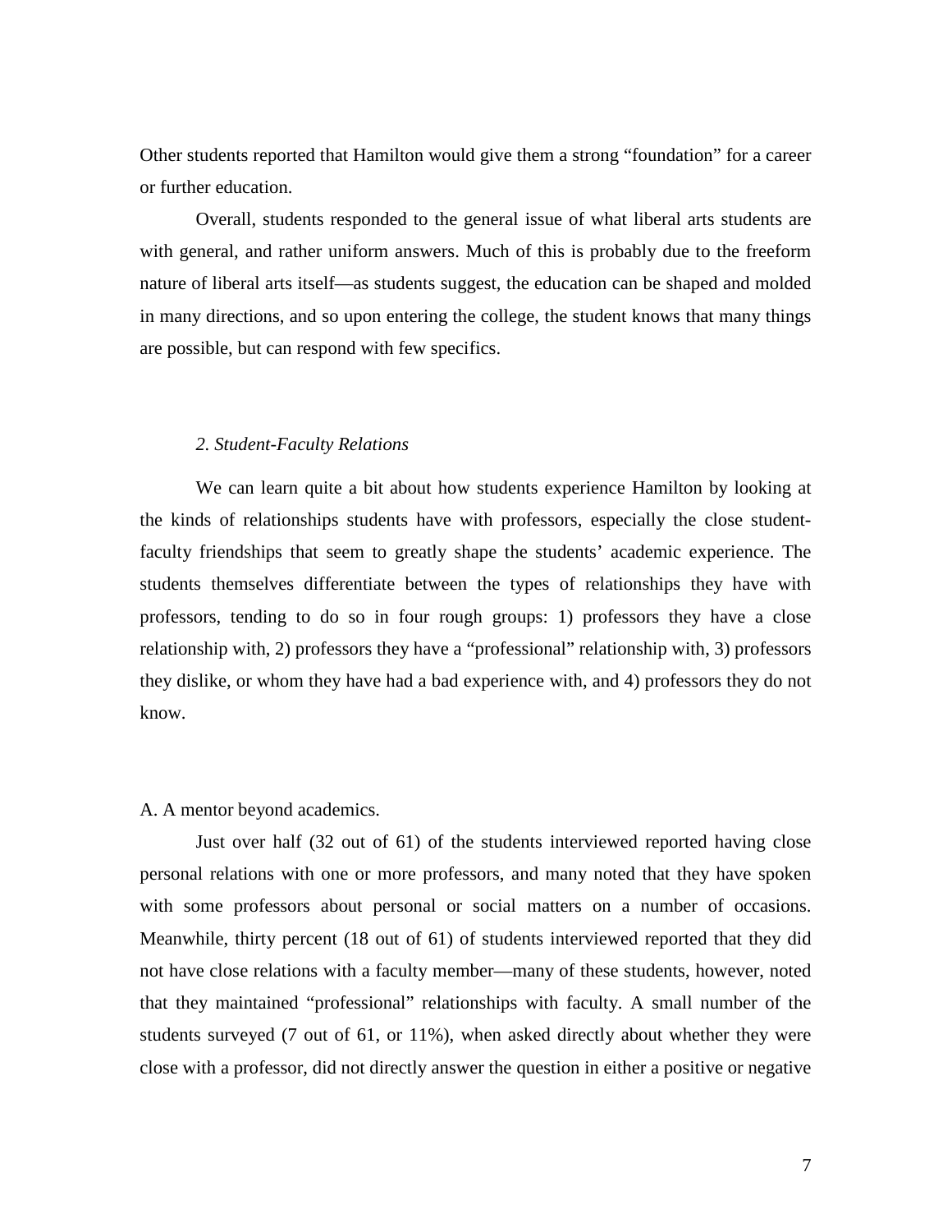Other students reported that Hamilton would give them a strong "foundation" for a career or further education.

Overall, students responded to the general issue of what liberal arts students are with general, and rather uniform answers. Much of this is probably due to the freeform nature of liberal arts itself—as students suggest, the education can be shaped and molded in many directions, and so upon entering the college, the student knows that many things are possible, but can respond with few specifics.

### *2. Student-Faculty Relations*

We can learn quite a bit about how students experience Hamilton by looking at the kinds of relationships students have with professors, especially the close student-faculty friendships that seem to greatly shape the students' academic experience. The students themselves differentiate between the types of relationships they have with professors, tending to do so in four rough groups: 1) professors they have a close relationship with, 2) professors they have a "professional" relationship with, 3) professors they dislike, or whom they have had a bad experience with, and 4) professors they do not know.

A. A mentor beyond academics.

Just over half (32 out of 61) of the students interviewed reported having close personal relations with one or more professors, and many noted that they have spoken with some professors about personal or social matters on a number of occasions. Meanwhile, thirty percent (18 out of 61) of students interviewed reported that they did not have close relations with a faculty member—many of these students, however, noted that they maintained "professional" relationships with faculty. A small number of the students surveyed (7 out of 61, or 11%), when asked directly about whether they were close with a professor, did not directly answer the question in either a positive or negative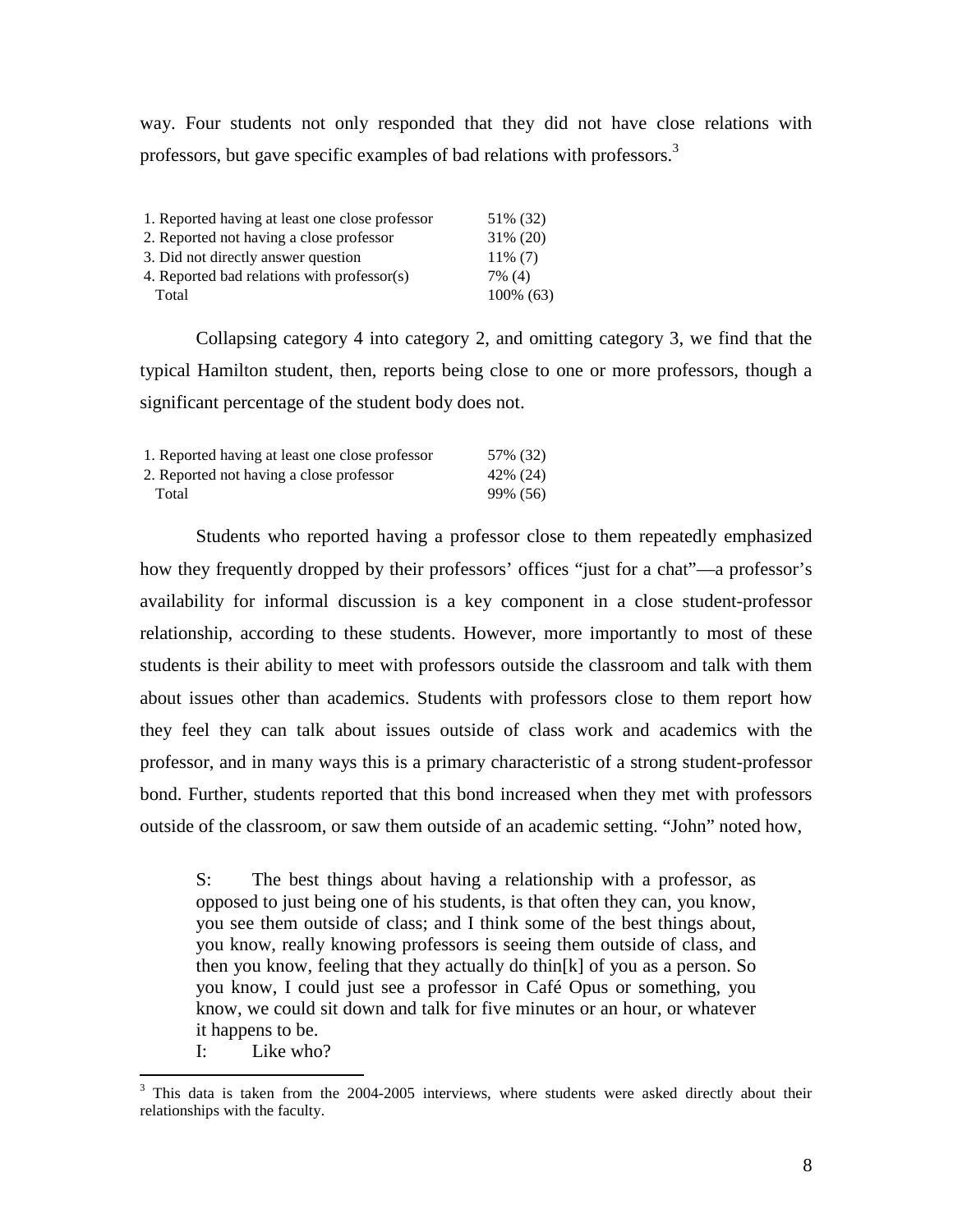way. Four students not only responded that they did not have close relations with professors, but gave specific examples of bad relations with professors.[3]

| | |
|---|---|
| 1. Reported having at least one close professor | 51% (32) |
| 2. Reported not having a close professor | 31% (20) |
| 3. Did not directly answer question | 11% (7) |
| 4. Reported bad relations with professor(s) | 7% (4) |
| Total | 100% (63) |

Collapsing category 4 into category 2, and omitting category 3, we find that the typical Hamilton student, then, reports being close to one or more professors, though a significant percentage of the student body does not.

| | |
|---|---|
| 1. Reported having at least one close professor | 57% (32) |
| 2. Reported not having a close professor | 42% (24) |
| Total | 99% (56) |

Students who reported having a professor close to them repeatedly emphasized how they frequently dropped by their professors' offices "just for a chat"—a professor's availability for informal discussion is a key component in a close student-professor relationship, according to these students. However, more importantly to most of these students is their ability to meet with professors outside the classroom and talk with them about issues other than academics. Students with professors close to them report how they feel they can talk about issues outside of class work and academics with the professor, and in many ways this is a primary characteristic of a strong student-professor bond. Further, students reported that this bond increased when they met with professors outside of the classroom, or saw them outside of an academic setting. "John" noted how,

> S: The best things about having a relationship with a professor, as opposed to just being one of his students, is that often they can, you know, you see them outside of class; and I think some of the best things about, you know, really knowing professors is seeing them outside of class, and then you know, feeling that they actually do thin[k] of you as a person. So you know, I could just see a professor in Café Opus or something, you know, we could sit down and talk for five minutes or an hour, or whatever it happens to be.
>
> I: Like who?

[3] This data is taken from the 2004-2005 interviews, where students were asked directly about their relationships with the faculty.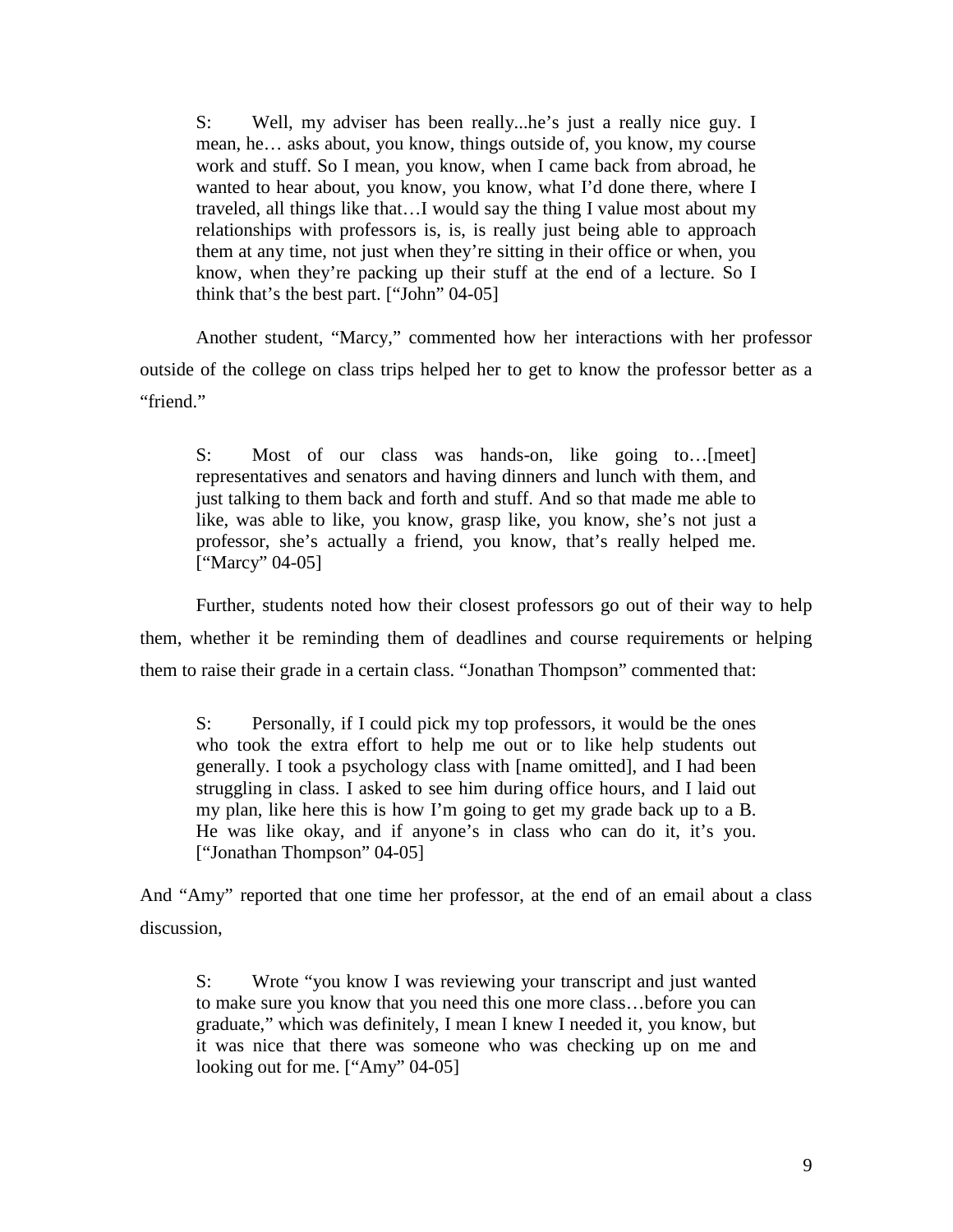> S: Well, my adviser has been really...he's just a really nice guy. I mean, he… asks about, you know, things outside of, you know, my course work and stuff. So I mean, you know, when I came back from abroad, he wanted to hear about, you know, you know, what I'd done there, where I traveled, all things like that…I would say the thing I value most about my relationships with professors is, is, is really just being able to approach them at any time, not just when they're sitting in their office or when, you know, when they're packing up their stuff at the end of a lecture. So I think that's the best part. ["John" 04-05]

Another student, "Marcy," commented how her interactions with her professor outside of the college on class trips helped her to get to know the professor better as a "friend."

> S: Most of our class was hands-on, like going to…[meet] representatives and senators and having dinners and lunch with them, and just talking to them back and forth and stuff. And so that made me able to like, was able to like, you know, grasp like, you know, she's not just a professor, she's actually a friend, you know, that's really helped me. ["Marcy" 04-05]

Further, students noted how their closest professors go out of their way to help them, whether it be reminding them of deadlines and course requirements or helping them to raise their grade in a certain class. "Jonathan Thompson" commented that:

> S: Personally, if I could pick my top professors, it would be the ones who took the extra effort to help me out or to like help students out generally. I took a psychology class with [name omitted], and I had been struggling in class. I asked to see him during office hours, and I laid out my plan, like here this is how I'm going to get my grade back up to a B. He was like okay, and if anyone's in class who can do it, it's you. ["Jonathan Thompson" 04-05]

And "Amy" reported that one time her professor, at the end of an email about a class discussion,

> S: Wrote "you know I was reviewing your transcript and just wanted to make sure you know that you need this one more class…before you can graduate," which was definitely, I mean I knew I needed it, you know, but it was nice that there was someone who was checking up on me and looking out for me. ["Amy" 04-05]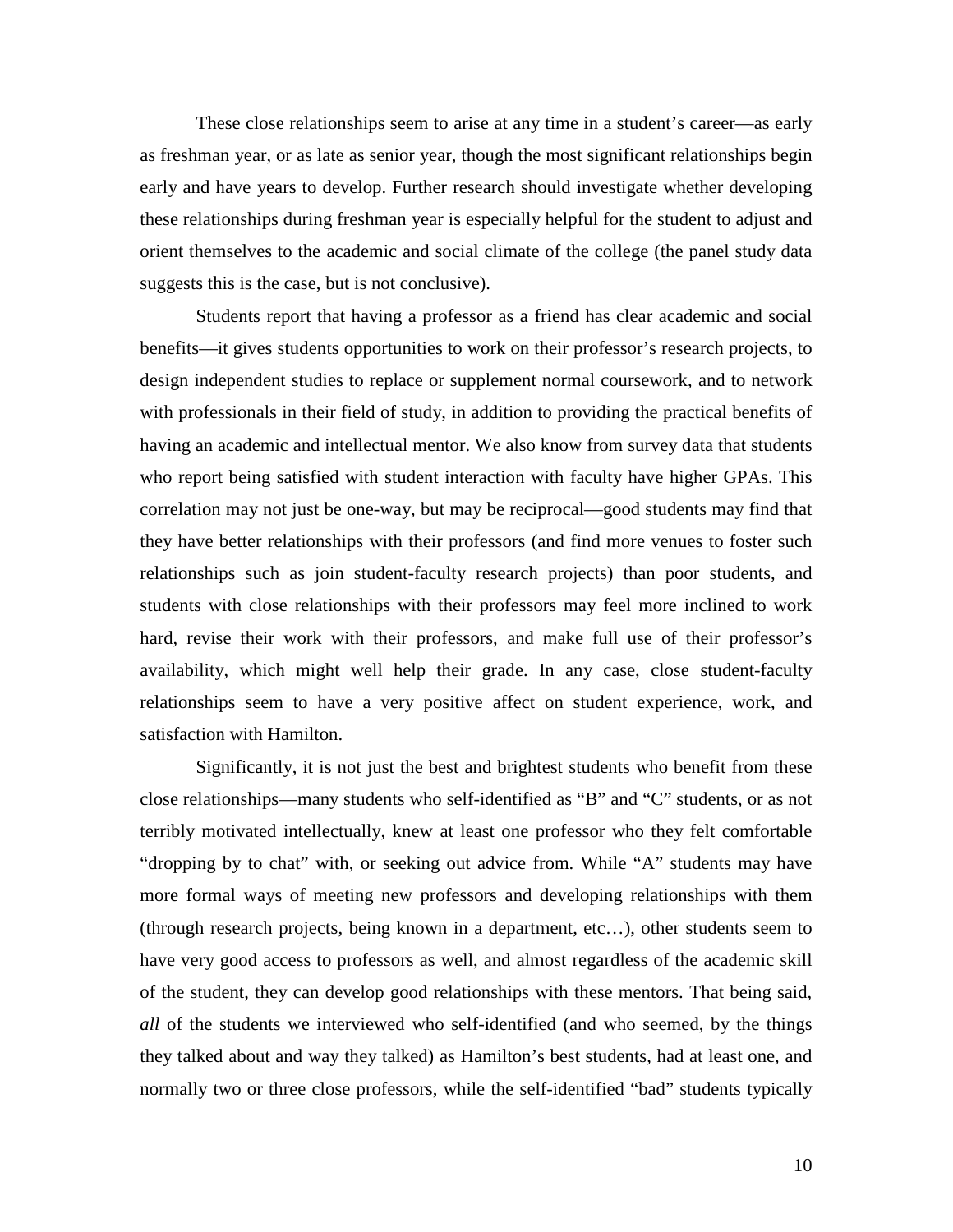These close relationships seem to arise at any time in a student's career—as early as freshman year, or as late as senior year, though the most significant relationships begin early and have years to develop. Further research should investigate whether developing these relationships during freshman year is especially helpful for the student to adjust and orient themselves to the academic and social climate of the college (the panel study data suggests this is the case, but is not conclusive).

Students report that having a professor as a friend has clear academic and social benefits—it gives students opportunities to work on their professor's research projects, to design independent studies to replace or supplement normal coursework, and to network with professionals in their field of study, in addition to providing the practical benefits of having an academic and intellectual mentor. We also know from survey data that students who report being satisfied with student interaction with faculty have higher GPAs. This correlation may not just be one-way, but may be reciprocal—good students may find that they have better relationships with their professors (and find more venues to foster such relationships such as join student-faculty research projects) than poor students, and students with close relationships with their professors may feel more inclined to work hard, revise their work with their professors, and make full use of their professor's availability, which might well help their grade. In any case, close student-faculty relationships seem to have a very positive affect on student experience, work, and satisfaction with Hamilton.

Significantly, it is not just the best and brightest students who benefit from these close relationships—many students who self-identified as "B" and "C" students, or as not terribly motivated intellectually, knew at least one professor who they felt comfortable "dropping by to chat" with, or seeking out advice from. While "A" students may have more formal ways of meeting new professors and developing relationships with them (through research projects, being known in a department, etc…), other students seem to have very good access to professors as well, and almost regardless of the academic skill of the student, they can develop good relationships with these mentors. That being said, *all* of the students we interviewed who self-identified (and who seemed, by the things they talked about and way they talked) as Hamilton's best students, had at least one, and normally two or three close professors, while the self-identified "bad" students typically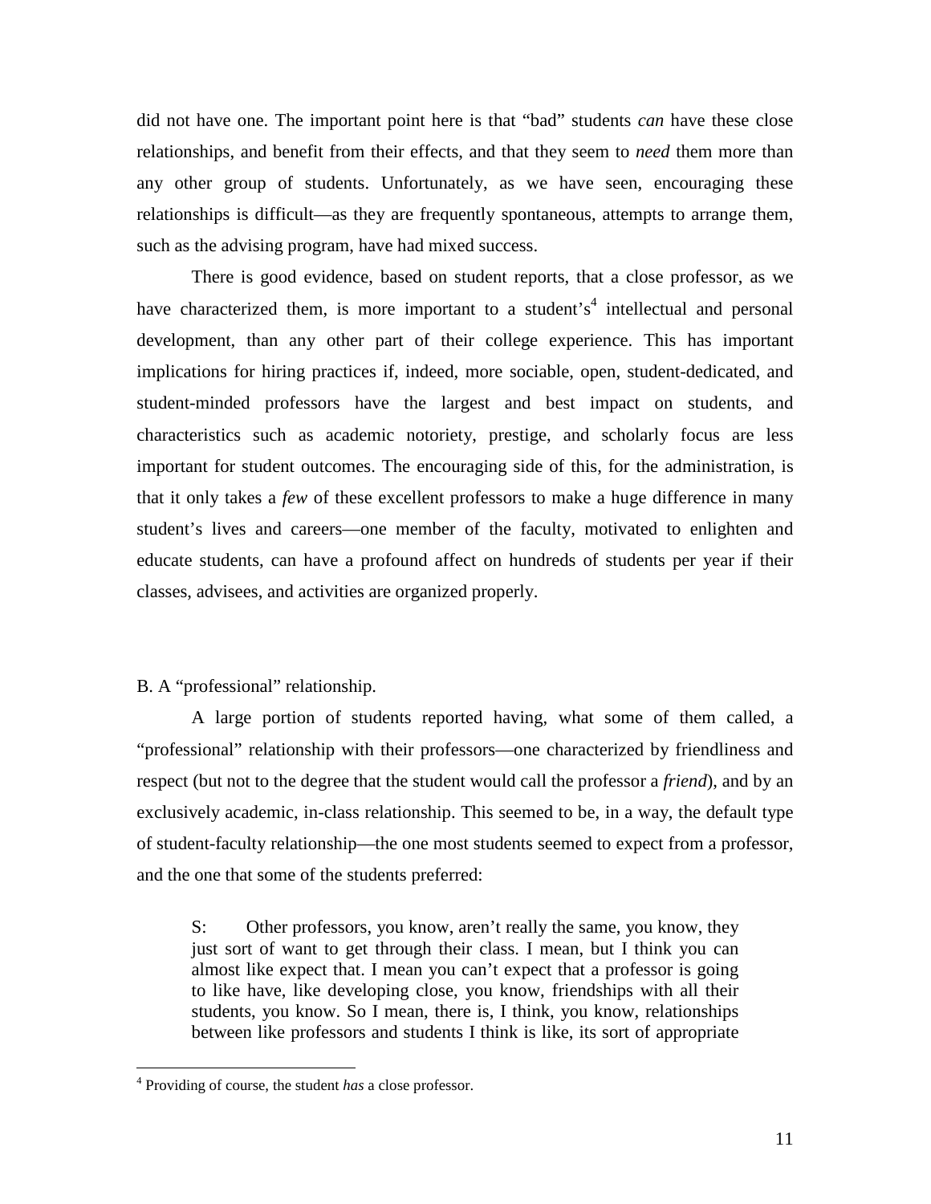did not have one. The important point here is that "bad" students *can* have these close relationships, and benefit from their effects, and that they seem to *need* them more than any other group of students. Unfortunately, as we have seen, encouraging these relationships is difficult—as they are frequently spontaneous, attempts to arrange them, such as the advising program, have had mixed success.

There is good evidence, based on student reports, that a close professor, as we have characterized them, is more important to a student's[4] intellectual and personal development, than any other part of their college experience. This has important implications for hiring practices if, indeed, more sociable, open, student-dedicated, and student-minded professors have the largest and best impact on students, and characteristics such as academic notoriety, prestige, and scholarly focus are less important for student outcomes. The encouraging side of this, for the administration, is that it only takes a *few* of these excellent professors to make a huge difference in many student's lives and careers—one member of the faculty, motivated to enlighten and educate students, can have a profound affect on hundreds of students per year if their classes, advisees, and activities are organized properly.

B. A "professional" relationship.

A large portion of students reported having, what some of them called, a "professional" relationship with their professors—one characterized by friendliness and respect (but not to the degree that the student would call the professor a *friend*), and by an exclusively academic, in-class relationship. This seemed to be, in a way, the default type of student-faculty relationship—the one most students seemed to expect from a professor, and the one that some of the students preferred:

> S: Other professors, you know, aren't really the same, you know, they just sort of want to get through their class. I mean, but I think you can almost like expect that. I mean you can't expect that a professor is going to like have, like developing close, you know, friendships with all their students, you know. So I mean, there is, I think, you know, relationships between like professors and students I think is like, its sort of appropriate

[4] Providing of course, the student *has* a close professor.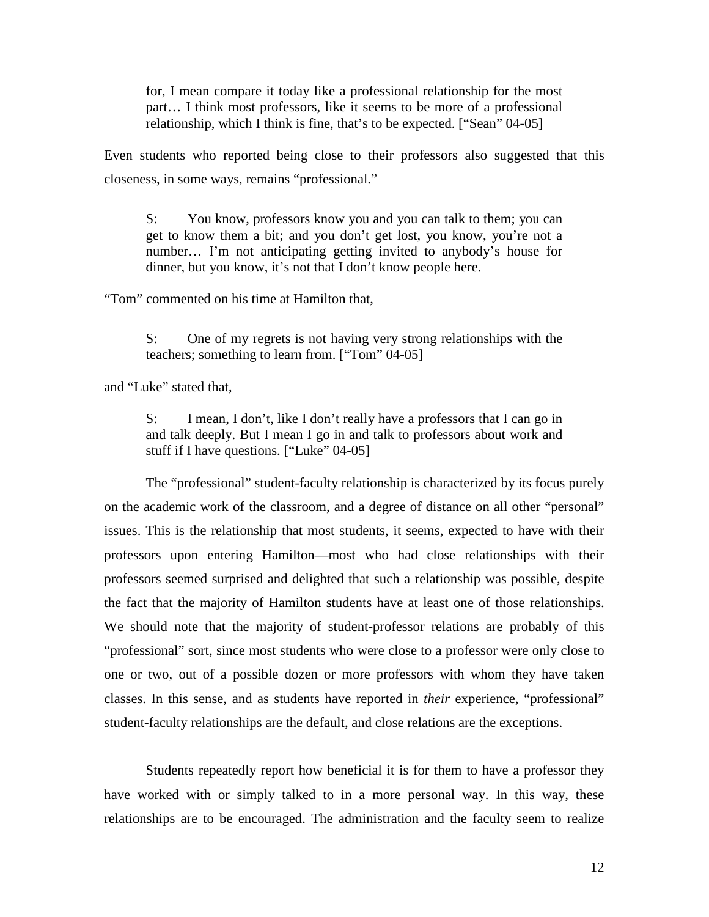> for, I mean compare it today like a professional relationship for the most part… I think most professors, like it seems to be more of a professional relationship, which I think is fine, that's to be expected. ["Sean" 04-05]

Even students who reported being close to their professors also suggested that this closeness, in some ways, remains "professional."

> S: You know, professors know you and you can talk to them; you can get to know them a bit; and you don't get lost, you know, you're not a number… I'm not anticipating getting invited to anybody's house for dinner, but you know, it's not that I don't know people here.

"Tom" commented on his time at Hamilton that,

> S: One of my regrets is not having very strong relationships with the teachers; something to learn from. ["Tom" 04-05]

and "Luke" stated that,

> S: I mean, I don't, like I don't really have a professors that I can go in and talk deeply. But I mean I go in and talk to professors about work and stuff if I have questions. ["Luke" 04-05]

The "professional" student-faculty relationship is characterized by its focus purely on the academic work of the classroom, and a degree of distance on all other "personal" issues. This is the relationship that most students, it seems, expected to have with their professors upon entering Hamilton—most who had close relationships with their professors seemed surprised and delighted that such a relationship was possible, despite the fact that the majority of Hamilton students have at least one of those relationships. We should note that the majority of student-professor relations are probably of this "professional" sort, since most students who were close to a professor were only close to one or two, out of a possible dozen or more professors with whom they have taken classes. In this sense, and as students have reported in *their* experience, "professional" student-faculty relationships are the default, and close relations are the exceptions.

Students repeatedly report how beneficial it is for them to have a professor they have worked with or simply talked to in a more personal way. In this way, these relationships are to be encouraged. The administration and the faculty seem to realize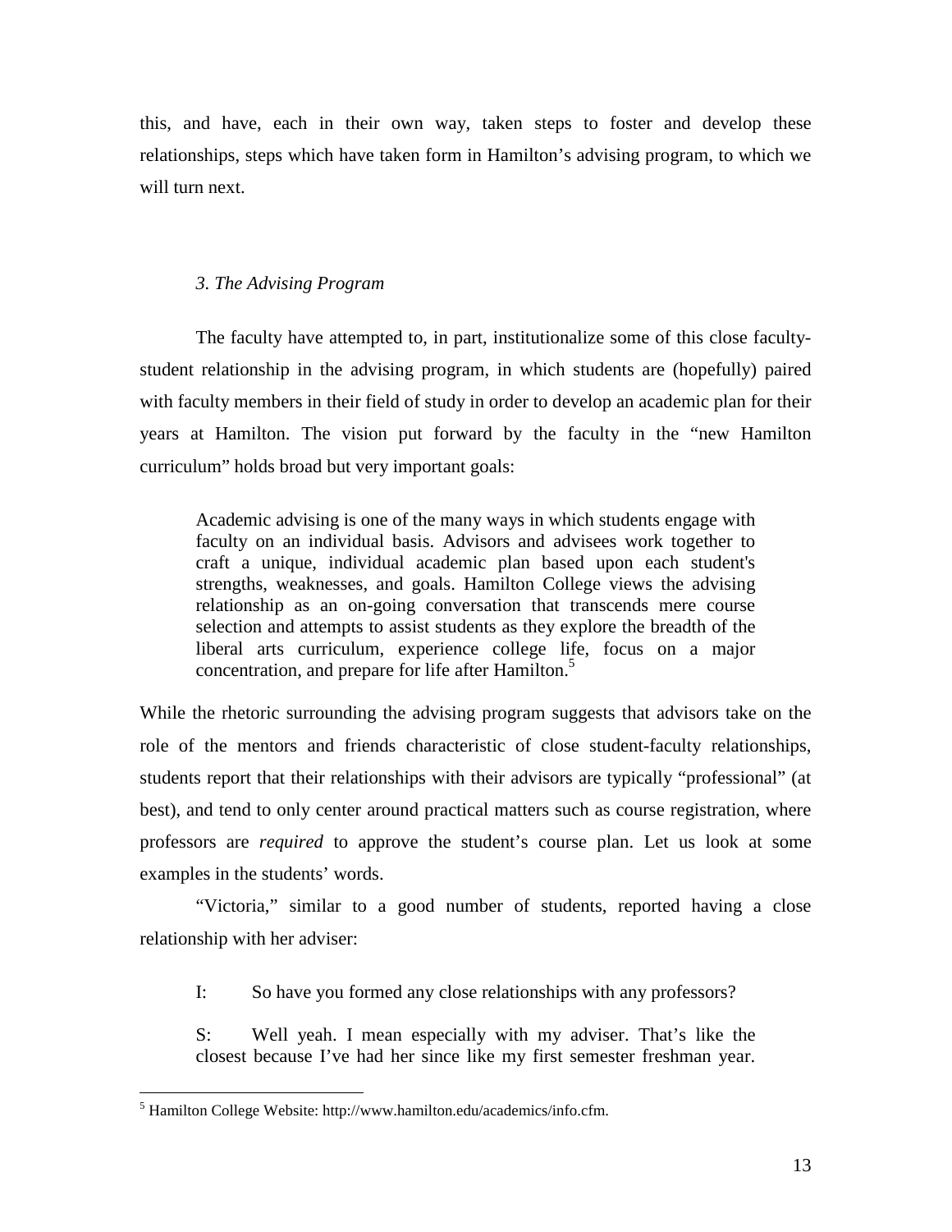this, and have, each in their own way, taken steps to foster and develop these relationships, steps which have taken form in Hamilton's advising program, to which we will turn next.

### *3. The Advising Program*

The faculty have attempted to, in part, institutionalize some of this close faculty-student relationship in the advising program, in which students are (hopefully) paired with faculty members in their field of study in order to develop an academic plan for their years at Hamilton. The vision put forward by the faculty in the "new Hamilton curriculum" holds broad but very important goals:

> Academic advising is one of the many ways in which students engage with faculty on an individual basis. Advisors and advisees work together to craft a unique, individual academic plan based upon each student's strengths, weaknesses, and goals. Hamilton College views the advising relationship as an on-going conversation that transcends mere course selection and attempts to assist students as they explore the breadth of the liberal arts curriculum, experience college life, focus on a major concentration, and prepare for life after Hamilton.[5]

While the rhetoric surrounding the advising program suggests that advisors take on the role of the mentors and friends characteristic of close student-faculty relationships, students report that their relationships with their advisors are typically "professional" (at best), and tend to only center around practical matters such as course registration, where professors are *required* to approve the student's course plan. Let us look at some examples in the students' words.

"Victoria," similar to a good number of students, reported having a close relationship with her adviser:

> I: So have you formed any close relationships with any professors?
>
> S: Well yeah. I mean especially with my adviser. That's like the closest because I've had her since like my first semester freshman year.

[5] Hamilton College Website: http://www.hamilton.edu/academics/info.cfm.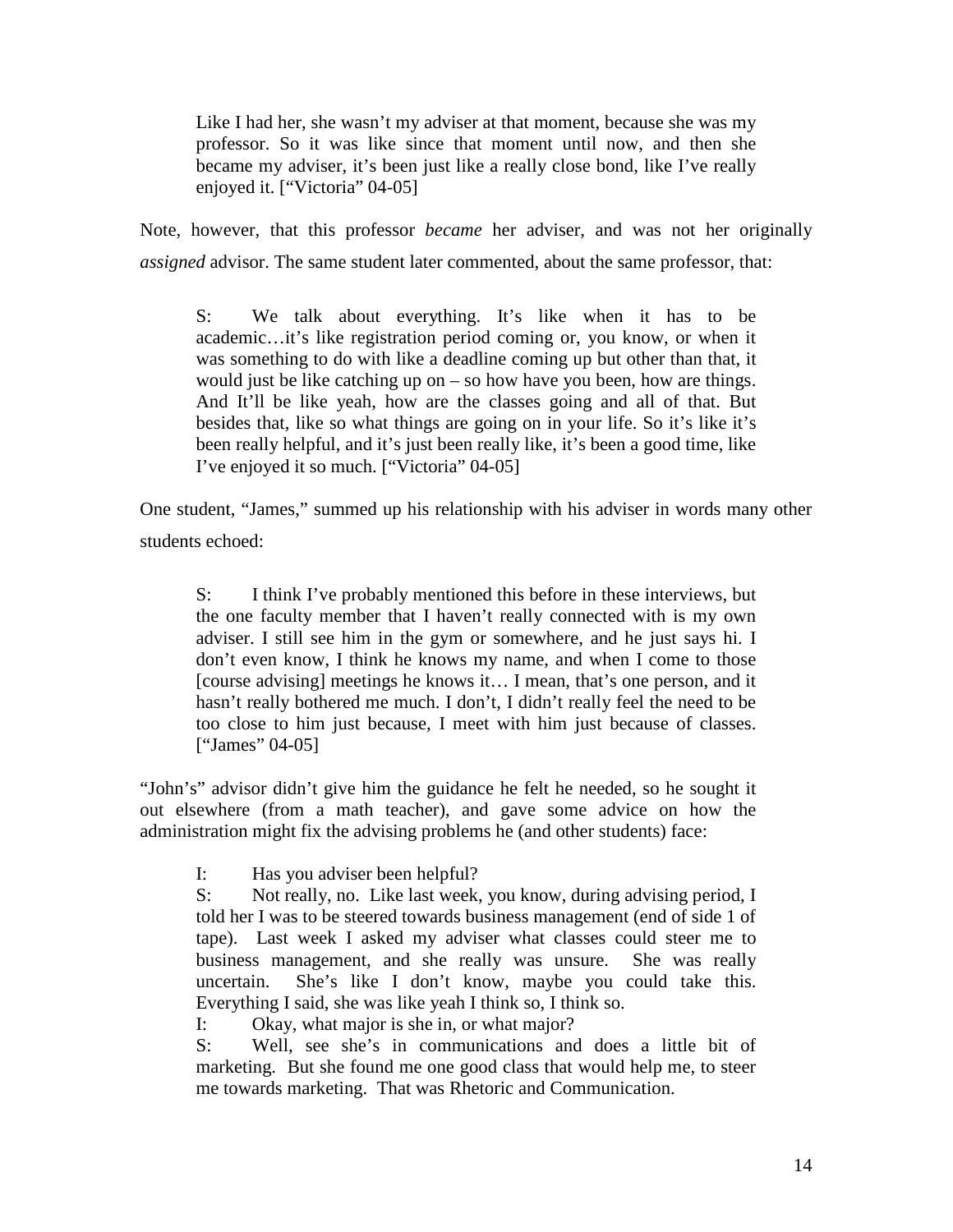> Like I had her, she wasn't my adviser at that moment, because she was my professor. So it was like since that moment until now, and then she became my adviser, it's been just like a really close bond, like I've really enjoyed it. ["Victoria" 04-05]

Note, however, that this professor *became* her adviser, and was not her originally *assigned* advisor. The same student later commented, about the same professor, that:

> S: We talk about everything. It's like when it has to be academic…it's like registration period coming or, you know, or when it was something to do with like a deadline coming up but other than that, it would just be like catching up on – so how have you been, how are things. And It'll be like yeah, how are the classes going and all of that. But besides that, like so what things are going on in your life. So it's like it's been really helpful, and it's just been really like, it's been a good time, like I've enjoyed it so much. ["Victoria" 04-05]

One student, "James," summed up his relationship with his adviser in words many other students echoed:

> S: I think I've probably mentioned this before in these interviews, but the one faculty member that I haven't really connected with is my own adviser. I still see him in the gym or somewhere, and he just says hi. I don't even know, I think he knows my name, and when I come to those [course advising] meetings he knows it… I mean, that's one person, and it hasn't really bothered me much. I don't, I didn't really feel the need to be too close to him just because, I meet with him just because of classes. ["James" 04-05]

"John's" advisor didn't give him the guidance he felt he needed, so he sought it out elsewhere (from a math teacher), and gave some advice on how the administration might fix the advising problems he (and other students) face:

> I: Has you adviser been helpful?
>
> S: Not really, no. Like last week, you know, during advising period, I told her I was to be steered towards business management (end of side 1 of tape). Last week I asked my adviser what classes could steer me to business management, and she really was unsure. She was really uncertain. She's like I don't know, maybe you could take this. Everything I said, she was like yeah I think so, I think so.
>
> I: Okay, what major is she in, or what major?
>
> S: Well, see she's in communications and does a little bit of marketing. But she found me one good class that would help me, to steer me towards marketing. That was Rhetoric and Communication.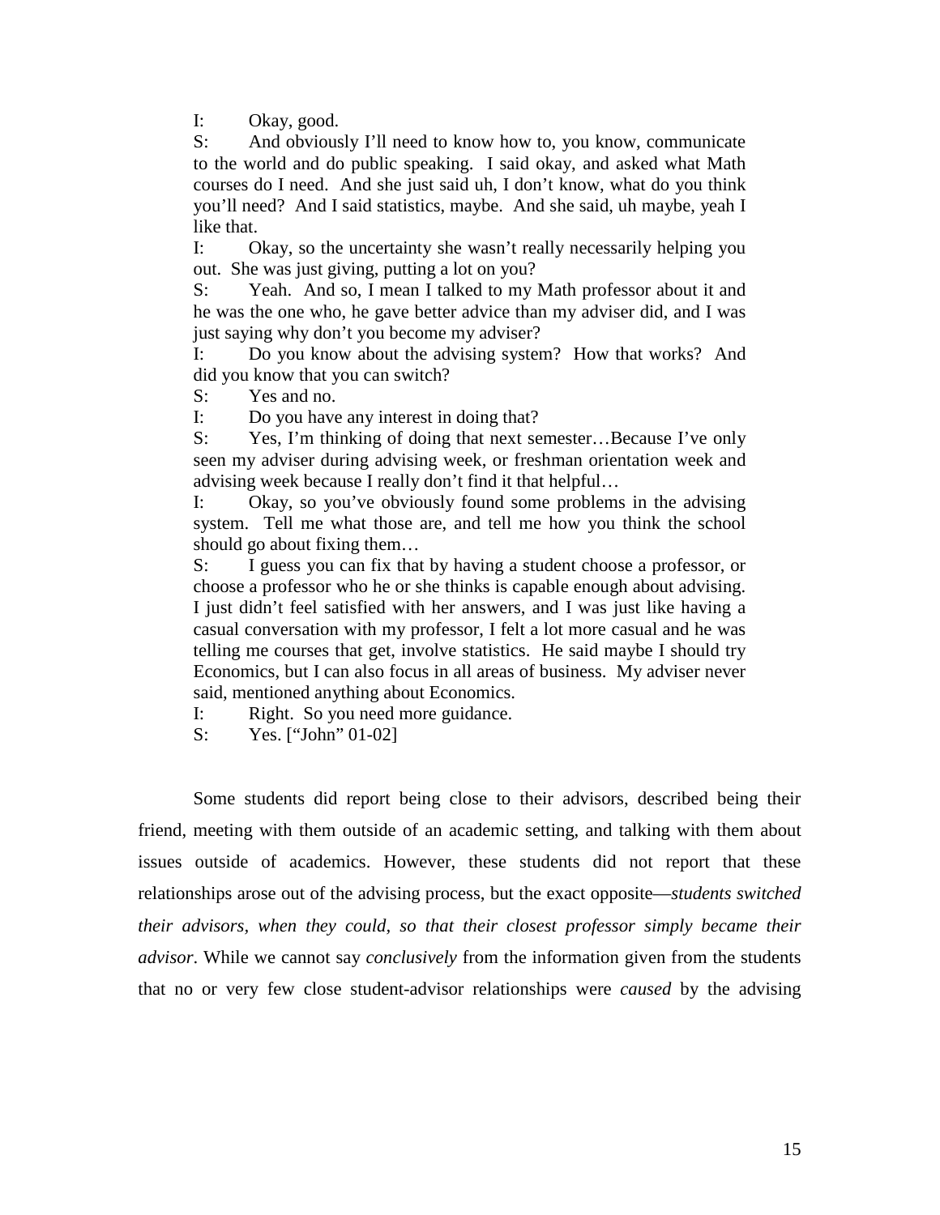I: Okay, good.

S: And obviously I'll need to know how to, you know, communicate to the world and do public speaking. I said okay, and asked what Math courses do I need. And she just said uh, I don't know, what do you think you'll need? And I said statistics, maybe. And she said, uh maybe, yeah I like that.

I: Okay, so the uncertainty she wasn't really necessarily helping you out. She was just giving, putting a lot on you?

S: Yeah. And so, I mean I talked to my Math professor about it and he was the one who, he gave better advice than my adviser did, and I was just saying why don't you become my adviser?

I: Do you know about the advising system? How that works? And did you know that you can switch?

S: Yes and no.

I: Do you have any interest in doing that?

S: Yes, I'm thinking of doing that next semester…Because I've only seen my adviser during advising week, or freshman orientation week and advising week because I really don't find it that helpful…

I: Okay, so you've obviously found some problems in the advising system. Tell me what those are, and tell me how you think the school should go about fixing them…

S: I guess you can fix that by having a student choose a professor, or choose a professor who he or she thinks is capable enough about advising. I just didn't feel satisfied with her answers, and I was just like having a casual conversation with my professor, I felt a lot more casual and he was telling me courses that get, involve statistics. He said maybe I should try Economics, but I can also focus in all areas of business. My adviser never said, mentioned anything about Economics.

I: Right. So you need more guidance.

S: Yes. ["John" 01-02]

Some students did report being close to their advisors, described being their friend, meeting with them outside of an academic setting, and talking with them about issues outside of academics. However, these students did not report that these relationships arose out of the advising process, but the exact opposite—*students switched their advisors, when they could, so that their closest professor simply became their advisor.* While we cannot say *conclusively* from the information given from the students that no or very few close student-advisor relationships were *caused* by the advising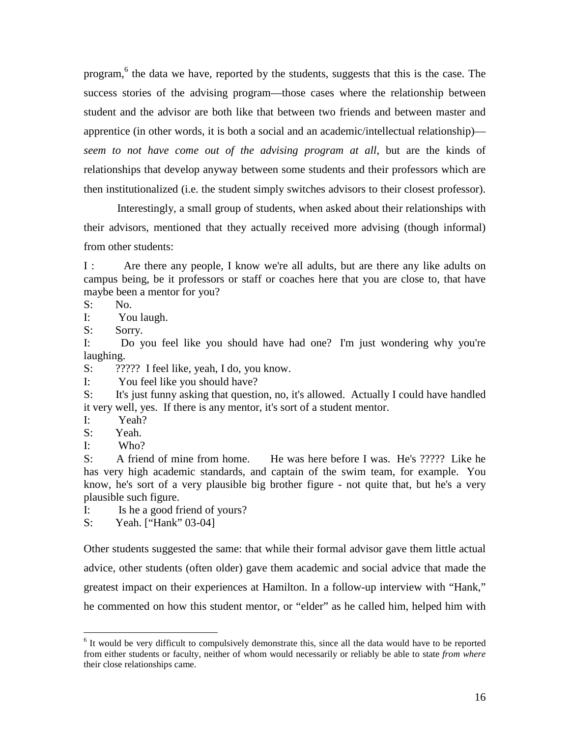program,[6] the data we have, reported by the students, suggests that this is the case. The success stories of the advising program—those cases where the relationship between student and the advisor are both like that between two friends and between master and apprentice (in other words, it is both a social and an academic/intellectual relationship)—*seem to not have come out of the advising program at all*, but are the kinds of relationships that develop anyway between some students and their professors which are then institutionalized (i.e. the student simply switches advisors to their closest professor).

Interestingly, a small group of students, when asked about their relationships with their advisors, mentioned that they actually received more advising (though informal) from other students:

I : Are there any people, I know we're all adults, but are there any like adults on campus being, be it professors or staff or coaches here that you are close to, that have maybe been a mentor for you?
S: No.
I: You laugh.
S: Sorry.
I: Do you feel like you should have had one? I'm just wondering why you're laughing.
S: ????? I feel like, yeah, I do, you know.
I: You feel like you should have?
S: It's just funny asking that question, no, it's allowed. Actually I could have handled it very well, yes. If there is any mentor, it's sort of a student mentor.
I: Yeah?
S: Yeah.
I: Who?
S: A friend of mine from home. He was here before I was. He's ????? Like he has very high academic standards, and captain of the swim team, for example. You know, he's sort of a very plausible big brother figure - not quite that, but he's a very plausible such figure.
I: Is he a good friend of yours?
S: Yeah. ["Hank" 03-04]

Other students suggested the same: that while their formal advisor gave them little actual advice, other students (often older) gave them academic and social advice that made the greatest impact on their experiences at Hamilton. In a follow-up interview with "Hank," he commented on how this student mentor, or "elder" as he called him, helped him with

[6] It would be very difficult to compulsively demonstrate this, since all the data would have to be reported from either students or faculty, neither of whom would necessarily or reliably be able to state *from where* their close relationships came.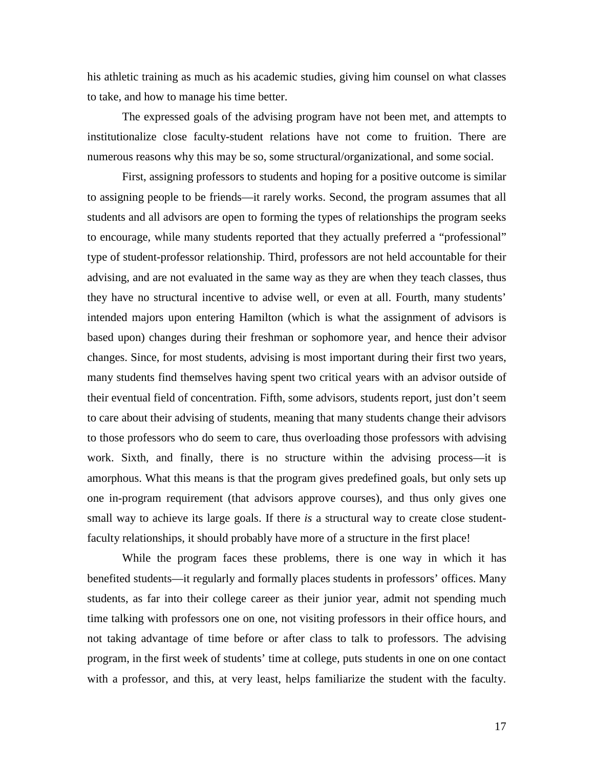his athletic training as much as his academic studies, giving him counsel on what classes to take, and how to manage his time better.

The expressed goals of the advising program have not been met, and attempts to institutionalize close faculty-student relations have not come to fruition. There are numerous reasons why this may be so, some structural/organizational, and some social.

First, assigning professors to students and hoping for a positive outcome is similar to assigning people to be friends—it rarely works. Second, the program assumes that all students and all advisors are open to forming the types of relationships the program seeks to encourage, while many students reported that they actually preferred a "professional" type of student-professor relationship. Third, professors are not held accountable for their advising, and are not evaluated in the same way as they are when they teach classes, thus they have no structural incentive to advise well, or even at all. Fourth, many students' intended majors upon entering Hamilton (which is what the assignment of advisors is based upon) changes during their freshman or sophomore year, and hence their advisor changes. Since, for most students, advising is most important during their first two years, many students find themselves having spent two critical years with an advisor outside of their eventual field of concentration. Fifth, some advisors, students report, just don't seem to care about their advising of students, meaning that many students change their advisors to those professors who do seem to care, thus overloading those professors with advising work. Sixth, and finally, there is no structure within the advising process—it is amorphous. What this means is that the program gives predefined goals, but only sets up one in-program requirement (that advisors approve courses), and thus only gives one small way to achieve its large goals. If there *is* a structural way to create close student-faculty relationships, it should probably have more of a structure in the first place!

While the program faces these problems, there is one way in which it has benefited students—it regularly and formally places students in professors' offices. Many students, as far into their college career as their junior year, admit not spending much time talking with professors one on one, not visiting professors in their office hours, and not taking advantage of time before or after class to talk to professors. The advising program, in the first week of students' time at college, puts students in one on one contact with a professor, and this, at very least, helps familiarize the student with the faculty.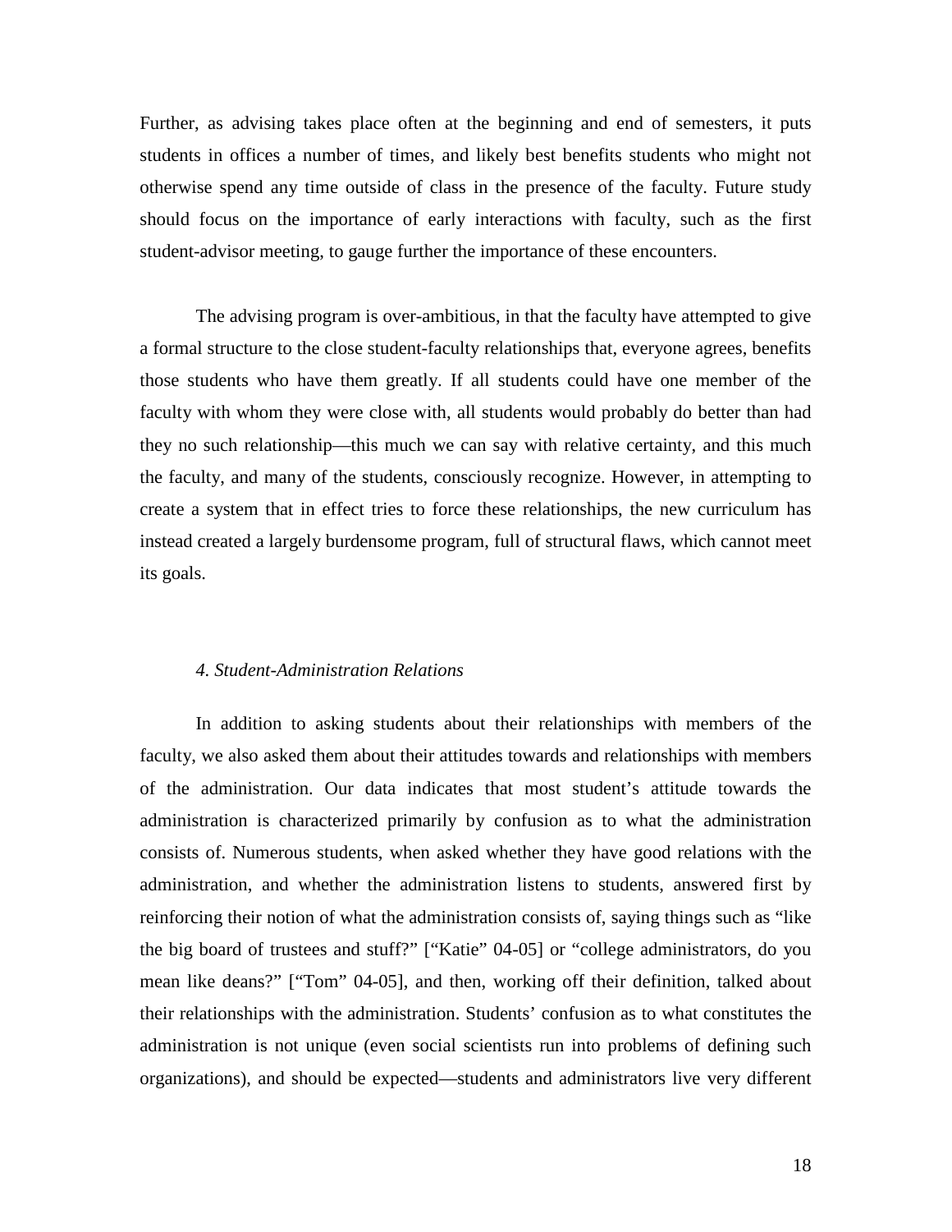Further, as advising takes place often at the beginning and end of semesters, it puts students in offices a number of times, and likely best benefits students who might not otherwise spend any time outside of class in the presence of the faculty. Future study should focus on the importance of early interactions with faculty, such as the first student-advisor meeting, to gauge further the importance of these encounters.

The advising program is over-ambitious, in that the faculty have attempted to give a formal structure to the close student-faculty relationships that, everyone agrees, benefits those students who have them greatly. If all students could have one member of the faculty with whom they were close with, all students would probably do better than had they no such relationship—this much we can say with relative certainty, and this much the faculty, and many of the students, consciously recognize. However, in attempting to create a system that in effect tries to force these relationships, the new curriculum has instead created a largely burdensome program, full of structural flaws, which cannot meet its goals.

### *4. Student-Administration Relations*

In addition to asking students about their relationships with members of the faculty, we also asked them about their attitudes towards and relationships with members of the administration. Our data indicates that most student's attitude towards the administration is characterized primarily by confusion as to what the administration consists of. Numerous students, when asked whether they have good relations with the administration, and whether the administration listens to students, answered first by reinforcing their notion of what the administration consists of, saying things such as "like the big board of trustees and stuff?" ["Katie" 04-05] or "college administrators, do you mean like deans?" ["Tom" 04-05], and then, working off their definition, talked about their relationships with the administration. Students' confusion as to what constitutes the administration is not unique (even social scientists run into problems of defining such organizations), and should be expected—students and administrators live very different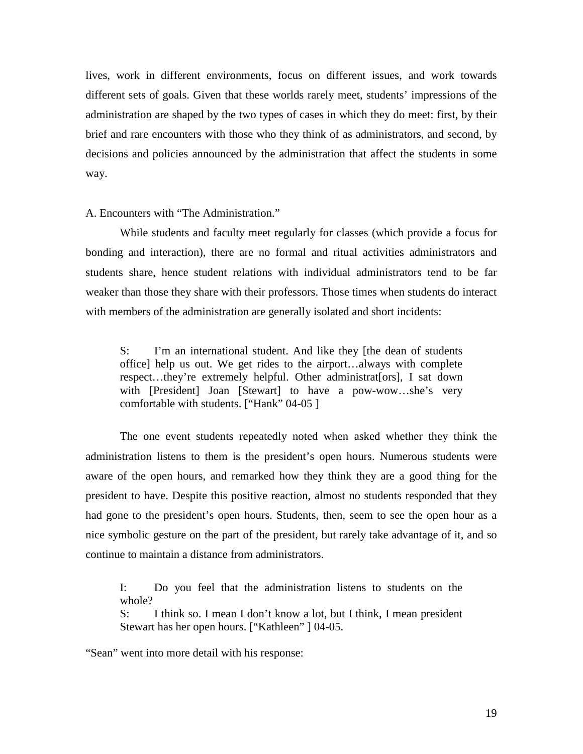lives, work in different environments, focus on different issues, and work towards different sets of goals. Given that these worlds rarely meet, students' impressions of the administration are shaped by the two types of cases in which they do meet: first, by their brief and rare encounters with those who they think of as administrators, and second, by decisions and policies announced by the administration that affect the students in some way.

A. Encounters with "The Administration."

While students and faculty meet regularly for classes (which provide a focus for bonding and interaction), there are no formal and ritual activities administrators and students share, hence student relations with individual administrators tend to be far weaker than those they share with their professors. Those times when students do interact with members of the administration are generally isolated and short incidents:

> S: I'm an international student. And like they [the dean of students office] help us out. We get rides to the airport…always with complete respect…they're extremely helpful. Other administrat[ors], I sat down with [President] Joan [Stewart] to have a pow-wow…she's very comfortable with students. ["Hank" 04-05 ]

The one event students repeatedly noted when asked whether they think the administration listens to them is the president's open hours. Numerous students were aware of the open hours, and remarked how they think they are a good thing for the president to have. Despite this positive reaction, almost no students responded that they had gone to the president's open hours. Students, then, seem to see the open hour as a nice symbolic gesture on the part of the president, but rarely take advantage of it, and so continue to maintain a distance from administrators.

> I: Do you feel that the administration listens to students on the whole?
> S: I think so. I mean I don't know a lot, but I think, I mean president Stewart has her open hours. ["Kathleen" ] 04-05.

"Sean" went into more detail with his response: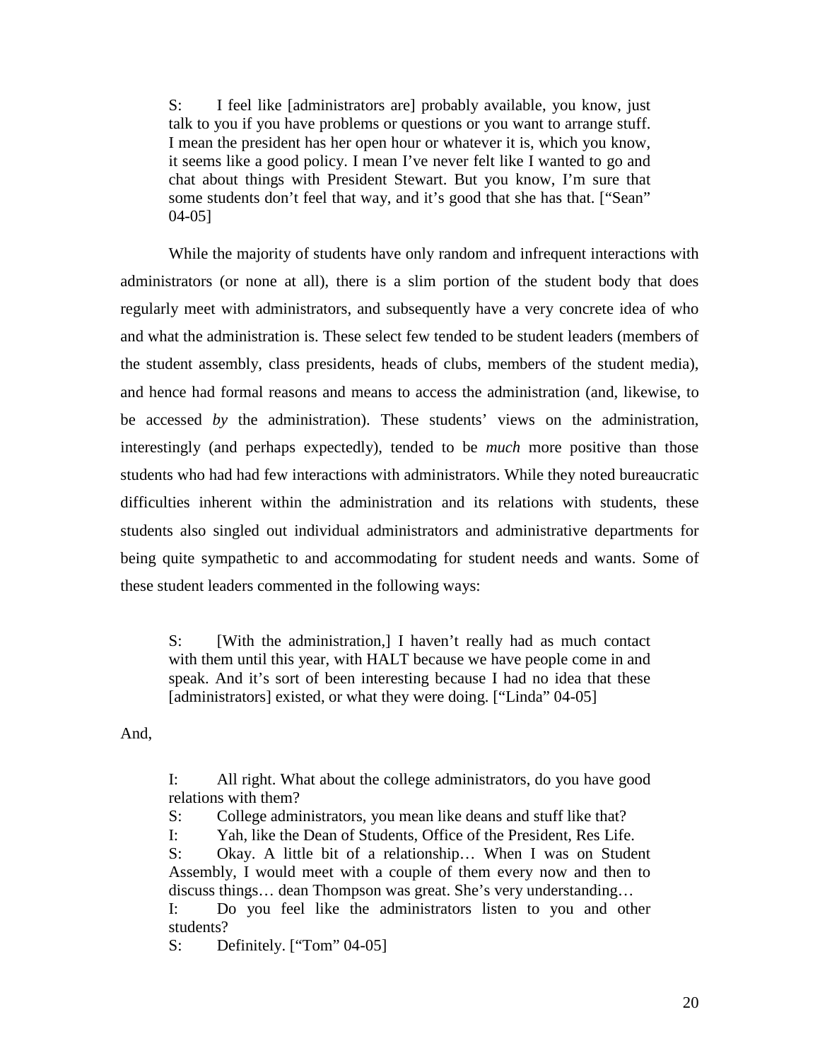> S: I feel like [administrators are] probably available, you know, just talk to you if you have problems or questions or you want to arrange stuff. I mean the president has her open hour or whatever it is, which you know, it seems like a good policy. I mean I've never felt like I wanted to go and chat about things with President Stewart. But you know, I'm sure that some students don't feel that way, and it's good that she has that. ["Sean" 04-05]

While the majority of students have only random and infrequent interactions with administrators (or none at all), there is a slim portion of the student body that does regularly meet with administrators, and subsequently have a very concrete idea of who and what the administration is. These select few tended to be student leaders (members of the student assembly, class presidents, heads of clubs, members of the student media), and hence had formal reasons and means to access the administration (and, likewise, to be accessed *by* the administration). These students' views on the administration, interestingly (and perhaps expectedly), tended to be *much* more positive than those students who had had few interactions with administrators. While they noted bureaucratic difficulties inherent within the administration and its relations with students, these students also singled out individual administrators and administrative departments for being quite sympathetic to and accommodating for student needs and wants. Some of these student leaders commented in the following ways:

> S: [With the administration,] I haven't really had as much contact with them until this year, with HALT because we have people come in and speak. And it's sort of been interesting because I had no idea that these [administrators] existed, or what they were doing. ["Linda" 04-05]

And,

> I: All right. What about the college administrators, do you have good relations with them?
>
> S: College administrators, you mean like deans and stuff like that?
>
> I: Yah, like the Dean of Students, Office of the President, Res Life.
>
> S: Okay. A little bit of a relationship… When I was on Student Assembly, I would meet with a couple of them every now and then to discuss things… dean Thompson was great. She's very understanding…
>
> I: Do you feel like the administrators listen to you and other students?
>
> S: Definitely. ["Tom" 04-05]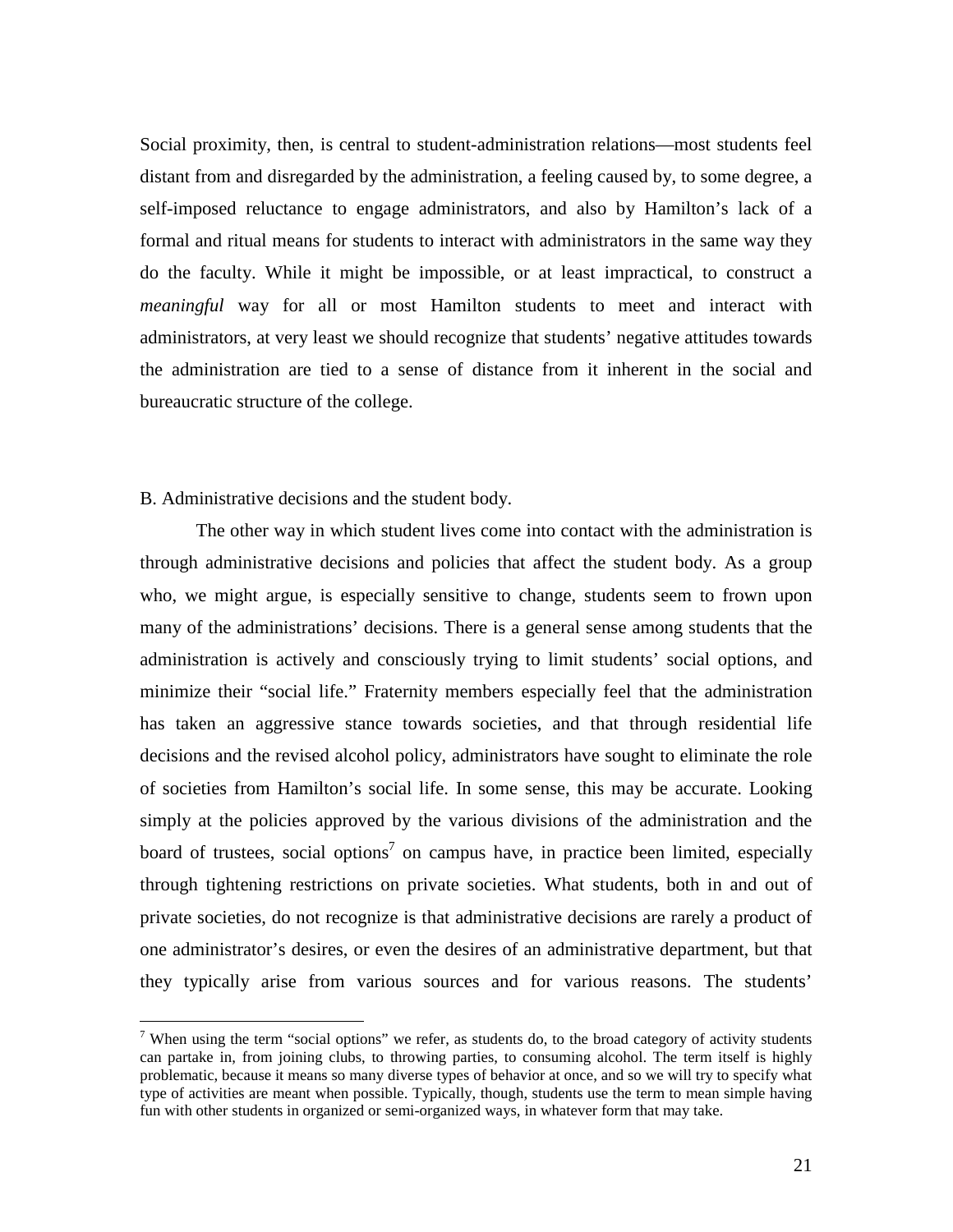Social proximity, then, is central to student-administration relations—most students feel distant from and disregarded by the administration, a feeling caused by, to some degree, a self-imposed reluctance to engage administrators, and also by Hamilton's lack of a formal and ritual means for students to interact with administrators in the same way they do the faculty. While it might be impossible, or at least impractical, to construct a *meaningful* way for all or most Hamilton students to meet and interact with administrators, at very least we should recognize that students' negative attitudes towards the administration are tied to a sense of distance from it inherent in the social and bureaucratic structure of the college.

B. Administrative decisions and the student body.

The other way in which student lives come into contact with the administration is through administrative decisions and policies that affect the student body. As a group who, we might argue, is especially sensitive to change, students seem to frown upon many of the administrations' decisions. There is a general sense among students that the administration is actively and consciously trying to limit students' social options, and minimize their "social life." Fraternity members especially feel that the administration has taken an aggressive stance towards societies, and that through residential life decisions and the revised alcohol policy, administrators have sought to eliminate the role of societies from Hamilton's social life. In some sense, this may be accurate. Looking simply at the policies approved by the various divisions of the administration and the board of trustees, social options[7] on campus have, in practice been limited, especially through tightening restrictions on private societies. What students, both in and out of private societies, do not recognize is that administrative decisions are rarely a product of one administrator's desires, or even the desires of an administrative department, but that they typically arise from various sources and for various reasons. The students'

[7] When using the term "social options" we refer, as students do, to the broad category of activity students can partake in, from joining clubs, to throwing parties, to consuming alcohol. The term itself is highly problematic, because it means so many diverse types of behavior at once, and so we will try to specify what type of activities are meant when possible. Typically, though, students use the term to mean simple having fun with other students in organized or semi-organized ways, in whatever form that may take.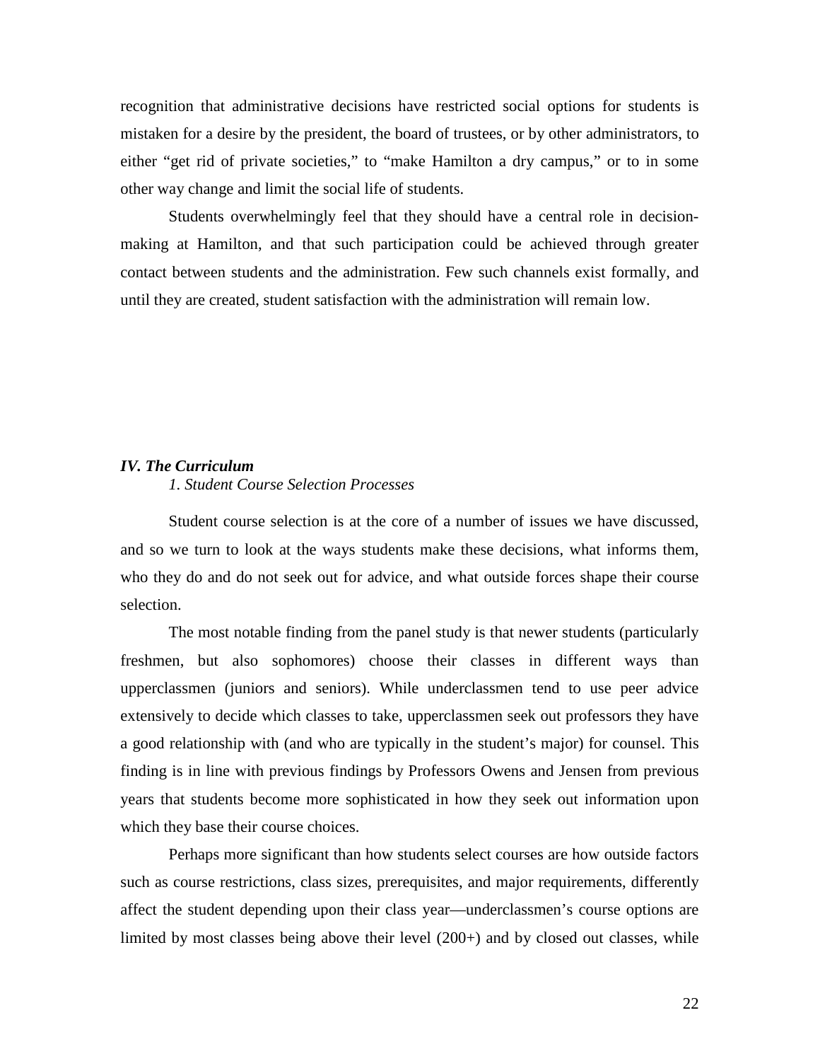recognition that administrative decisions have restricted social options for students is mistaken for a desire by the president, the board of trustees, or by other administrators, to either "get rid of private societies," to "make Hamilton a dry campus," or to in some other way change and limit the social life of students.

Students overwhelmingly feel that they should have a central role in decision-making at Hamilton, and that such participation could be achieved through greater contact between students and the administration. Few such channels exist formally, and until they are created, student satisfaction with the administration will remain low.

## *IV. The Curriculum*

### *1. Student Course Selection Processes*

Student course selection is at the core of a number of issues we have discussed, and so we turn to look at the ways students make these decisions, what informs them, who they do and do not seek out for advice, and what outside forces shape their course selection.

The most notable finding from the panel study is that newer students (particularly freshmen, but also sophomores) choose their classes in different ways than upperclassmen (juniors and seniors). While underclassmen tend to use peer advice extensively to decide which classes to take, upperclassmen seek out professors they have a good relationship with (and who are typically in the student's major) for counsel. This finding is in line with previous findings by Professors Owens and Jensen from previous years that students become more sophisticated in how they seek out information upon which they base their course choices.

Perhaps more significant than how students select courses are how outside factors such as course restrictions, class sizes, prerequisites, and major requirements, differently affect the student depending upon their class year—underclassmen's course options are limited by most classes being above their level (200+) and by closed out classes, while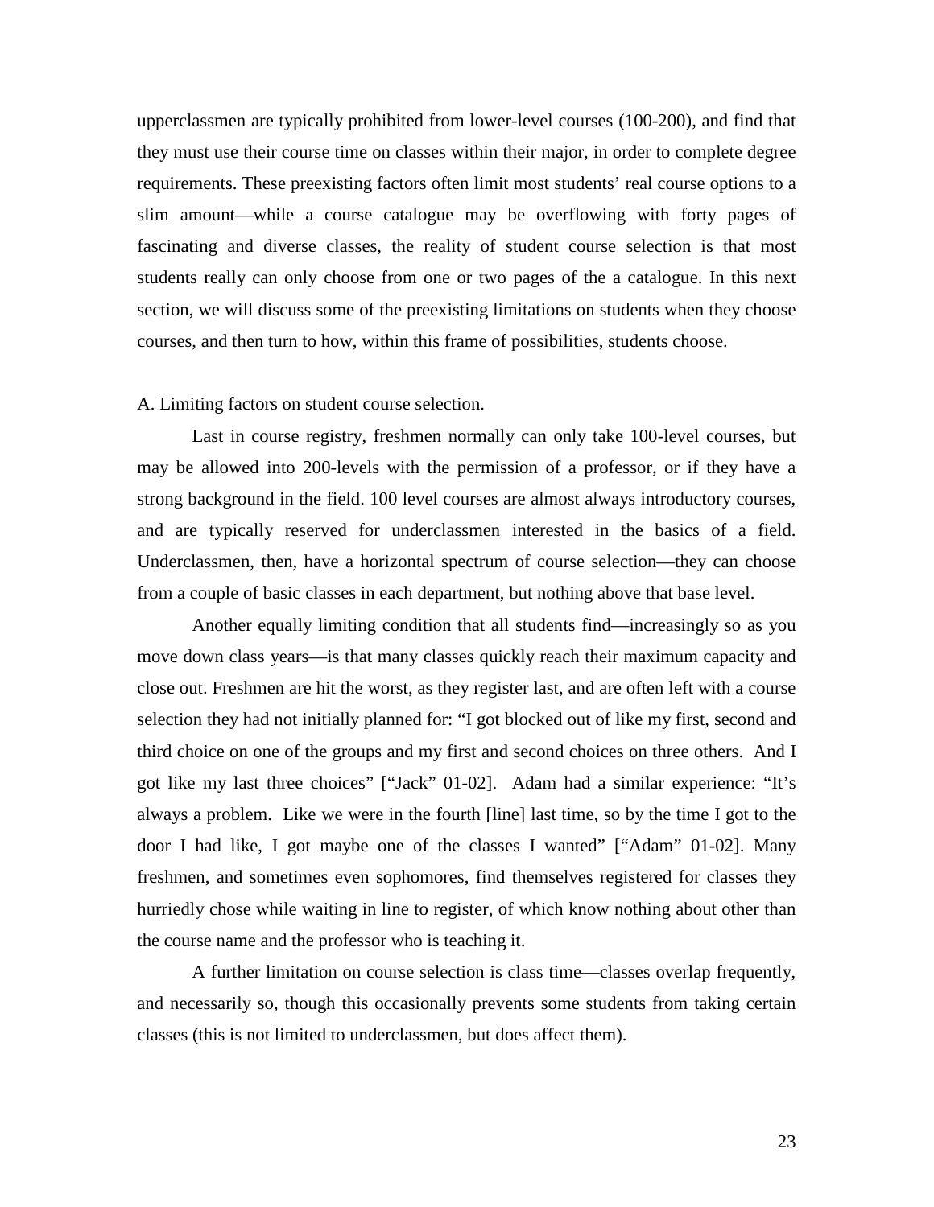upperclassmen are typically prohibited from lower-level courses (100-200), and find that they must use their course time on classes within their major, in order to complete degree requirements. These preexisting factors often limit most students' real course options to a slim amount—while a course catalogue may be overflowing with forty pages of fascinating and diverse classes, the reality of student course selection is that most students really can only choose from one or two pages of the a catalogue. In this next section, we will discuss some of the preexisting limitations on students when they choose courses, and then turn to how, within this frame of possibilities, students choose.

A. Limiting factors on student course selection.

Last in course registry, freshmen normally can only take 100-level courses, but may be allowed into 200-levels with the permission of a professor, or if they have a strong background in the field. 100 level courses are almost always introductory courses, and are typically reserved for underclassmen interested in the basics of a field. Underclassmen, then, have a horizontal spectrum of course selection—they can choose from a couple of basic classes in each department, but nothing above that base level.

Another equally limiting condition that all students find—increasingly so as you move down class years—is that many classes quickly reach their maximum capacity and close out. Freshmen are hit the worst, as they register last, and are often left with a course selection they had not initially planned for: "I got blocked out of like my first, second and third choice on one of the groups and my first and second choices on three others. And I got like my last three choices" ["Jack" 01-02]. Adam had a similar experience: "It's always a problem. Like we were in the fourth [line] last time, so by the time I got to the door I had like, I got maybe one of the classes I wanted" ["Adam" 01-02]. Many freshmen, and sometimes even sophomores, find themselves registered for classes they hurriedly chose while waiting in line to register, of which know nothing about other than the course name and the professor who is teaching it.

A further limitation on course selection is class time—classes overlap frequently, and necessarily so, though this occasionally prevents some students from taking certain classes (this is not limited to underclassmen, but does affect them).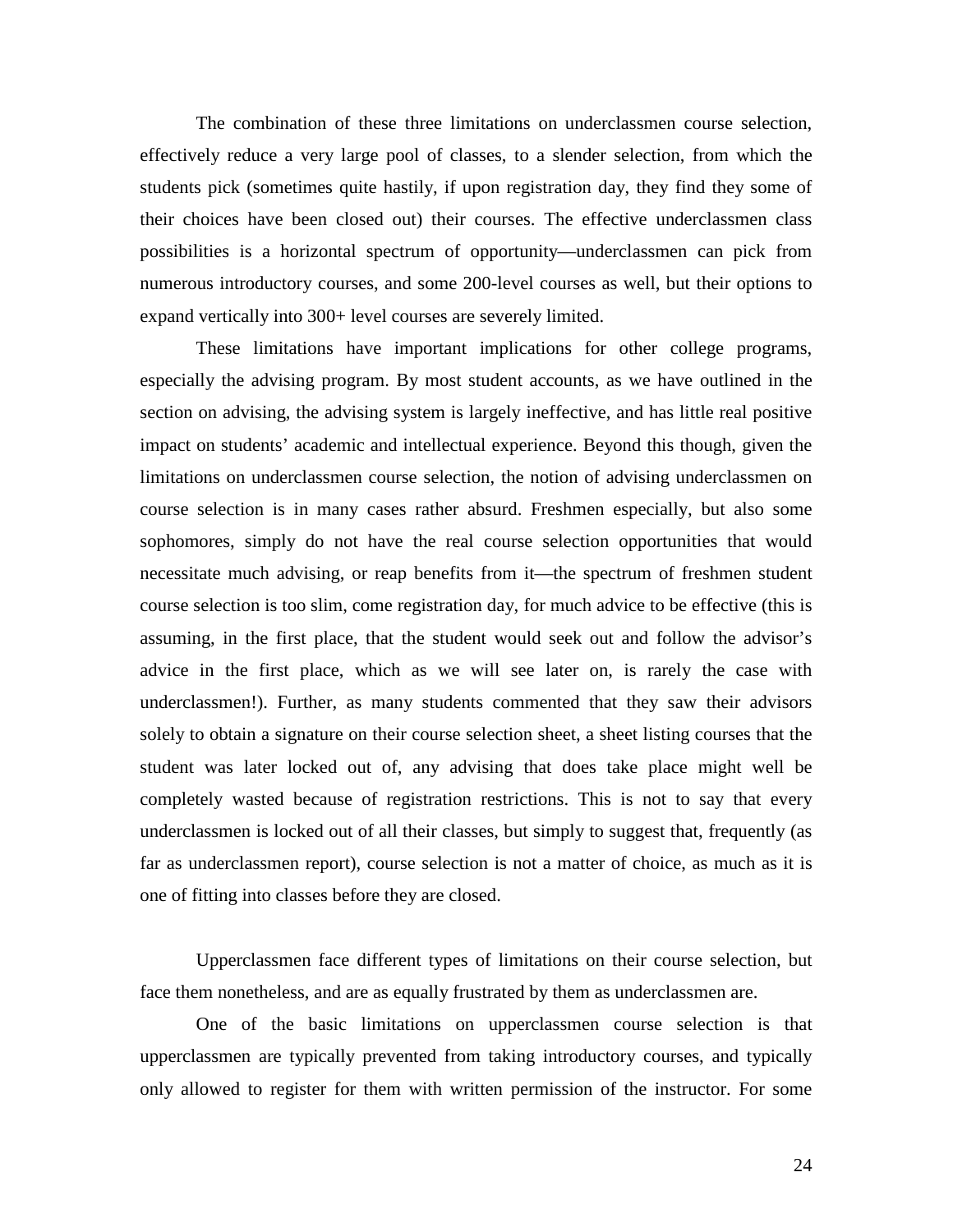The combination of these three limitations on underclassmen course selection, effectively reduce a very large pool of classes, to a slender selection, from which the students pick (sometimes quite hastily, if upon registration day, they find they some of their choices have been closed out) their courses. The effective underclassmen class possibilities is a horizontal spectrum of opportunity—underclassmen can pick from numerous introductory courses, and some 200-level courses as well, but their options to expand vertically into 300+ level courses are severely limited.

These limitations have important implications for other college programs, especially the advising program. By most student accounts, as we have outlined in the section on advising, the advising system is largely ineffective, and has little real positive impact on students' academic and intellectual experience. Beyond this though, given the limitations on underclassmen course selection, the notion of advising underclassmen on course selection is in many cases rather absurd. Freshmen especially, but also some sophomores, simply do not have the real course selection opportunities that would necessitate much advising, or reap benefits from it—the spectrum of freshmen student course selection is too slim, come registration day, for much advice to be effective (this is assuming, in the first place, that the student would seek out and follow the advisor's advice in the first place, which as we will see later on, is rarely the case with underclassmen!). Further, as many students commented that they saw their advisors solely to obtain a signature on their course selection sheet, a sheet listing courses that the student was later locked out of, any advising that does take place might well be completely wasted because of registration restrictions. This is not to say that every underclassmen is locked out of all their classes, but simply to suggest that, frequently (as far as underclassmen report), course selection is not a matter of choice, as much as it is one of fitting into classes before they are closed.

Upperclassmen face different types of limitations on their course selection, but face them nonetheless, and are as equally frustrated by them as underclassmen are.

One of the basic limitations on upperclassmen course selection is that upperclassmen are typically prevented from taking introductory courses, and typically only allowed to register for them with written permission of the instructor. For some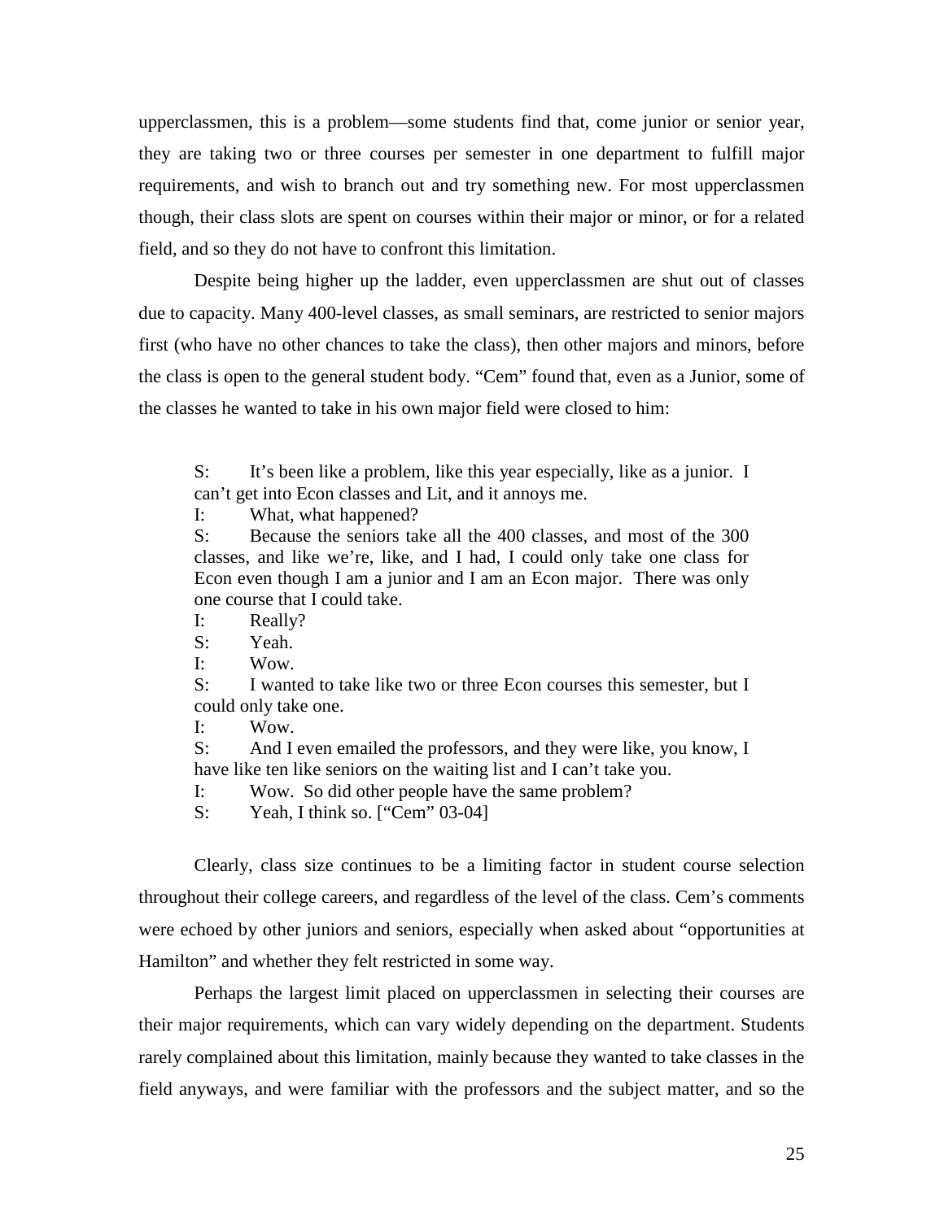upperclassmen, this is a problem—some students find that, come junior or senior year, they are taking two or three courses per semester in one department to fulfill major requirements, and wish to branch out and try something new. For most upperclassmen though, their class slots are spent on courses within their major or minor, or for a related field, and so they do not have to confront this limitation.

Despite being higher up the ladder, even upperclassmen are shut out of classes due to capacity. Many 400-level classes, as small seminars, are restricted to senior majors first (who have no other chances to take the class), then other majors and minors, before the class is open to the general student body. "Cem" found that, even as a Junior, some of the classes he wanted to take in his own major field were closed to him:

> S: It's been like a problem, like this year especially, like as a junior. I can't get into Econ classes and Lit, and it annoys me.
>
> I: What, what happened?
>
> S: Because the seniors take all the 400 classes, and most of the 300 classes, and like we're, like, and I had, I could only take one class for Econ even though I am a junior and I am an Econ major. There was only one course that I could take.
>
> I: Really?
>
> S: Yeah.
>
> I: Wow.
>
> S: I wanted to take like two or three Econ courses this semester, but I could only take one.
>
> I: Wow.
>
> S: And I even emailed the professors, and they were like, you know, I have like ten like seniors on the waiting list and I can't take you.
>
> I: Wow. So did other people have the same problem?
>
> S: Yeah, I think so. ["Cem" 03-04]

Clearly, class size continues to be a limiting factor in student course selection throughout their college careers, and regardless of the level of the class. Cem's comments were echoed by other juniors and seniors, especially when asked about "opportunities at Hamilton" and whether they felt restricted in some way.

Perhaps the largest limit placed on upperclassmen in selecting their courses are their major requirements, which can vary widely depending on the department. Students rarely complained about this limitation, mainly because they wanted to take classes in the field anyways, and were familiar with the professors and the subject matter, and so the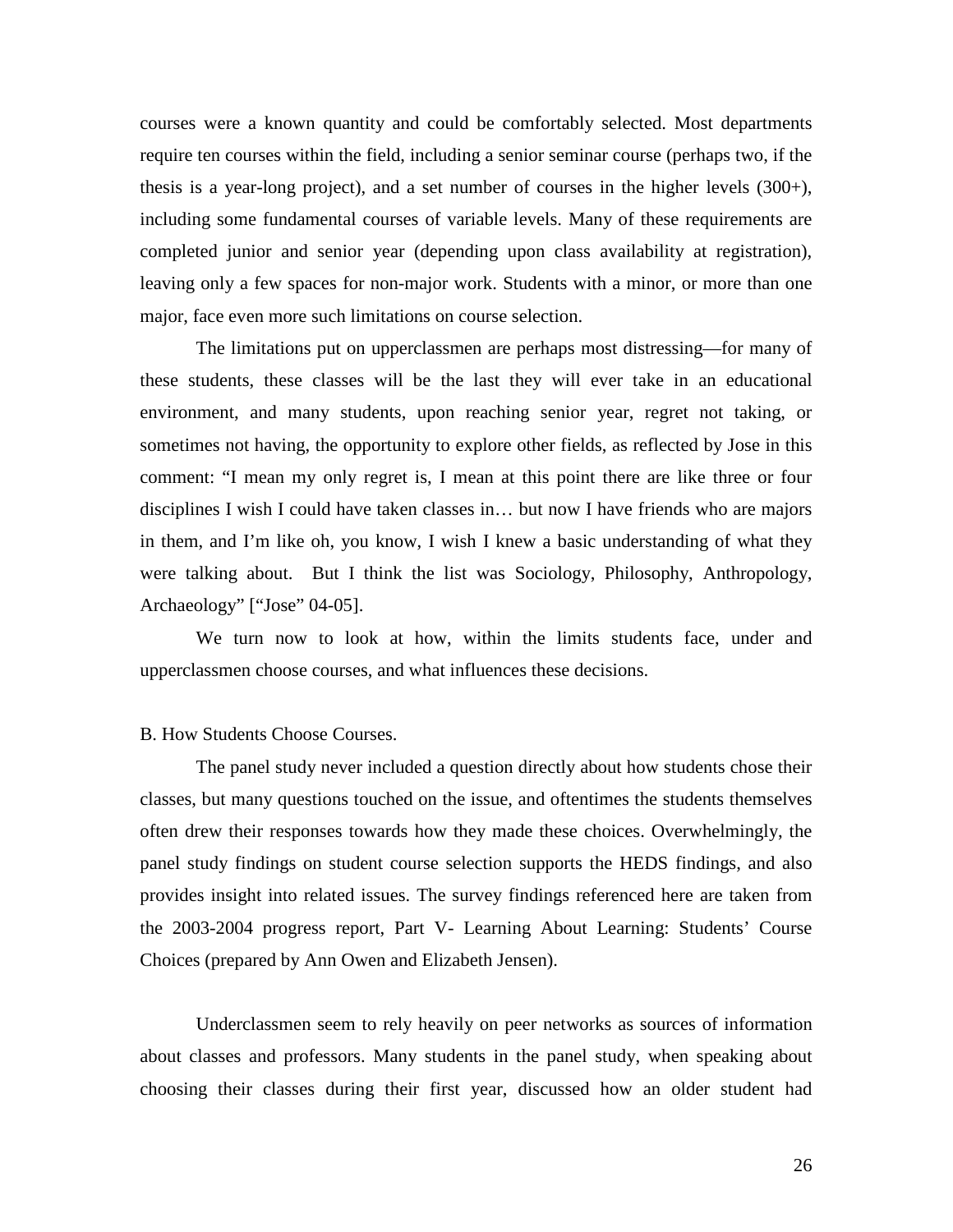courses were a known quantity and could be comfortably selected. Most departments require ten courses within the field, including a senior seminar course (perhaps two, if the thesis is a year-long project), and a set number of courses in the higher levels (300+), including some fundamental courses of variable levels. Many of these requirements are completed junior and senior year (depending upon class availability at registration), leaving only a few spaces for non-major work. Students with a minor, or more than one major, face even more such limitations on course selection.

The limitations put on upperclassmen are perhaps most distressing—for many of these students, these classes will be the last they will ever take in an educational environment, and many students, upon reaching senior year, regret not taking, or sometimes not having, the opportunity to explore other fields, as reflected by Jose in this comment: "I mean my only regret is, I mean at this point there are like three or four disciplines I wish I could have taken classes in… but now I have friends who are majors in them, and I'm like oh, you know, I wish I knew a basic understanding of what they were talking about. But I think the list was Sociology, Philosophy, Anthropology, Archaeology" ["Jose" 04-05].

We turn now to look at how, within the limits students face, under and upperclassmen choose courses, and what influences these decisions.

B. How Students Choose Courses.

The panel study never included a question directly about how students chose their classes, but many questions touched on the issue, and oftentimes the students themselves often drew their responses towards how they made these choices. Overwhelmingly, the panel study findings on student course selection supports the HEDS findings, and also provides insight into related issues. The survey findings referenced here are taken from the 2003-2004 progress report, Part V- Learning About Learning: Students' Course Choices (prepared by Ann Owen and Elizabeth Jensen).

Underclassmen seem to rely heavily on peer networks as sources of information about classes and professors. Many students in the panel study, when speaking about choosing their classes during their first year, discussed how an older student had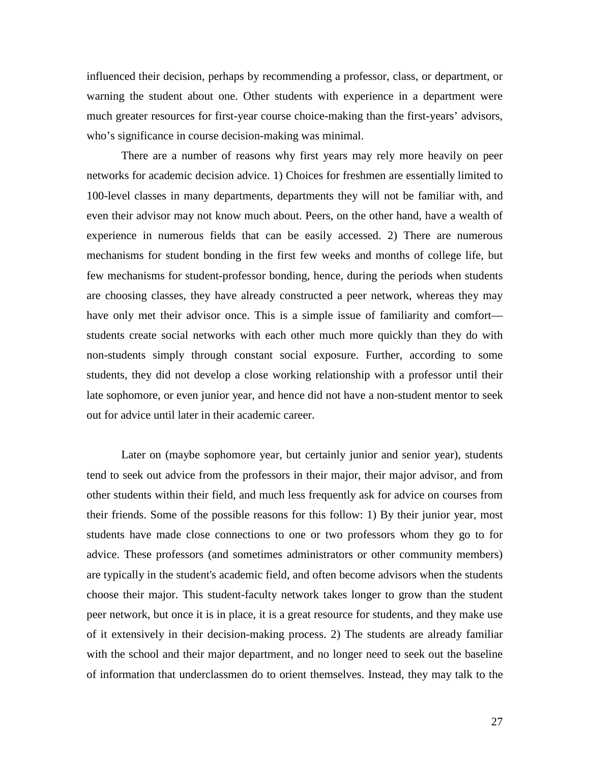influenced their decision, perhaps by recommending a professor, class, or department, or warning the student about one. Other students with experience in a department were much greater resources for first-year course choice-making than the first-years' advisors, who's significance in course decision-making was minimal.

There are a number of reasons why first years may rely more heavily on peer networks for academic decision advice. 1) Choices for freshmen are essentially limited to 100-level classes in many departments, departments they will not be familiar with, and even their advisor may not know much about. Peers, on the other hand, have a wealth of experience in numerous fields that can be easily accessed. 2) There are numerous mechanisms for student bonding in the first few weeks and months of college life, but few mechanisms for student-professor bonding, hence, during the periods when students are choosing classes, they have already constructed a peer network, whereas they may have only met their advisor once. This is a simple issue of familiarity and comfort—students create social networks with each other much more quickly than they do with non-students simply through constant social exposure. Further, according to some students, they did not develop a close working relationship with a professor until their late sophomore, or even junior year, and hence did not have a non-student mentor to seek out for advice until later in their academic career.

Later on (maybe sophomore year, but certainly junior and senior year), students tend to seek out advice from the professors in their major, their major advisor, and from other students within their field, and much less frequently ask for advice on courses from their friends. Some of the possible reasons for this follow: 1) By their junior year, most students have made close connections to one or two professors whom they go to for advice. These professors (and sometimes administrators or other community members) are typically in the student's academic field, and often become advisors when the students choose their major. This student-faculty network takes longer to grow than the student peer network, but once it is in place, it is a great resource for students, and they make use of it extensively in their decision-making process. 2) The students are already familiar with the school and their major department, and no longer need to seek out the baseline of information that underclassmen do to orient themselves. Instead, they may talk to the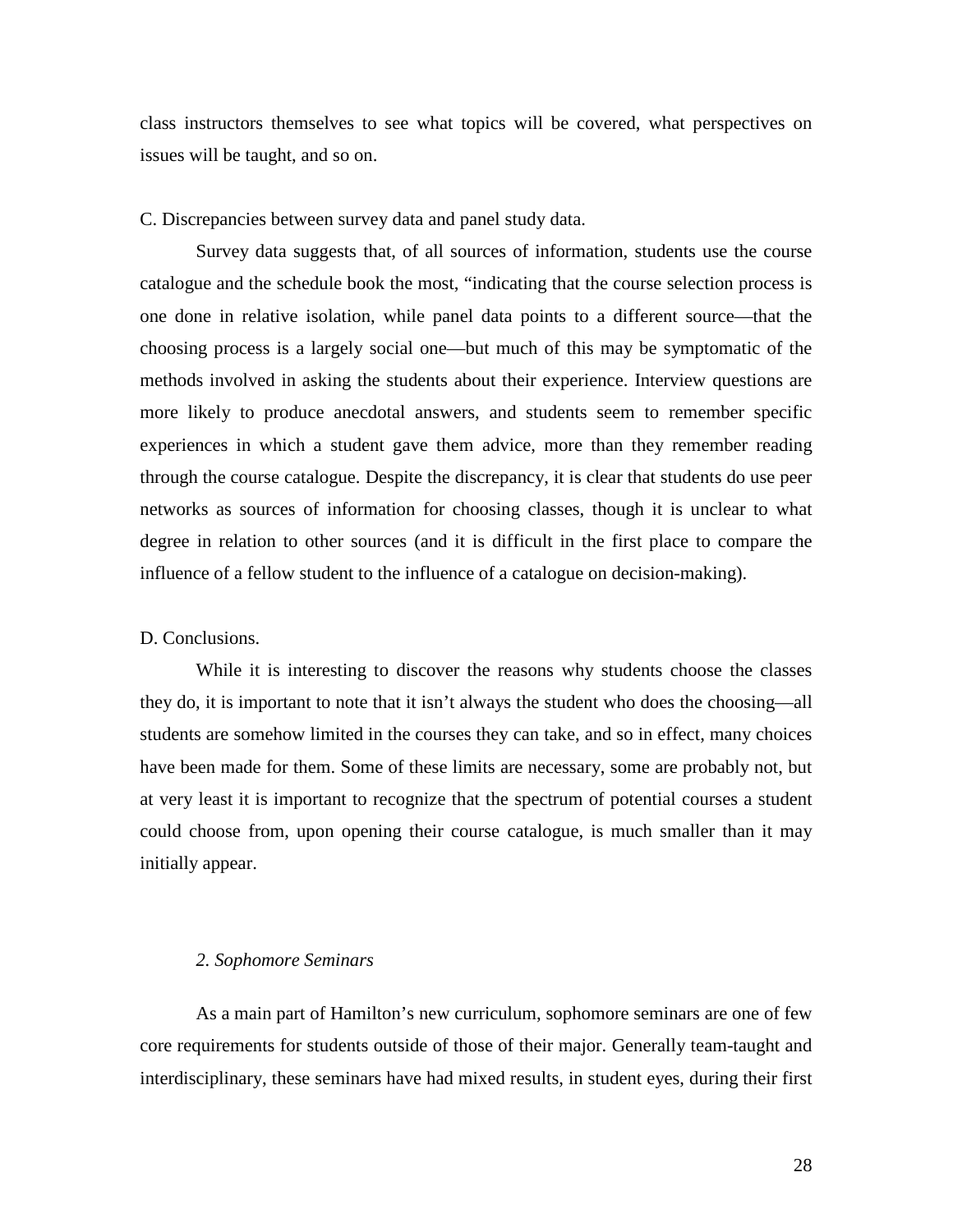class instructors themselves to see what topics will be covered, what perspectives on issues will be taught, and so on.

C. Discrepancies between survey data and panel study data.

Survey data suggests that, of all sources of information, students use the course catalogue and the schedule book the most, "indicating that the course selection process is one done in relative isolation, while panel data points to a different source—that the choosing process is a largely social one—but much of this may be symptomatic of the methods involved in asking the students about their experience. Interview questions are more likely to produce anecdotal answers, and students seem to remember specific experiences in which a student gave them advice, more than they remember reading through the course catalogue. Despite the discrepancy, it is clear that students do use peer networks as sources of information for choosing classes, though it is unclear to what degree in relation to other sources (and it is difficult in the first place to compare the influence of a fellow student to the influence of a catalogue on decision-making).

D. Conclusions.

While it is interesting to discover the reasons why students choose the classes they do, it is important to note that it isn't always the student who does the choosing—all students are somehow limited in the courses they can take, and so in effect, many choices have been made for them. Some of these limits are necessary, some are probably not, but at very least it is important to recognize that the spectrum of potential courses a student could choose from, upon opening their course catalogue, is much smaller than it may initially appear.

### *2. Sophomore Seminars*

As a main part of Hamilton's new curriculum, sophomore seminars are one of few core requirements for students outside of those of their major. Generally team-taught and interdisciplinary, these seminars have had mixed results, in student eyes, during their first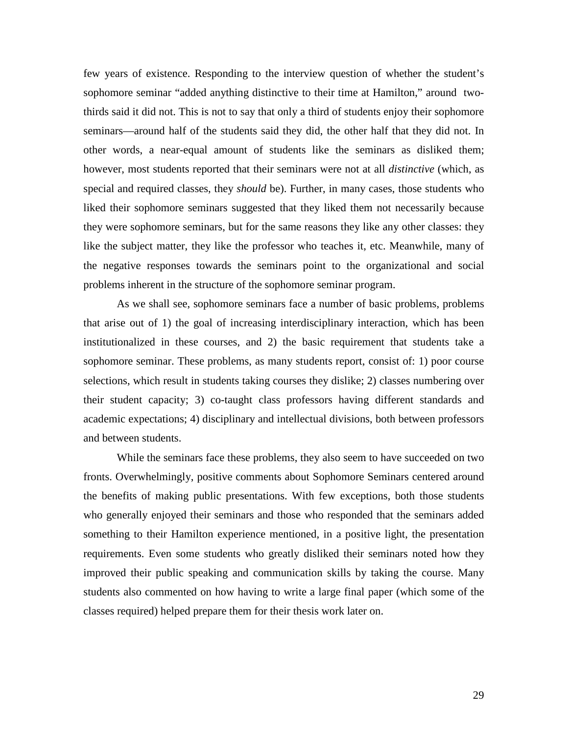few years of existence. Responding to the interview question of whether the student's sophomore seminar "added anything distinctive to their time at Hamilton," around two-thirds said it did not. This is not to say that only a third of students enjoy their sophomore seminars—around half of the students said they did, the other half that they did not. In other words, a near-equal amount of students like the seminars as disliked them; however, most students reported that their seminars were not at all *distinctive* (which, as special and required classes, they *should* be). Further, in many cases, those students who liked their sophomore seminars suggested that they liked them not necessarily because they were sophomore seminars, but for the same reasons they like any other classes: they like the subject matter, they like the professor who teaches it, etc. Meanwhile, many of the negative responses towards the seminars point to the organizational and social problems inherent in the structure of the sophomore seminar program.

As we shall see, sophomore seminars face a number of basic problems, problems that arise out of 1) the goal of increasing interdisciplinary interaction, which has been institutionalized in these courses, and 2) the basic requirement that students take a sophomore seminar. These problems, as many students report, consist of: 1) poor course selections, which result in students taking courses they dislike; 2) classes numbering over their student capacity; 3) co-taught class professors having different standards and academic expectations; 4) disciplinary and intellectual divisions, both between professors and between students.

While the seminars face these problems, they also seem to have succeeded on two fronts. Overwhelmingly, positive comments about Sophomore Seminars centered around the benefits of making public presentations. With few exceptions, both those students who generally enjoyed their seminars and those who responded that the seminars added something to their Hamilton experience mentioned, in a positive light, the presentation requirements. Even some students who greatly disliked their seminars noted how they improved their public speaking and communication skills by taking the course. Many students also commented on how having to write a large final paper (which some of the classes required) helped prepare them for their thesis work later on.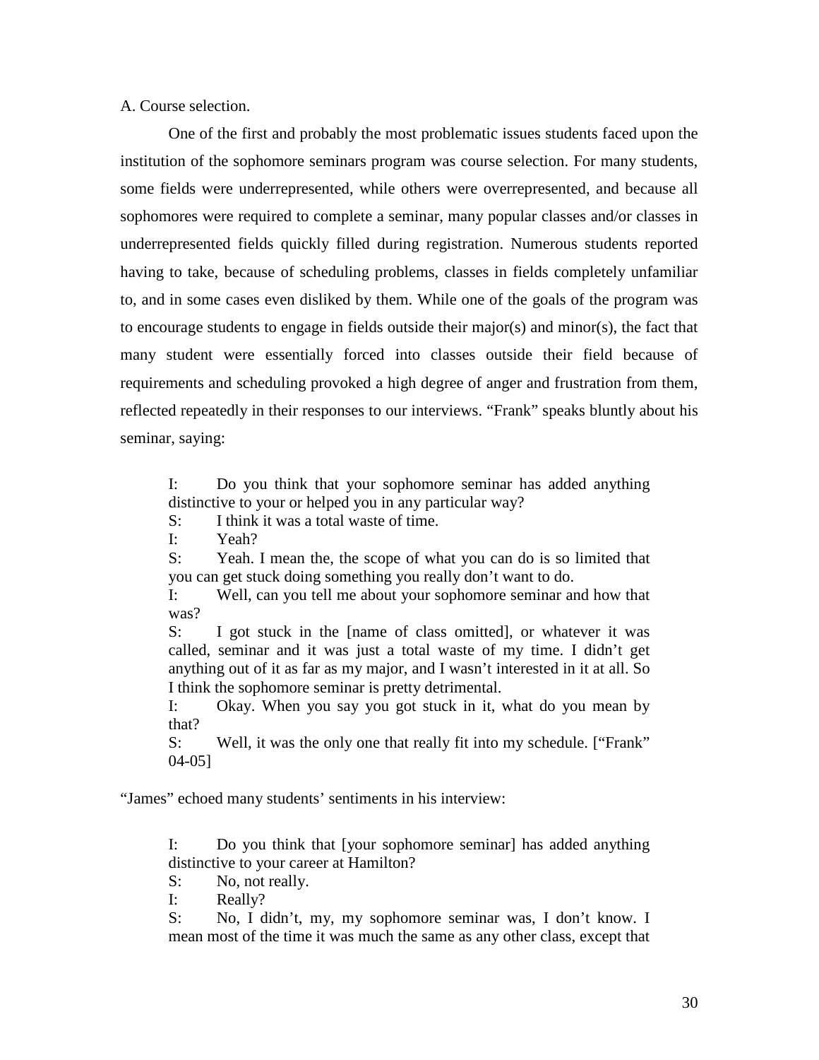A. Course selection.

One of the first and probably the most problematic issues students faced upon the institution of the sophomore seminars program was course selection. For many students, some fields were underrepresented, while others were overrepresented, and because all sophomores were required to complete a seminar, many popular classes and/or classes in underrepresented fields quickly filled during registration. Numerous students reported having to take, because of scheduling problems, classes in fields completely unfamiliar to, and in some cases even disliked by them. While one of the goals of the program was to encourage students to engage in fields outside their major(s) and minor(s), the fact that many student were essentially forced into classes outside their field because of requirements and scheduling provoked a high degree of anger and frustration from them, reflected repeatedly in their responses to our interviews. "Frank" speaks bluntly about his seminar, saying:

> I: Do you think that your sophomore seminar has added anything distinctive to your or helped you in any particular way?
>
> S: I think it was a total waste of time.
>
> I: Yeah?
>
> S: Yeah. I mean the, the scope of what you can do is so limited that you can get stuck doing something you really don't want to do.
>
> I: Well, can you tell me about your sophomore seminar and how that was?
>
> S: I got stuck in the [name of class omitted], or whatever it was called, seminar and it was just a total waste of my time. I didn't get anything out of it as far as my major, and I wasn't interested in it at all. So I think the sophomore seminar is pretty detrimental.
>
> I: Okay. When you say you got stuck in it, what do you mean by that?
>
> S: Well, it was the only one that really fit into my schedule. ["Frank" 04-05]

"James" echoed many students' sentiments in his interview:

> I: Do you think that [your sophomore seminar] has added anything distinctive to your career at Hamilton?
>
> S: No, not really.
>
> I: Really?
>
> S: No, I didn't, my, my sophomore seminar was, I don't know. I mean most of the time it was much the same as any other class, except that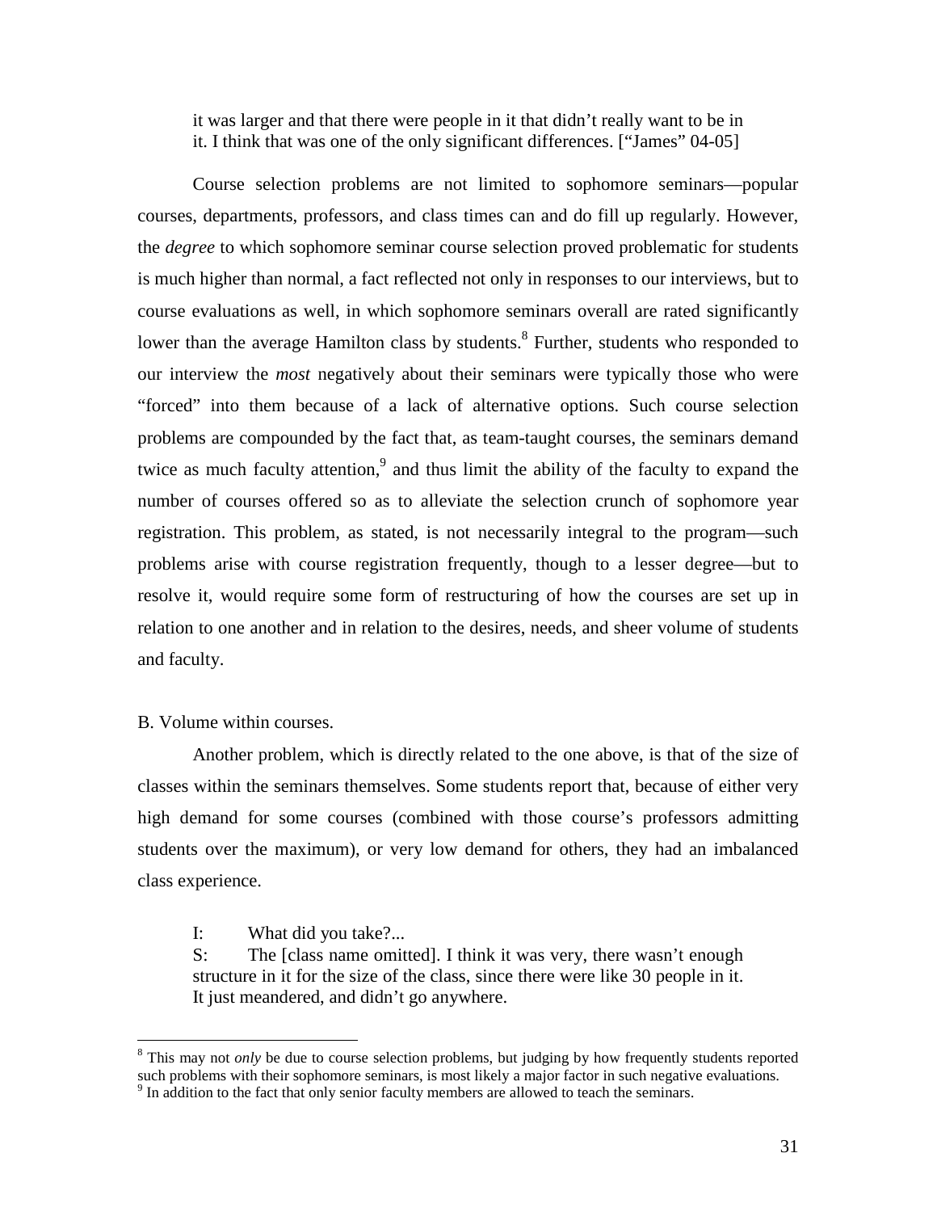> it was larger and that there were people in it that didn't really want to be in it. I think that was one of the only significant differences. ["James" 04-05]

Course selection problems are not limited to sophomore seminars—popular courses, departments, professors, and class times can and do fill up regularly. However, the *degree* to which sophomore seminar course selection proved problematic for students is much higher than normal, a fact reflected not only in responses to our interviews, but to course evaluations as well, in which sophomore seminars overall are rated significantly lower than the average Hamilton class by students.[8] Further, students who responded to our interview the *most* negatively about their seminars were typically those who were "forced" into them because of a lack of alternative options. Such course selection problems are compounded by the fact that, as team-taught courses, the seminars demand twice as much faculty attention,[9] and thus limit the ability of the faculty to expand the number of courses offered so as to alleviate the selection crunch of sophomore year registration. This problem, as stated, is not necessarily integral to the program—such problems arise with course registration frequently, though to a lesser degree—but to resolve it, would require some form of restructuring of how the courses are set up in relation to one another and in relation to the desires, needs, and sheer volume of students and faculty.

B. Volume within courses.

Another problem, which is directly related to the one above, is that of the size of classes within the seminars themselves. Some students report that, because of either very high demand for some courses (combined with those course's professors admitting students over the maximum), or very low demand for others, they had an imbalanced class experience.

> I: What did you take?...
> S: The [class name omitted]. I think it was very, there wasn't enough structure in it for the size of the class, since there were like 30 people in it. It just meandered, and didn't go anywhere.

---

[8] This may not *only* be due to course selection problems, but judging by how frequently students reported such problems with their sophomore seminars, is most likely a major factor in such negative evaluations.

[9] In addition to the fact that only senior faculty members are allowed to teach the seminars.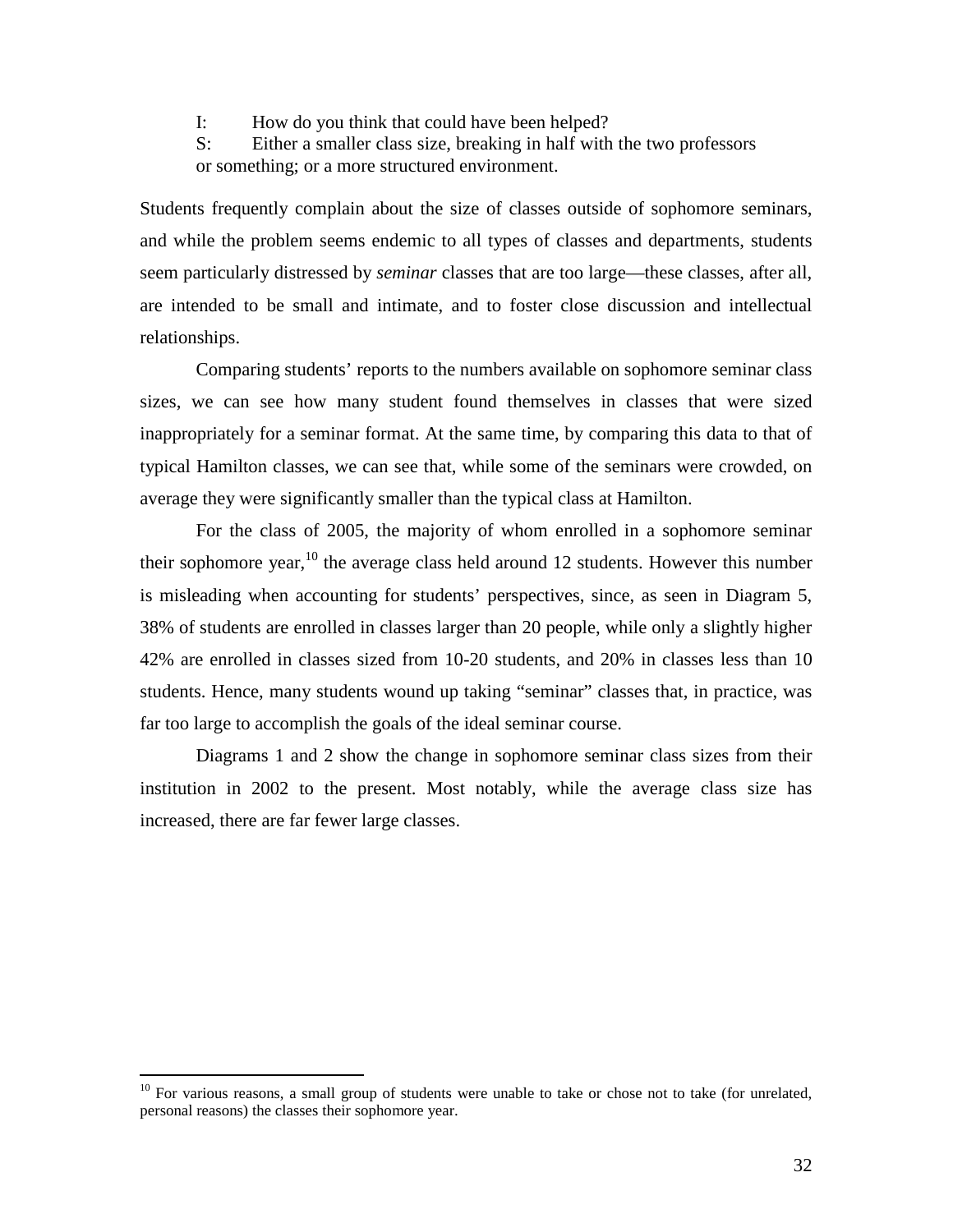I: How do you think that could have been helped?

S: Either a smaller class size, breaking in half with the two professors or something; or a more structured environment.

Students frequently complain about the size of classes outside of sophomore seminars, and while the problem seems endemic to all types of classes and departments, students seem particularly distressed by *seminar* classes that are too large—these classes, after all, are intended to be small and intimate, and to foster close discussion and intellectual relationships.

Comparing students' reports to the numbers available on sophomore seminar class sizes, we can see how many student found themselves in classes that were sized inappropriately for a seminar format. At the same time, by comparing this data to that of typical Hamilton classes, we can see that, while some of the seminars were crowded, on average they were significantly smaller than the typical class at Hamilton.

For the class of 2005, the majority of whom enrolled in a sophomore seminar their sophomore year,[10] the average class held around 12 students. However this number is misleading when accounting for students' perspectives, since, as seen in Diagram 5, 38% of students are enrolled in classes larger than 20 people, while only a slightly higher 42% are enrolled in classes sized from 10-20 students, and 20% in classes less than 10 students. Hence, many students wound up taking "seminar" classes that, in practice, was far too large to accomplish the goals of the ideal seminar course.

Diagrams 1 and 2 show the change in sophomore seminar class sizes from their institution in 2002 to the present. Most notably, while the average class size has increased, there are far fewer large classes.

---

[10] For various reasons, a small group of students were unable to take or chose not to take (for unrelated, personal reasons) the classes their sophomore year.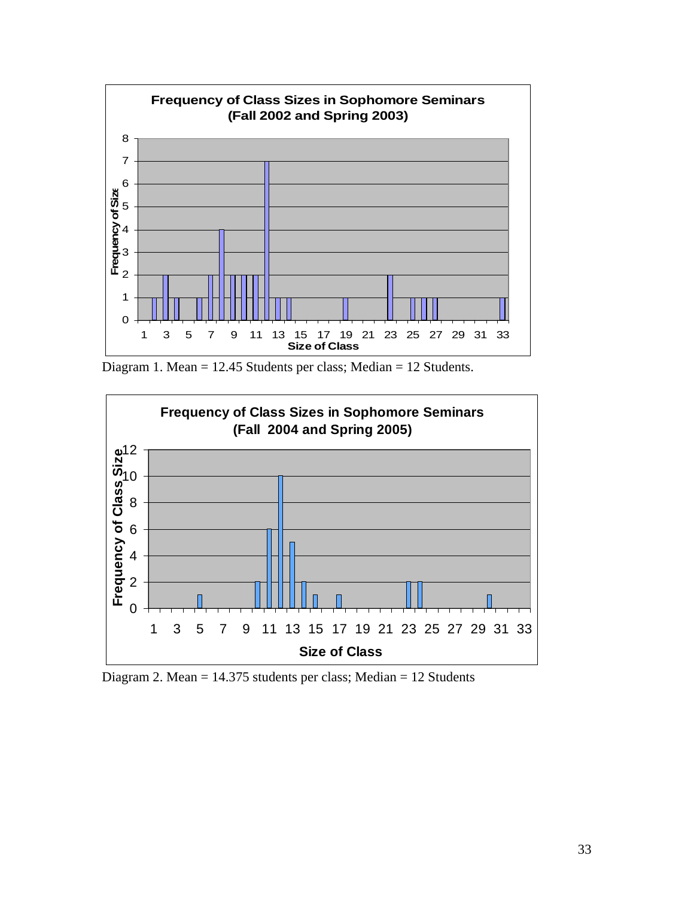**Frequency of Class Sizes in Sophomore Seminars (Fall 2002 and Spring 2003)**

Diagram 1. Mean = 12.45 Students per class; Median = 12 Students.

**Frequency of Class Sizes in Sophomore Seminars (Fall 2004 and Spring 2005)**

Diagram 2. Mean = 14.375 students per class; Median = 12 Students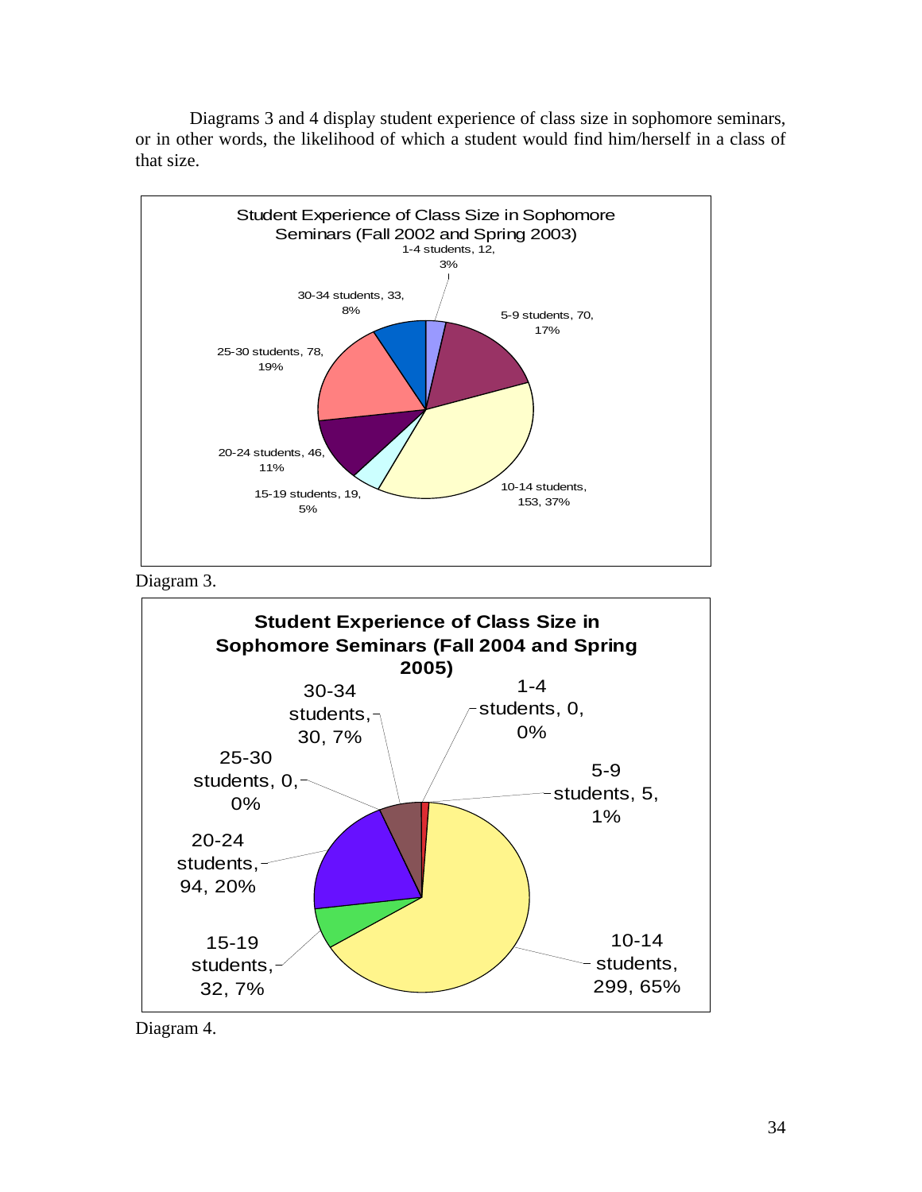Diagrams 3 and 4 display student experience of class size in sophomore seminars, or in other words, the likelihood of which a student would find him/herself in a class of that size.

**Student Experience of Class Size in Sophomore Seminars (Fall 2002 and Spring 2003)**

| Class size | Students | Percent |
| --- | --- | --- |
| 1-4 students | 12 | 3% |
| 5-9 students | 70 | 17% |
| 10-14 students | 153 | 37% |
| 15-19 students | 19 | 5% |
| 20-24 students | 46 | 11% |
| 25-30 students | 78 | 19% |
| 30-34 students | 33 | 8% |

Diagram 3.

**Student Experience of Class Size in Sophomore Seminars (Fall 2004 and Spring 2005)**

| Class size | Students | Percent |
| --- | --- | --- |
| 1-4 students | 0 | 0% |
| 5-9 students | 5 | 1% |
| 10-14 students | 299 | 65% |
| 15-19 students | 32 | 7% |
| 20-24 students | 94 | 20% |
| 25-30 students | 0 | 0% |
| 30-34 students | 30 | 7% |

Diagram 4.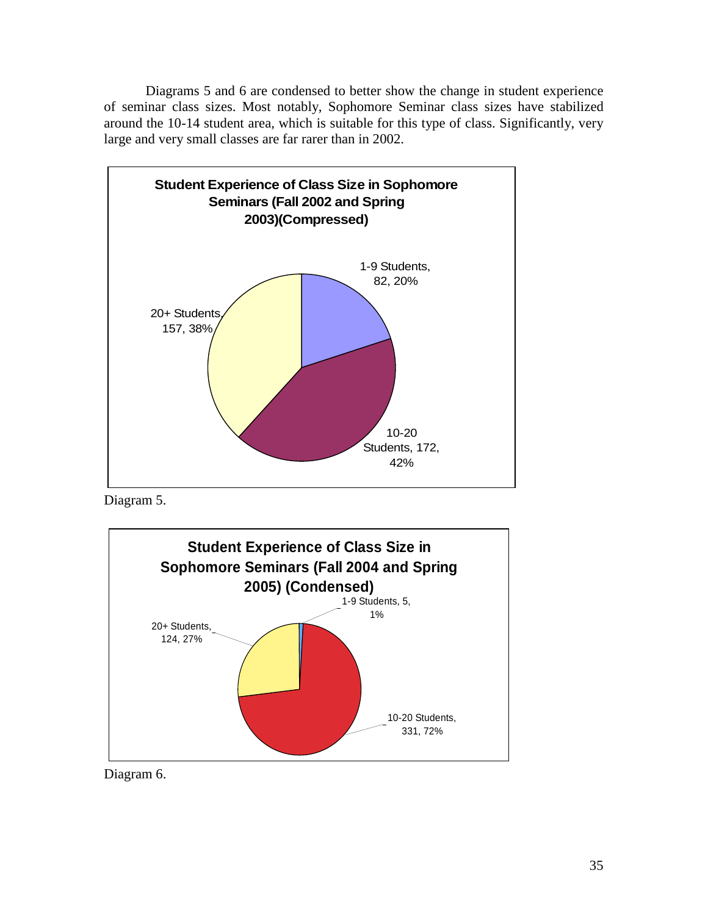Diagrams 5 and 6 are condensed to better show the change in student experience of seminar class sizes. Most notably, Sophomore Seminar class sizes have stabilized around the 10-14 student area, which is suitable for this type of class. Significantly, very large and very small classes are far rarer than in 2002.

**Student Experience of Class Size in Sophomore Seminars (Fall 2002 and Spring 2003)(Compressed)**

| Class Size | Students | Percent |
|---|---|---|
| 1-9 Students | 82 | 20% |
| 10-20 Students | 172 | 42% |
| 20+ Students | 157 | 38% |

Diagram 5.

**Student Experience of Class Size in Sophomore Seminars (Fall 2004 and Spring 2005) (Condensed)**

| Class Size | Students | Percent |
|---|---|---|
| 1-9 Students | 5 | 1% |
| 10-20 Students | 331 | 72% |
| 20+ Students | 124 | 27% |

Diagram 6.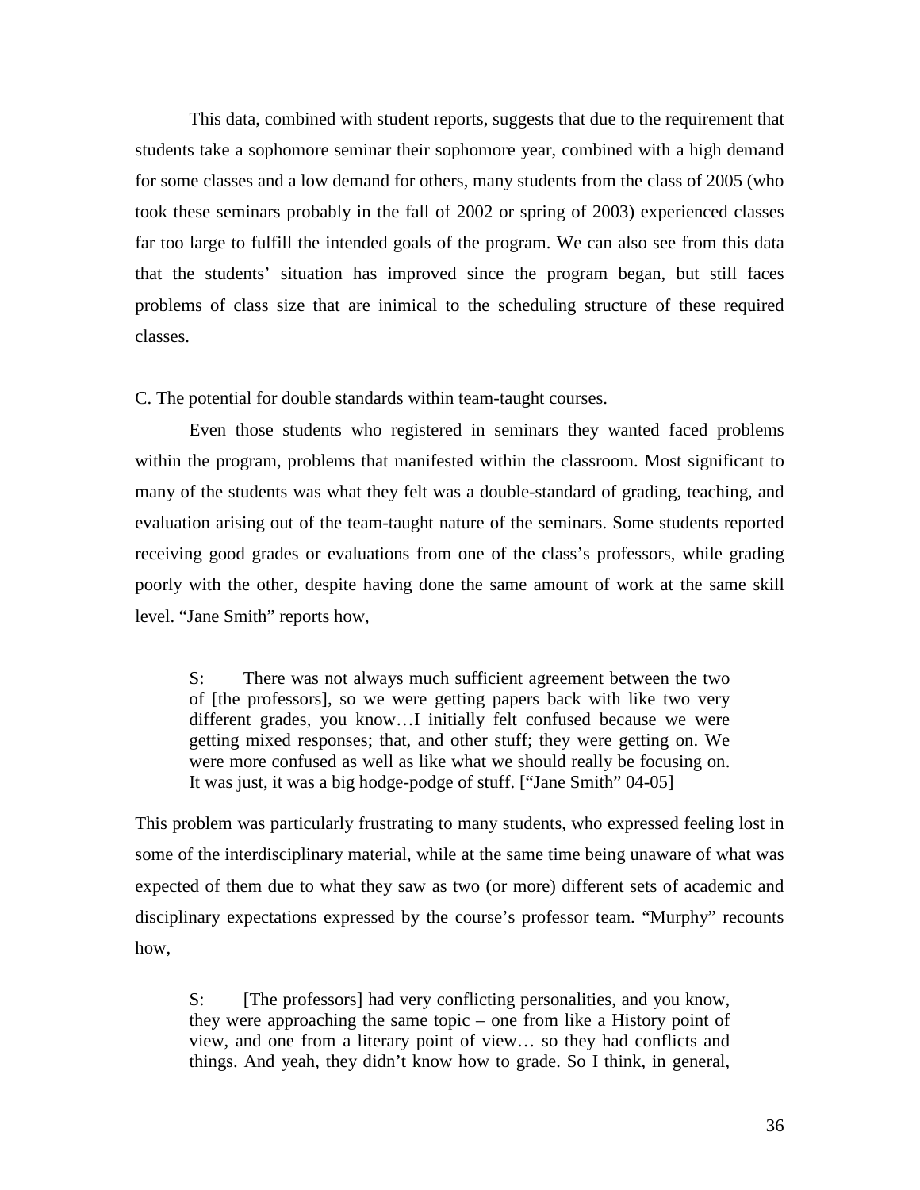This data, combined with student reports, suggests that due to the requirement that students take a sophomore seminar their sophomore year, combined with a high demand for some classes and a low demand for others, many students from the class of 2005 (who took these seminars probably in the fall of 2002 or spring of 2003) experienced classes far too large to fulfill the intended goals of the program. We can also see from this data that the students' situation has improved since the program began, but still faces problems of class size that are inimical to the scheduling structure of these required classes.

C. The potential for double standards within team-taught courses.

Even those students who registered in seminars they wanted faced problems within the program, problems that manifested within the classroom. Most significant to many of the students was what they felt was a double-standard of grading, teaching, and evaluation arising out of the team-taught nature of the seminars. Some students reported receiving good grades or evaluations from one of the class's professors, while grading poorly with the other, despite having done the same amount of work at the same skill level. "Jane Smith" reports how,

> S: There was not always much sufficient agreement between the two of [the professors], so we were getting papers back with like two very different grades, you know…I initially felt confused because we were getting mixed responses; that, and other stuff; they were getting on. We were more confused as well as like what we should really be focusing on. It was just, it was a big hodge-podge of stuff. ["Jane Smith" 04-05]

This problem was particularly frustrating to many students, who expressed feeling lost in some of the interdisciplinary material, while at the same time being unaware of what was expected of them due to what they saw as two (or more) different sets of academic and disciplinary expectations expressed by the course's professor team. "Murphy" recounts how,

> S: [The professors] had very conflicting personalities, and you know, they were approaching the same topic – one from like a History point of view, and one from a literary point of view… so they had conflicts and things. And yeah, they didn't know how to grade. So I think, in general,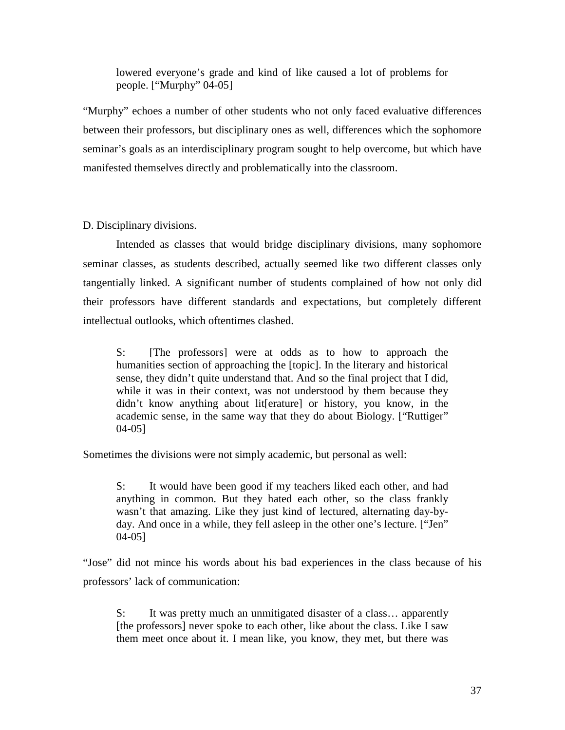> lowered everyone's grade and kind of like caused a lot of problems for people. ["Murphy" 04-05]

"Murphy" echoes a number of other students who not only faced evaluative differences between their professors, but disciplinary ones as well, differences which the sophomore seminar's goals as an interdisciplinary program sought to help overcome, but which have manifested themselves directly and problematically into the classroom.

D. Disciplinary divisions.

Intended as classes that would bridge disciplinary divisions, many sophomore seminar classes, as students described, actually seemed like two different classes only tangentially linked. A significant number of students complained of how not only did their professors have different standards and expectations, but completely different intellectual outlooks, which oftentimes clashed.

> S: [The professors] were at odds as to how to approach the humanities section of approaching the [topic]. In the literary and historical sense, they didn't quite understand that. And so the final project that I did, while it was in their context, was not understood by them because they didn't know anything about lit[erature] or history, you know, in the academic sense, in the same way that they do about Biology. ["Ruttiger" 04-05]

Sometimes the divisions were not simply academic, but personal as well:

> S: It would have been good if my teachers liked each other, and had anything in common. But they hated each other, so the class frankly wasn't that amazing. Like they just kind of lectured, alternating day-by-day. And once in a while, they fell asleep in the other one's lecture. ["Jen" 04-05]

"Jose" did not mince his words about his bad experiences in the class because of his professors' lack of communication:

> S: It was pretty much an unmitigated disaster of a class… apparently [the professors] never spoke to each other, like about the class. Like I saw them meet once about it. I mean like, you know, they met, but there was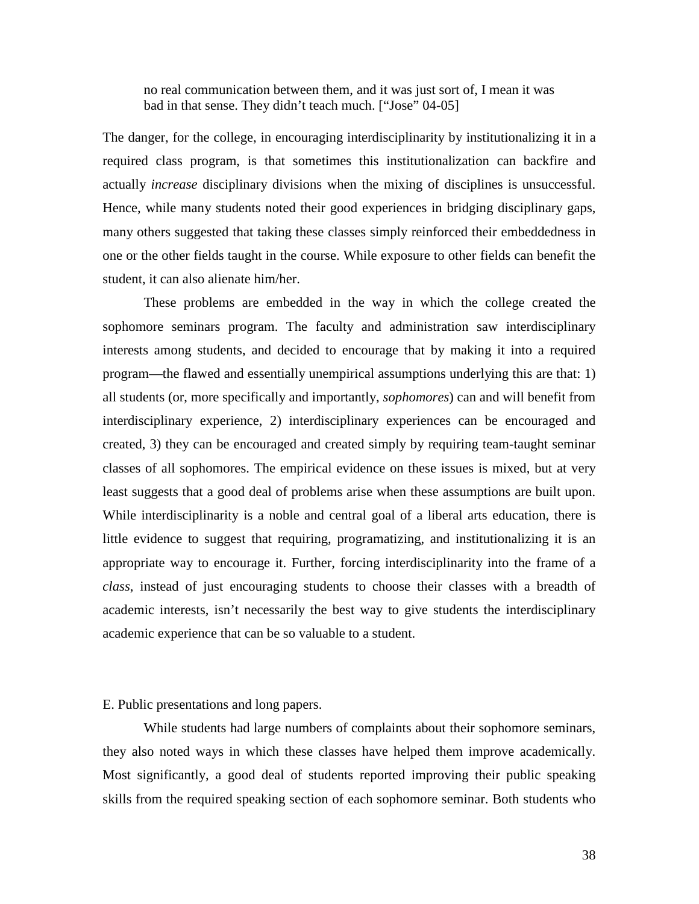> no real communication between them, and it was just sort of, I mean it was bad in that sense. They didn't teach much. ["Jose" 04-05]

The danger, for the college, in encouraging interdisciplinarity by institutionalizing it in a required class program, is that sometimes this institutionalization can backfire and actually *increase* disciplinary divisions when the mixing of disciplines is unsuccessful. Hence, while many students noted their good experiences in bridging disciplinary gaps, many others suggested that taking these classes simply reinforced their embeddedness in one or the other fields taught in the course. While exposure to other fields can benefit the student, it can also alienate him/her.

These problems are embedded in the way in which the college created the sophomore seminars program. The faculty and administration saw interdisciplinary interests among students, and decided to encourage that by making it into a required program—the flawed and essentially unempirical assumptions underlying this are that: 1) all students (or, more specifically and importantly, *sophomores*) can and will benefit from interdisciplinary experience, 2) interdisciplinary experiences can be encouraged and created, 3) they can be encouraged and created simply by requiring team-taught seminar classes of all sophomores. The empirical evidence on these issues is mixed, but at very least suggests that a good deal of problems arise when these assumptions are built upon. While interdisciplinarity is a noble and central goal of a liberal arts education, there is little evidence to suggest that requiring, programatizing, and institutionalizing it is an appropriate way to encourage it. Further, forcing interdisciplinarity into the frame of a *class*, instead of just encouraging students to choose their classes with a breadth of academic interests, isn't necessarily the best way to give students the interdisciplinary academic experience that can be so valuable to a student.

E. Public presentations and long papers.

While students had large numbers of complaints about their sophomore seminars, they also noted ways in which these classes have helped them improve academically. Most significantly, a good deal of students reported improving their public speaking skills from the required speaking section of each sophomore seminar. Both students who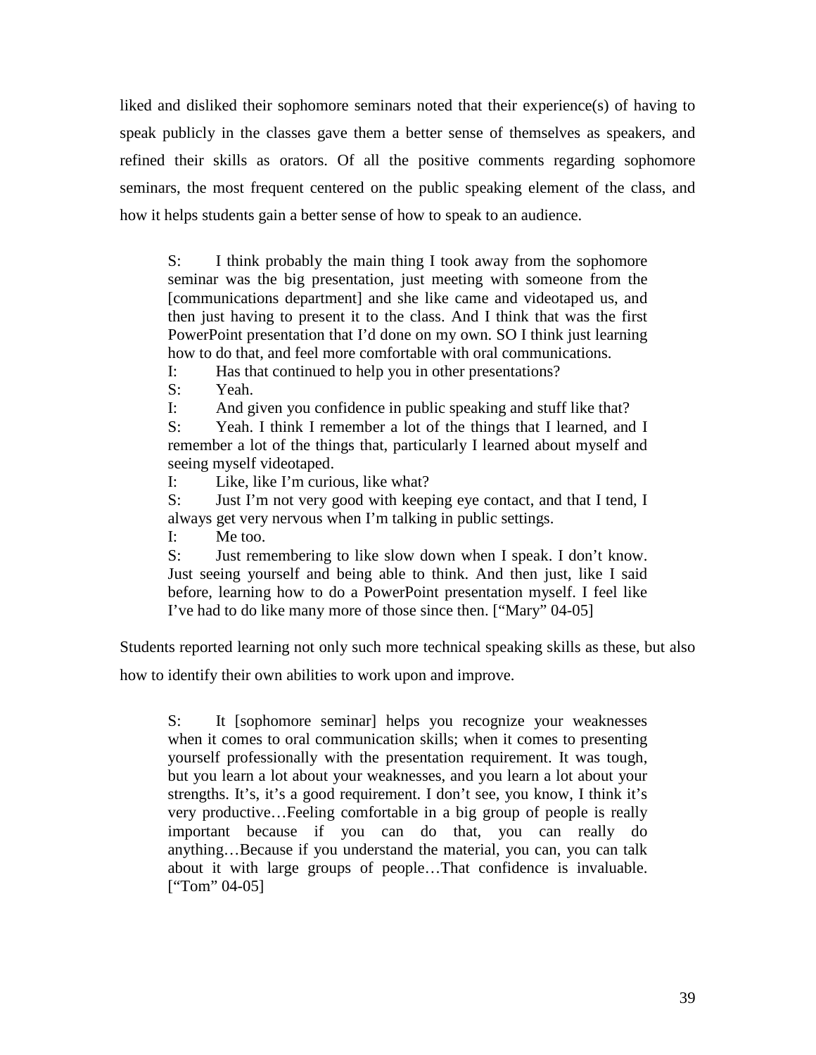liked and disliked their sophomore seminars noted that their experience(s) of having to speak publicly in the classes gave them a better sense of themselves as speakers, and refined their skills as orators. Of all the positive comments regarding sophomore seminars, the most frequent centered on the public speaking element of the class, and how it helps students gain a better sense of how to speak to an audience.

> S: I think probably the main thing I took away from the sophomore seminar was the big presentation, just meeting with someone from the [communications department] and she like came and videotaped us, and then just having to present it to the class. And I think that was the first PowerPoint presentation that I'd done on my own. SO I think just learning how to do that, and feel more comfortable with oral communications.
>
> I: Has that continued to help you in other presentations?
>
> S: Yeah.
>
> I: And given you confidence in public speaking and stuff like that?
>
> S: Yeah. I think I remember a lot of the things that I learned, and I remember a lot of the things that, particularly I learned about myself and seeing myself videotaped.
>
> I: Like, like I'm curious, like what?
>
> S: Just I'm not very good with keeping eye contact, and that I tend, I always get very nervous when I'm talking in public settings.
>
> I: Me too.
>
> S: Just remembering to like slow down when I speak. I don't know. Just seeing yourself and being able to think. And then just, like I said before, learning how to do a PowerPoint presentation myself. I feel like I've had to do like many more of those since then. ["Mary" 04-05]

Students reported learning not only such more technical speaking skills as these, but also how to identify their own abilities to work upon and improve.

> S: It [sophomore seminar] helps you recognize your weaknesses when it comes to oral communication skills; when it comes to presenting yourself professionally with the presentation requirement. It was tough, but you learn a lot about your weaknesses, and you learn a lot about your strengths. It's, it's a good requirement. I don't see, you know, I think it's very productive…Feeling comfortable in a big group of people is really important because if you can do that, you can really do anything…Because if you understand the material, you can, you can talk about it with large groups of people…That confidence is invaluable. ["Tom" 04-05]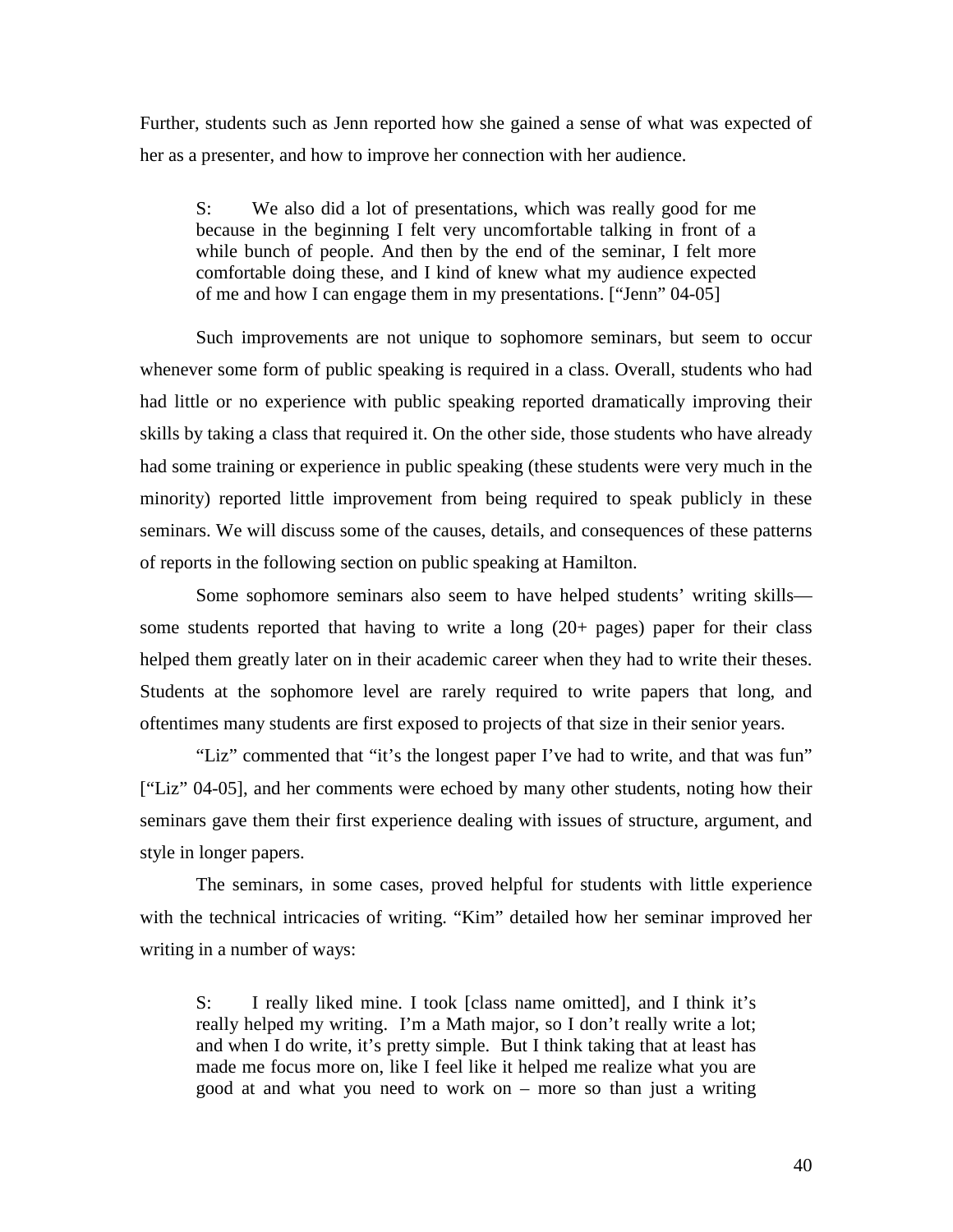Further, students such as Jenn reported how she gained a sense of what was expected of her as a presenter, and how to improve her connection with her audience.

> S: We also did a lot of presentations, which was really good for me because in the beginning I felt very uncomfortable talking in front of a while bunch of people. And then by the end of the seminar, I felt more comfortable doing these, and I kind of knew what my audience expected of me and how I can engage them in my presentations. ["Jenn" 04-05]

Such improvements are not unique to sophomore seminars, but seem to occur whenever some form of public speaking is required in a class. Overall, students who had had little or no experience with public speaking reported dramatically improving their skills by taking a class that required it. On the other side, those students who have already had some training or experience in public speaking (these students were very much in the minority) reported little improvement from being required to speak publicly in these seminars. We will discuss some of the causes, details, and consequences of these patterns of reports in the following section on public speaking at Hamilton.

Some sophomore seminars also seem to have helped students' writing skills—some students reported that having to write a long (20+ pages) paper for their class helped them greatly later on in their academic career when they had to write their theses. Students at the sophomore level are rarely required to write papers that long, and oftentimes many students are first exposed to projects of that size in their senior years.

"Liz" commented that "it's the longest paper I've had to write, and that was fun" ["Liz" 04-05], and her comments were echoed by many other students, noting how their seminars gave them their first experience dealing with issues of structure, argument, and style in longer papers.

The seminars, in some cases, proved helpful for students with little experience with the technical intricacies of writing. "Kim" detailed how her seminar improved her writing in a number of ways:

> S: I really liked mine. I took [class name omitted], and I think it's really helped my writing. I'm a Math major, so I don't really write a lot; and when I do write, it's pretty simple. But I think taking that at least has made me focus more on, like I feel like it helped me realize what you are good at and what you need to work on – more so than just a writing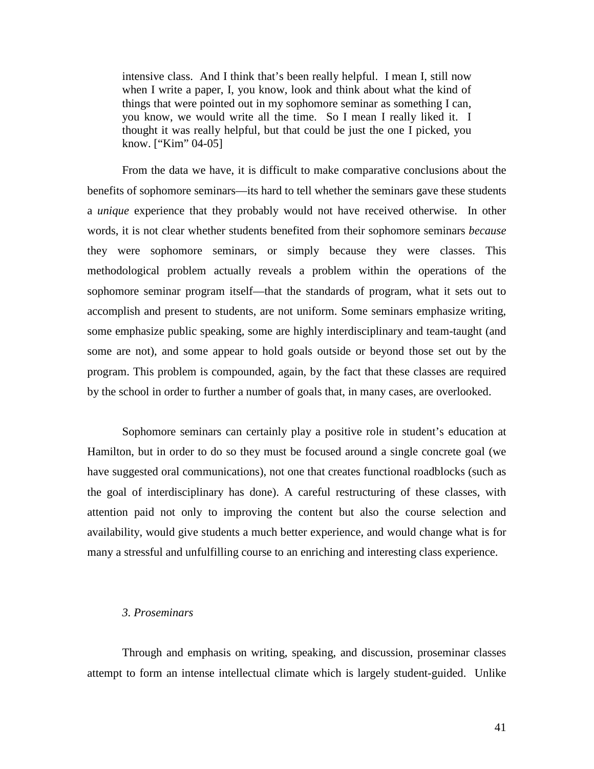> intensive class. And I think that's been really helpful. I mean I, still now when I write a paper, I, you know, look and think about what the kind of things that were pointed out in my sophomore seminar as something I can, you know, we would write all the time. So I mean I really liked it. I thought it was really helpful, but that could be just the one I picked, you know. ["Kim" 04-05]

From the data we have, it is difficult to make comparative conclusions about the benefits of sophomore seminars—its hard to tell whether the seminars gave these students a *unique* experience that they probably would not have received otherwise. In other words, it is not clear whether students benefited from their sophomore seminars *because* they were sophomore seminars, or simply because they were classes. This methodological problem actually reveals a problem within the operations of the sophomore seminar program itself—that the standards of program, what it sets out to accomplish and present to students, are not uniform. Some seminars emphasize writing, some emphasize public speaking, some are highly interdisciplinary and team-taught (and some are not), and some appear to hold goals outside or beyond those set out by the program. This problem is compounded, again, by the fact that these classes are required by the school in order to further a number of goals that, in many cases, are overlooked.

Sophomore seminars can certainly play a positive role in student's education at Hamilton, but in order to do so they must be focused around a single concrete goal (we have suggested oral communications), not one that creates functional roadblocks (such as the goal of interdisciplinary has done). A careful restructuring of these classes, with attention paid not only to improving the content but also the course selection and availability, would give students a much better experience, and would change what is for many a stressful and unfulfilling course to an enriching and interesting class experience.

### *3. Proseminars*

Through and emphasis on writing, speaking, and discussion, proseminar classes attempt to form an intense intellectual climate which is largely student-guided. Unlike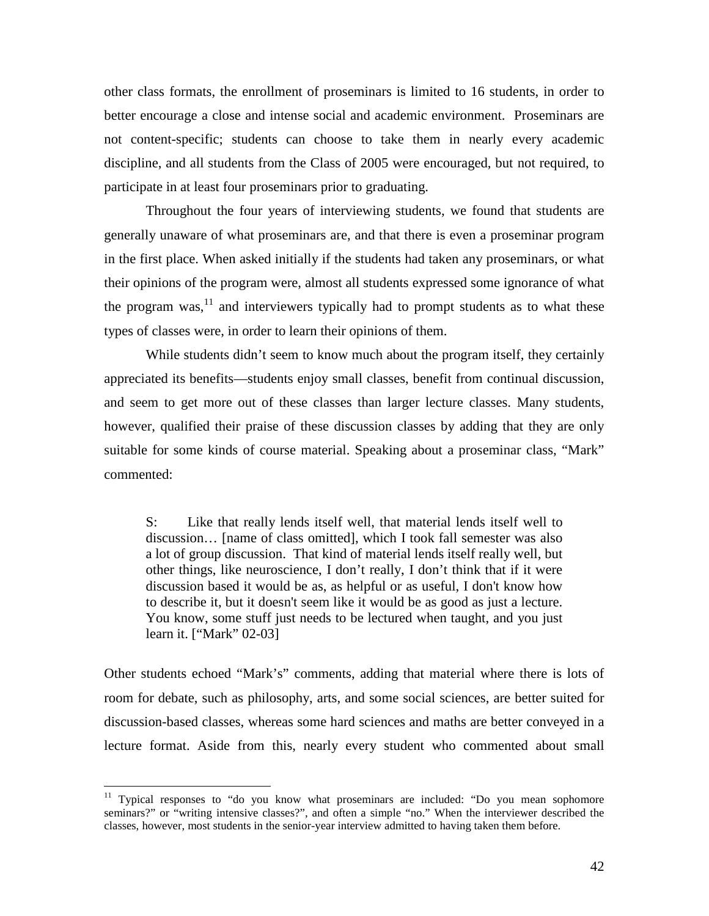other class formats, the enrollment of proseminars is limited to 16 students, in order to better encourage a close and intense social and academic environment. Proseminars are not content-specific; students can choose to take them in nearly every academic discipline, and all students from the Class of 2005 were encouraged, but not required, to participate in at least four proseminars prior to graduating.

Throughout the four years of interviewing students, we found that students are generally unaware of what proseminars are, and that there is even a proseminar program in the first place. When asked initially if the students had taken any proseminars, or what their opinions of the program were, almost all students expressed some ignorance of what the program was,[11] and interviewers typically had to prompt students as to what these types of classes were, in order to learn their opinions of them.

While students didn't seem to know much about the program itself, they certainly appreciated its benefits—students enjoy small classes, benefit from continual discussion, and seem to get more out of these classes than larger lecture classes. Many students, however, qualified their praise of these discussion classes by adding that they are only suitable for some kinds of course material. Speaking about a proseminar class, "Mark" commented:

> S: Like that really lends itself well, that material lends itself well to discussion… [name of class omitted], which I took fall semester was also a lot of group discussion. That kind of material lends itself really well, but other things, like neuroscience, I don't really, I don't think that if it were discussion based it would be as, as helpful or as useful, I don't know how to describe it, but it doesn't seem like it would be as good as just a lecture. You know, some stuff just needs to be lectured when taught, and you just learn it. ["Mark" 02-03]

Other students echoed "Mark's" comments, adding that material where there is lots of room for debate, such as philosophy, arts, and some social sciences, are better suited for discussion-based classes, whereas some hard sciences and maths are better conveyed in a lecture format. Aside from this, nearly every student who commented about small

---

[11] Typical responses to "do you know what proseminars are included: "Do you mean sophomore seminars?" or "writing intensive classes?", and often a simple "no." When the interviewer described the classes, however, most students in the senior-year interview admitted to having taken them before.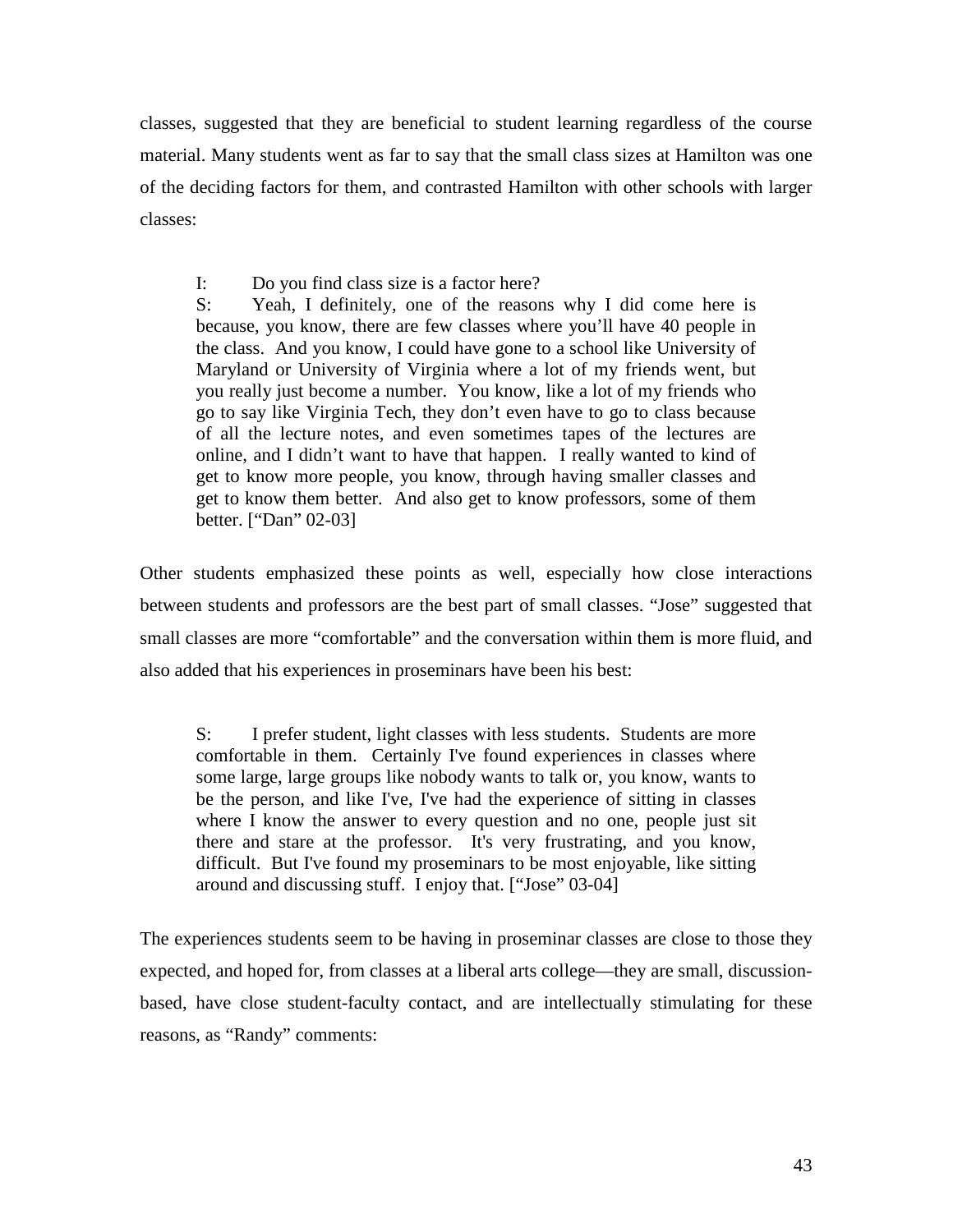classes, suggested that they are beneficial to student learning regardless of the course material. Many students went as far to say that the small class sizes at Hamilton was one of the deciding factors for them, and contrasted Hamilton with other schools with larger classes:

> I: Do you find class size is a factor here?
>
> S: Yeah, I definitely, one of the reasons why I did come here is because, you know, there are few classes where you'll have 40 people in the class. And you know, I could have gone to a school like University of Maryland or University of Virginia where a lot of my friends went, but you really just become a number. You know, like a lot of my friends who go to say like Virginia Tech, they don't even have to go to class because of all the lecture notes, and even sometimes tapes of the lectures are online, and I didn't want to have that happen. I really wanted to kind of get to know more people, you know, through having smaller classes and get to know them better. And also get to know professors, some of them better. ["Dan" 02-03]

Other students emphasized these points as well, especially how close interactions between students and professors are the best part of small classes. "Jose" suggested that small classes are more "comfortable" and the conversation within them is more fluid, and also added that his experiences in proseminars have been his best:

> S: I prefer student, light classes with less students. Students are more comfortable in them. Certainly I've found experiences in classes where some large, large groups like nobody wants to talk or, you know, wants to be the person, and like I've, I've had the experience of sitting in classes where I know the answer to every question and no one, people just sit there and stare at the professor. It's very frustrating, and you know, difficult. But I've found my proseminars to be most enjoyable, like sitting around and discussing stuff. I enjoy that. ["Jose" 03-04]

The experiences students seem to be having in proseminar classes are close to those they expected, and hoped for, from classes at a liberal arts college—they are small, discussion-based, have close student-faculty contact, and are intellectually stimulating for these reasons, as "Randy" comments: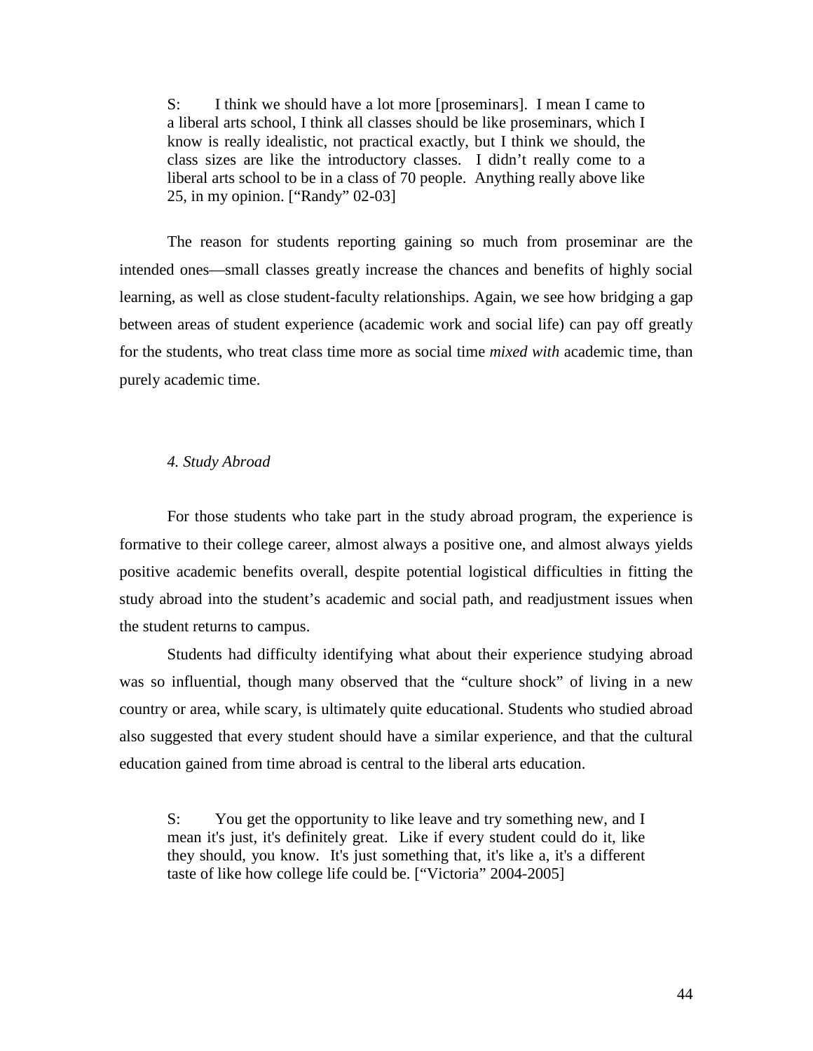> S: I think we should have a lot more [proseminars]. I mean I came to a liberal arts school, I think all classes should be like proseminars, which I know is really idealistic, not practical exactly, but I think we should, the class sizes are like the introductory classes. I didn't really come to a liberal arts school to be in a class of 70 people. Anything really above like 25, in my opinion. ["Randy" 02-03]

The reason for students reporting gaining so much from proseminar are the intended ones—small classes greatly increase the chances and benefits of highly social learning, as well as close student-faculty relationships. Again, we see how bridging a gap between areas of student experience (academic work and social life) can pay off greatly for the students, who treat class time more as social time *mixed with* academic time, than purely academic time.

### *4. Study Abroad*

For those students who take part in the study abroad program, the experience is formative to their college career, almost always a positive one, and almost always yields positive academic benefits overall, despite potential logistical difficulties in fitting the study abroad into the student's academic and social path, and readjustment issues when the student returns to campus.

Students had difficulty identifying what about their experience studying abroad was so influential, though many observed that the "culture shock" of living in a new country or area, while scary, is ultimately quite educational. Students who studied abroad also suggested that every student should have a similar experience, and that the cultural education gained from time abroad is central to the liberal arts education.

> S: You get the opportunity to like leave and try something new, and I mean it's just, it's definitely great. Like if every student could do it, like they should, you know. It's just something that, it's like a, it's a different taste of like how college life could be. ["Victoria" 2004-2005]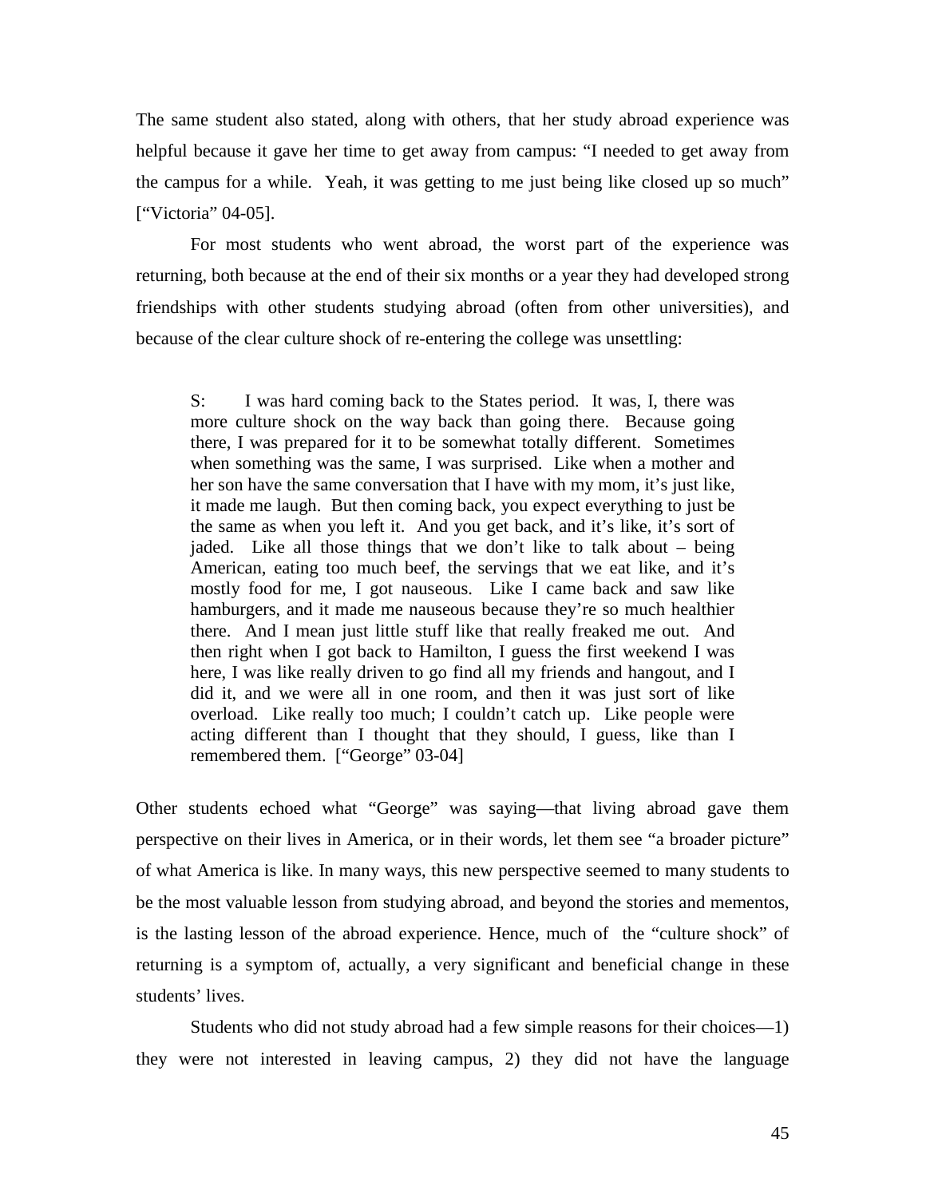The same student also stated, along with others, that her study abroad experience was helpful because it gave her time to get away from campus: "I needed to get away from the campus for a while. Yeah, it was getting to me just being like closed up so much" ["Victoria" 04-05].

For most students who went abroad, the worst part of the experience was returning, both because at the end of their six months or a year they had developed strong friendships with other students studying abroad (often from other universities), and because of the clear culture shock of re-entering the college was unsettling:

> S: I was hard coming back to the States period. It was, I, there was more culture shock on the way back than going there. Because going there, I was prepared for it to be somewhat totally different. Sometimes when something was the same, I was surprised. Like when a mother and her son have the same conversation that I have with my mom, it's just like, it made me laugh. But then coming back, you expect everything to just be the same as when you left it. And you get back, and it's like, it's sort of jaded. Like all those things that we don't like to talk about – being American, eating too much beef, the servings that we eat like, and it's mostly food for me, I got nauseous. Like I came back and saw like hamburgers, and it made me nauseous because they're so much healthier there. And I mean just little stuff like that really freaked me out. And then right when I got back to Hamilton, I guess the first weekend I was here, I was like really driven to go find all my friends and hangout, and I did it, and we were all in one room, and then it was just sort of like overload. Like really too much; I couldn't catch up. Like people were acting different than I thought that they should, I guess, like than I remembered them. ["George" 03-04]

Other students echoed what "George" was saying—that living abroad gave them perspective on their lives in America, or in their words, let them see "a broader picture" of what America is like. In many ways, this new perspective seemed to many students to be the most valuable lesson from studying abroad, and beyond the stories and mementos, is the lasting lesson of the abroad experience. Hence, much of the "culture shock" of returning is a symptom of, actually, a very significant and beneficial change in these students' lives.

Students who did not study abroad had a few simple reasons for their choices—1) they were not interested in leaving campus, 2) they did not have the language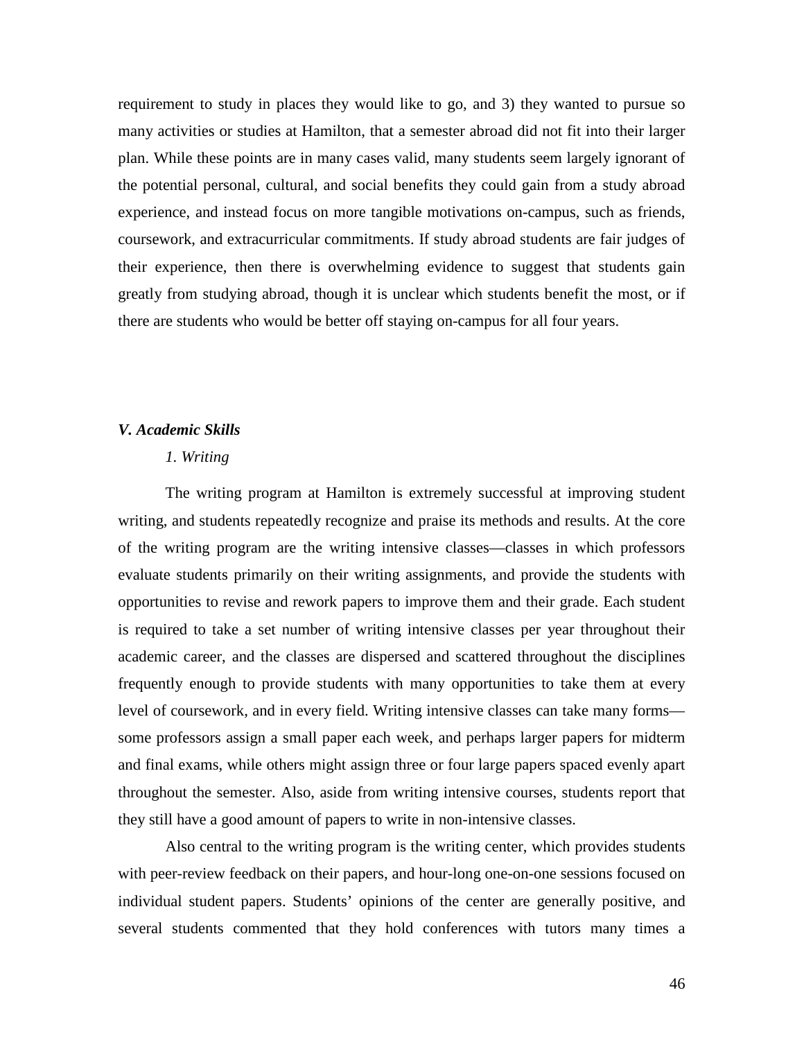requirement to study in places they would like to go, and 3) they wanted to pursue so many activities or studies at Hamilton, that a semester abroad did not fit into their larger plan. While these points are in many cases valid, many students seem largely ignorant of the potential personal, cultural, and social benefits they could gain from a study abroad experience, and instead focus on more tangible motivations on-campus, such as friends, coursework, and extracurricular commitments. If study abroad students are fair judges of their experience, then there is overwhelming evidence to suggest that students gain greatly from studying abroad, though it is unclear which students benefit the most, or if there are students who would be better off staying on-campus for all four years.

## *V. Academic Skills*

### *1. Writing*

The writing program at Hamilton is extremely successful at improving student writing, and students repeatedly recognize and praise its methods and results. At the core of the writing program are the writing intensive classes—classes in which professors evaluate students primarily on their writing assignments, and provide the students with opportunities to revise and rework papers to improve them and their grade. Each student is required to take a set number of writing intensive classes per year throughout their academic career, and the classes are dispersed and scattered throughout the disciplines frequently enough to provide students with many opportunities to take them at every level of coursework, and in every field. Writing intensive classes can take many forms—some professors assign a small paper each week, and perhaps larger papers for midterm and final exams, while others might assign three or four large papers spaced evenly apart throughout the semester. Also, aside from writing intensive courses, students report that they still have a good amount of papers to write in non-intensive classes.

Also central to the writing program is the writing center, which provides students with peer-review feedback on their papers, and hour-long one-on-one sessions focused on individual student papers. Students' opinions of the center are generally positive, and several students commented that they hold conferences with tutors many times a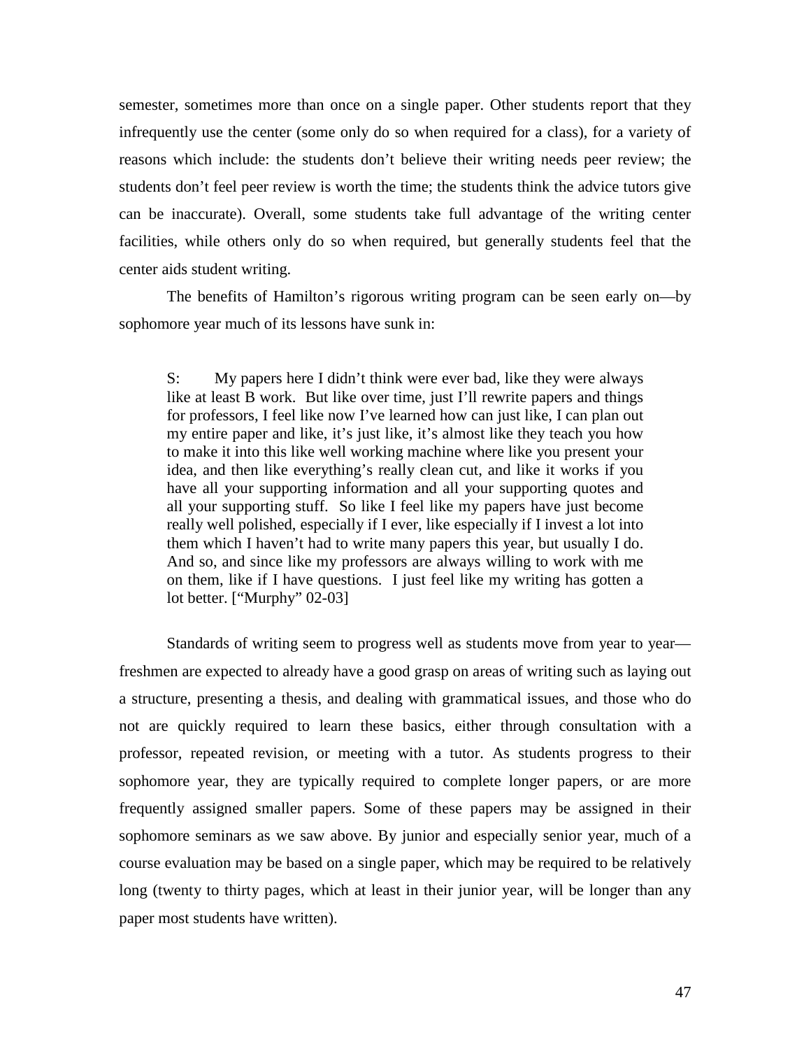semester, sometimes more than once on a single paper. Other students report that they infrequently use the center (some only do so when required for a class), for a variety of reasons which include: the students don't believe their writing needs peer review; the students don't feel peer review is worth the time; the students think the advice tutors give can be inaccurate). Overall, some students take full advantage of the writing center facilities, while others only do so when required, but generally students feel that the center aids student writing.

The benefits of Hamilton's rigorous writing program can be seen early on—by sophomore year much of its lessons have sunk in:

> S: My papers here I didn't think were ever bad, like they were always like at least B work. But like over time, just I'll rewrite papers and things for professors, I feel like now I've learned how can just like, I can plan out my entire paper and like, it's just like, it's almost like they teach you how to make it into this like well working machine where like you present your idea, and then like everything's really clean cut, and like it works if you have all your supporting information and all your supporting quotes and all your supporting stuff. So like I feel like my papers have just become really well polished, especially if I ever, like especially if I invest a lot into them which I haven't had to write many papers this year, but usually I do. And so, and since like my professors are always willing to work with me on them, like if I have questions. I just feel like my writing has gotten a lot better. ["Murphy" 02-03]

Standards of writing seem to progress well as students move from year to year—freshmen are expected to already have a good grasp on areas of writing such as laying out a structure, presenting a thesis, and dealing with grammatical issues, and those who do not are quickly required to learn these basics, either through consultation with a professor, repeated revision, or meeting with a tutor. As students progress to their sophomore year, they are typically required to complete longer papers, or are more frequently assigned smaller papers. Some of these papers may be assigned in their sophomore seminars as we saw above. By junior and especially senior year, much of a course evaluation may be based on a single paper, which may be required to be relatively long (twenty to thirty pages, which at least in their junior year, will be longer than any paper most students have written).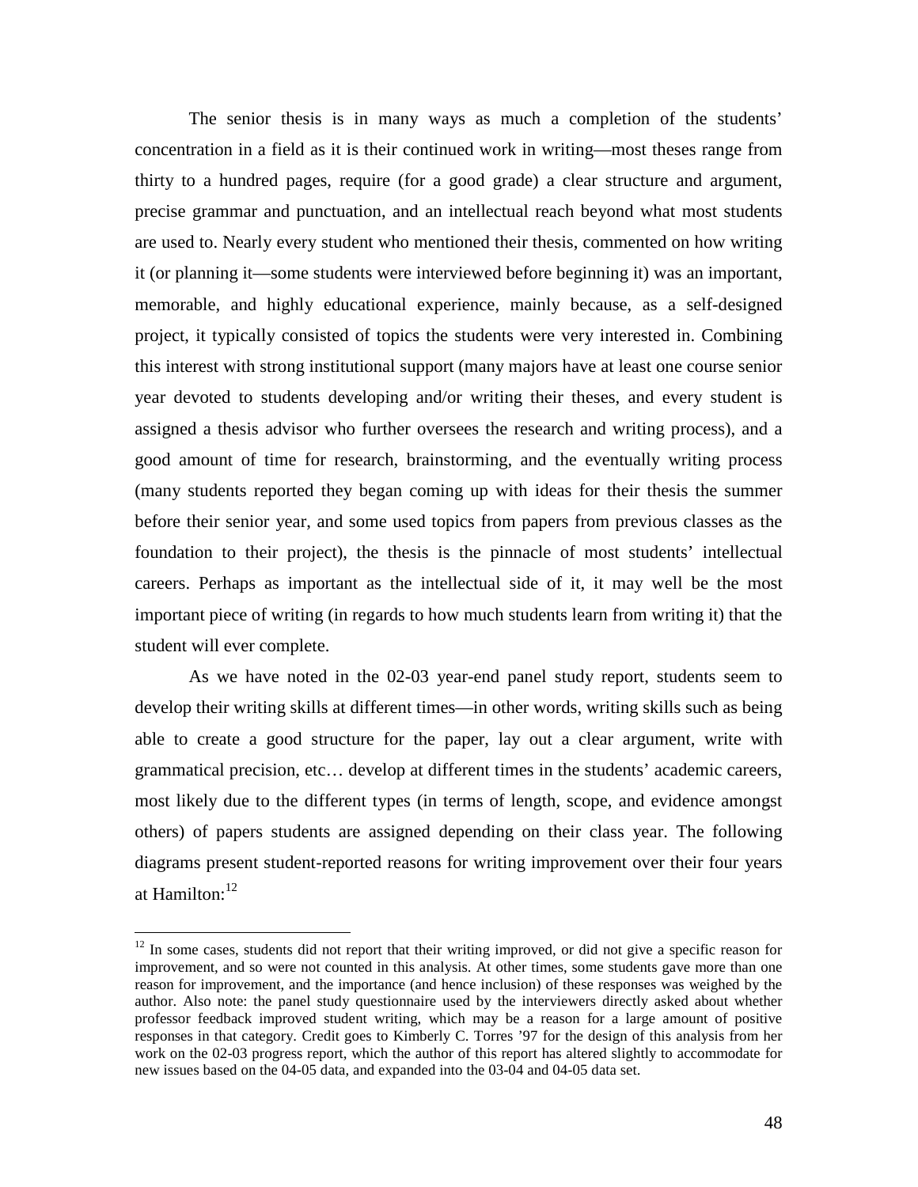The senior thesis is in many ways as much a completion of the students' concentration in a field as it is their continued work in writing—most theses range from thirty to a hundred pages, require (for a good grade) a clear structure and argument, precise grammar and punctuation, and an intellectual reach beyond what most students are used to. Nearly every student who mentioned their thesis, commented on how writing it (or planning it—some students were interviewed before beginning it) was an important, memorable, and highly educational experience, mainly because, as a self-designed project, it typically consisted of topics the students were very interested in. Combining this interest with strong institutional support (many majors have at least one course senior year devoted to students developing and/or writing their theses, and every student is assigned a thesis advisor who further oversees the research and writing process), and a good amount of time for research, brainstorming, and the eventually writing process (many students reported they began coming up with ideas for their thesis the summer before their senior year, and some used topics from papers from previous classes as the foundation to their project), the thesis is the pinnacle of most students' intellectual careers. Perhaps as important as the intellectual side of it, it may well be the most important piece of writing (in regards to how much students learn from writing it) that the student will ever complete.

As we have noted in the 02-03 year-end panel study report, students seem to develop their writing skills at different times—in other words, writing skills such as being able to create a good structure for the paper, lay out a clear argument, write with grammatical precision, etc… develop at different times in the students' academic careers, most likely due to the different types (in terms of length, scope, and evidence amongst others) of papers students are assigned depending on their class year. The following diagrams present student-reported reasons for writing improvement over their four years at Hamilton:[12]

---

[12] In some cases, students did not report that their writing improved, or did not give a specific reason for improvement, and so were not counted in this analysis. At other times, some students gave more than one reason for improvement, and the importance (and hence inclusion) of these responses was weighed by the author. Also note: the panel study questionnaire used by the interviewers directly asked about whether professor feedback improved student writing, which may be a reason for a large amount of positive responses in that category. Credit goes to Kimberly C. Torres '97 for the design of this analysis from her work on the 02-03 progress report, which the author of this report has altered slightly to accommodate for new issues based on the 04-05 data, and expanded into the 03-04 and 04-05 data set.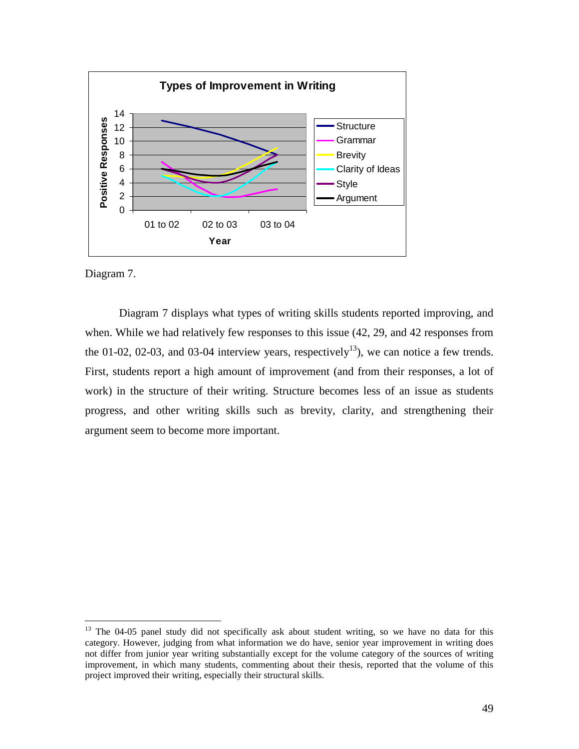Diagram 7.

Diagram 7 displays what types of writing skills students reported improving, and when. While we had relatively few responses to this issue (42, 29, and 42 responses from the 01-02, 02-03, and 03-04 interview years, respectively[13]), we can notice a few trends. First, students report a high amount of improvement (and from their responses, a lot of work) in the structure of their writing. Structure becomes less of an issue as students progress, and other writing skills such as brevity, clarity, and strengthening their argument seem to become more important.

---

[13] The 04-05 panel study did not specifically ask about student writing, so we have no data for this category. However, judging from what information we do have, senior year improvement in writing does not differ from junior year writing substantially except for the volume category of the sources of writing improvement, in which many students, commenting about their thesis, reported that the volume of this project improved their writing, especially their structural skills.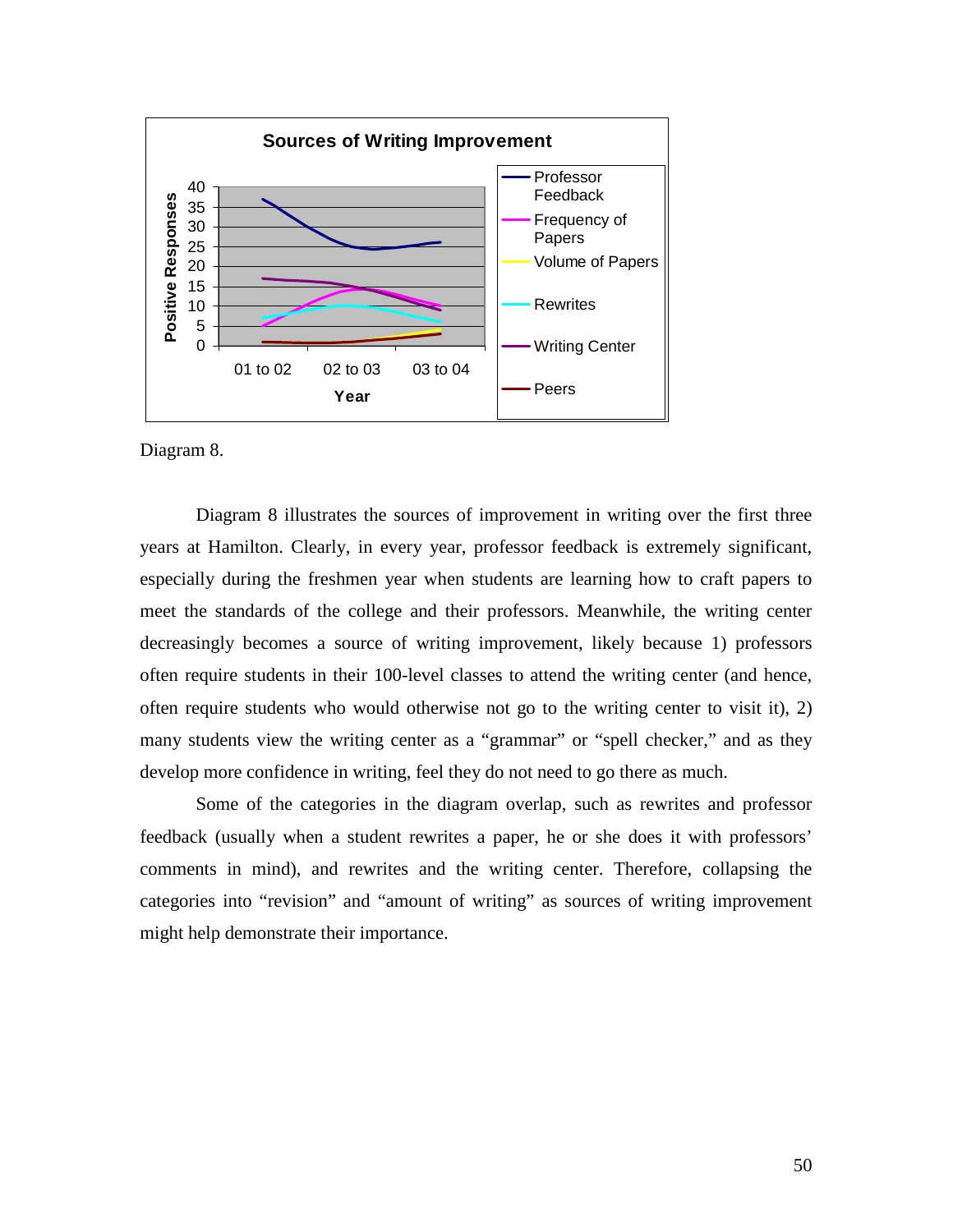Diagram 8.

Diagram 8 illustrates the sources of improvement in writing over the first three years at Hamilton. Clearly, in every year, professor feedback is extremely significant, especially during the freshmen year when students are learning how to craft papers to meet the standards of the college and their professors. Meanwhile, the writing center decreasingly becomes a source of writing improvement, likely because 1) professors often require students in their 100-level classes to attend the writing center (and hence, often require students who would otherwise not go to the writing center to visit it), 2) many students view the writing center as a "grammar" or "spell checker," and as they develop more confidence in writing, feel they do not need to go there as much.

Some of the categories in the diagram overlap, such as rewrites and professor feedback (usually when a student rewrites a paper, he or she does it with professors' comments in mind), and rewrites and the writing center. Therefore, collapsing the categories into "revision" and "amount of writing" as sources of writing improvement might help demonstrate their importance.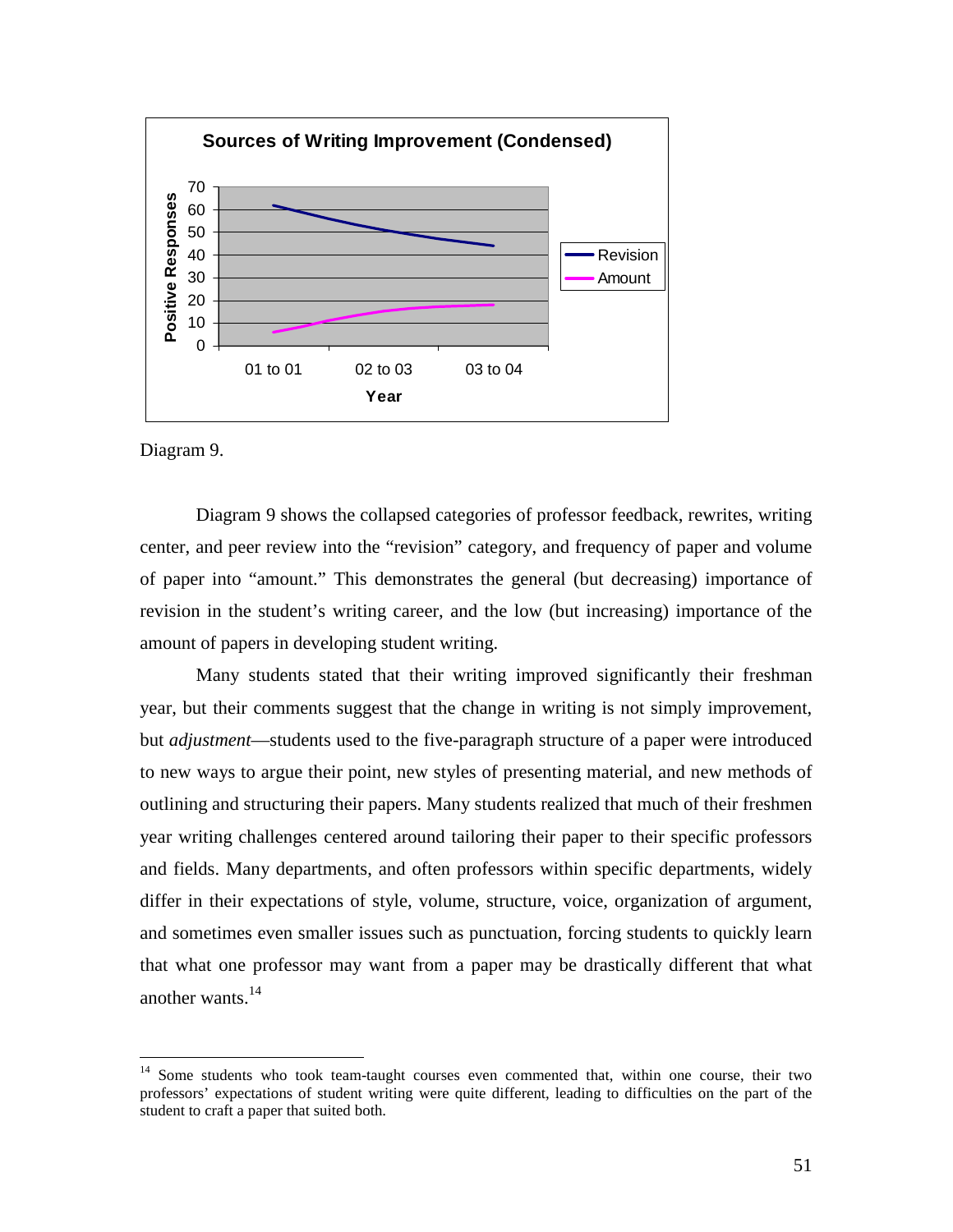Diagram 9.

Diagram 9 shows the collapsed categories of professor feedback, rewrites, writing center, and peer review into the "revision" category, and frequency of paper and volume of paper into "amount." This demonstrates the general (but decreasing) importance of revision in the student's writing career, and the low (but increasing) importance of the amount of papers in developing student writing.

Many students stated that their writing improved significantly their freshman year, but their comments suggest that the change in writing is not simply improvement, but *adjustment*—students used to the five-paragraph structure of a paper were introduced to new ways to argue their point, new styles of presenting material, and new methods of outlining and structuring their papers. Many students realized that much of their freshmen year writing challenges centered around tailoring their paper to their specific professors and fields. Many departments, and often professors within specific departments, widely differ in their expectations of style, volume, structure, voice, organization of argument, and sometimes even smaller issues such as punctuation, forcing students to quickly learn that what one professor may want from a paper may be drastically different that what another wants.[14]

[14] Some students who took team-taught courses even commented that, within one course, their two professors' expectations of student writing were quite different, leading to difficulties on the part of the student to craft a paper that suited both.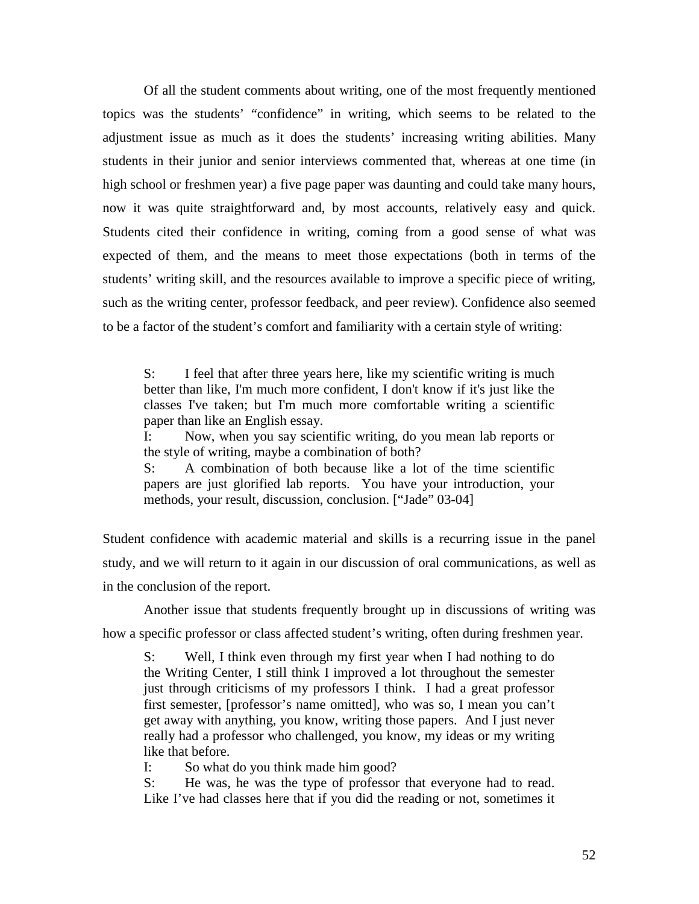Of all the student comments about writing, one of the most frequently mentioned topics was the students' "confidence" in writing, which seems to be related to the adjustment issue as much as it does the students' increasing writing abilities. Many students in their junior and senior interviews commented that, whereas at one time (in high school or freshmen year) a five page paper was daunting and could take many hours, now it was quite straightforward and, by most accounts, relatively easy and quick. Students cited their confidence in writing, coming from a good sense of what was expected of them, and the means to meet those expectations (both in terms of the students' writing skill, and the resources available to improve a specific piece of writing, such as the writing center, professor feedback, and peer review). Confidence also seemed to be a factor of the student's comfort and familiarity with a certain style of writing:

> S: I feel that after three years here, like my scientific writing is much better than like, I'm much more confident, I don't know if it's just like the classes I've taken; but I'm much more comfortable writing a scientific paper than like an English essay.
>
> I: Now, when you say scientific writing, do you mean lab reports or the style of writing, maybe a combination of both?
>
> S: A combination of both because like a lot of the time scientific papers are just glorified lab reports. You have your introduction, your methods, your result, discussion, conclusion. ["Jade" 03-04]

Student confidence with academic material and skills is a recurring issue in the panel study, and we will return to it again in our discussion of oral communications, as well as in the conclusion of the report.

Another issue that students frequently brought up in discussions of writing was how a specific professor or class affected student's writing, often during freshmen year.

> S: Well, I think even through my first year when I had nothing to do the Writing Center, I still think I improved a lot throughout the semester just through criticisms of my professors I think. I had a great professor first semester, [professor's name omitted], who was so, I mean you can't get away with anything, you know, writing those papers. And I just never really had a professor who challenged, you know, my ideas or my writing like that before.
>
> I: So what do you think made him good?
>
> S: He was, he was the type of professor that everyone had to read. Like I've had classes here that if you did the reading or not, sometimes it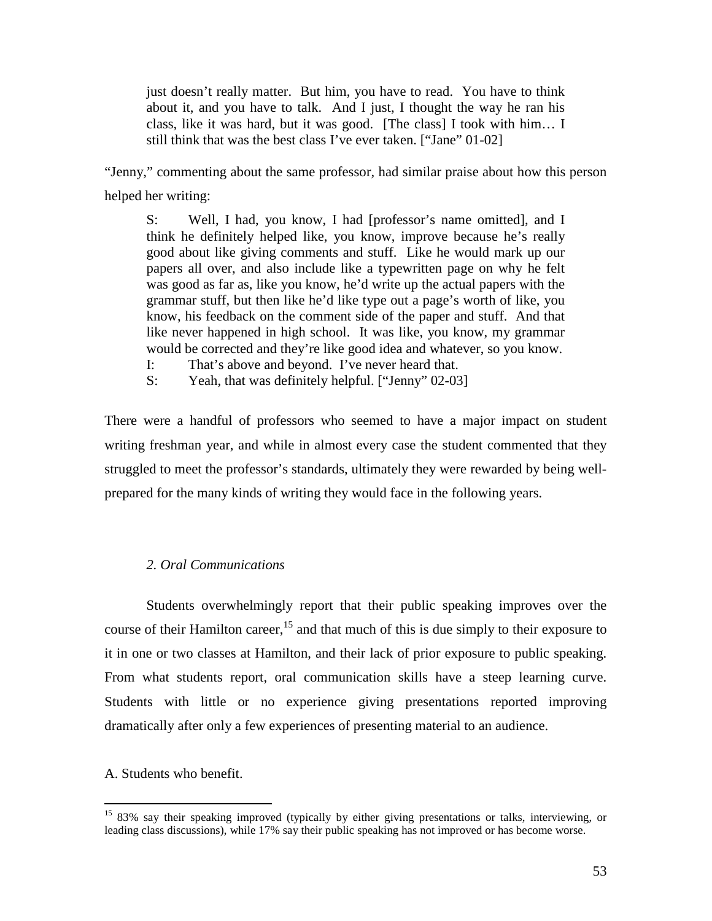> just doesn't really matter. But him, you have to read. You have to think about it, and you have to talk. And I just, I thought the way he ran his class, like it was hard, but it was good. [The class] I took with him… I still think that was the best class I've ever taken. ["Jane" 01-02]

"Jenny," commenting about the same professor, had similar praise about how this person helped her writing:

> S: Well, I had, you know, I had [professor's name omitted], and I think he definitely helped like, you know, improve because he's really good about like giving comments and stuff. Like he would mark up our papers all over, and also include like a typewritten page on why he felt was good as far as, like you know, he'd write up the actual papers with the grammar stuff, but then like he'd like type out a page's worth of like, you know, his feedback on the comment side of the paper and stuff. And that like never happened in high school. It was like, you know, my grammar would be corrected and they're like good idea and whatever, so you know.
>
> I: That's above and beyond. I've never heard that.
>
> S: Yeah, that was definitely helpful. ["Jenny" 02-03]

There were a handful of professors who seemed to have a major impact on student writing freshman year, and while in almost every case the student commented that they struggled to meet the professor's standards, ultimately they were rewarded by being well-prepared for the many kinds of writing they would face in the following years.

### *2. Oral Communications*

Students overwhelmingly report that their public speaking improves over the course of their Hamilton career,[15] and that much of this is due simply to their exposure to it in one or two classes at Hamilton, and their lack of prior exposure to public speaking. From what students report, oral communication skills have a steep learning curve. Students with little or no experience giving presentations reported improving dramatically after only a few experiences of presenting material to an audience.

A. Students who benefit.

[15] 83% say their speaking improved (typically by either giving presentations or talks, interviewing, or leading class discussions), while 17% say their public speaking has not improved or has become worse.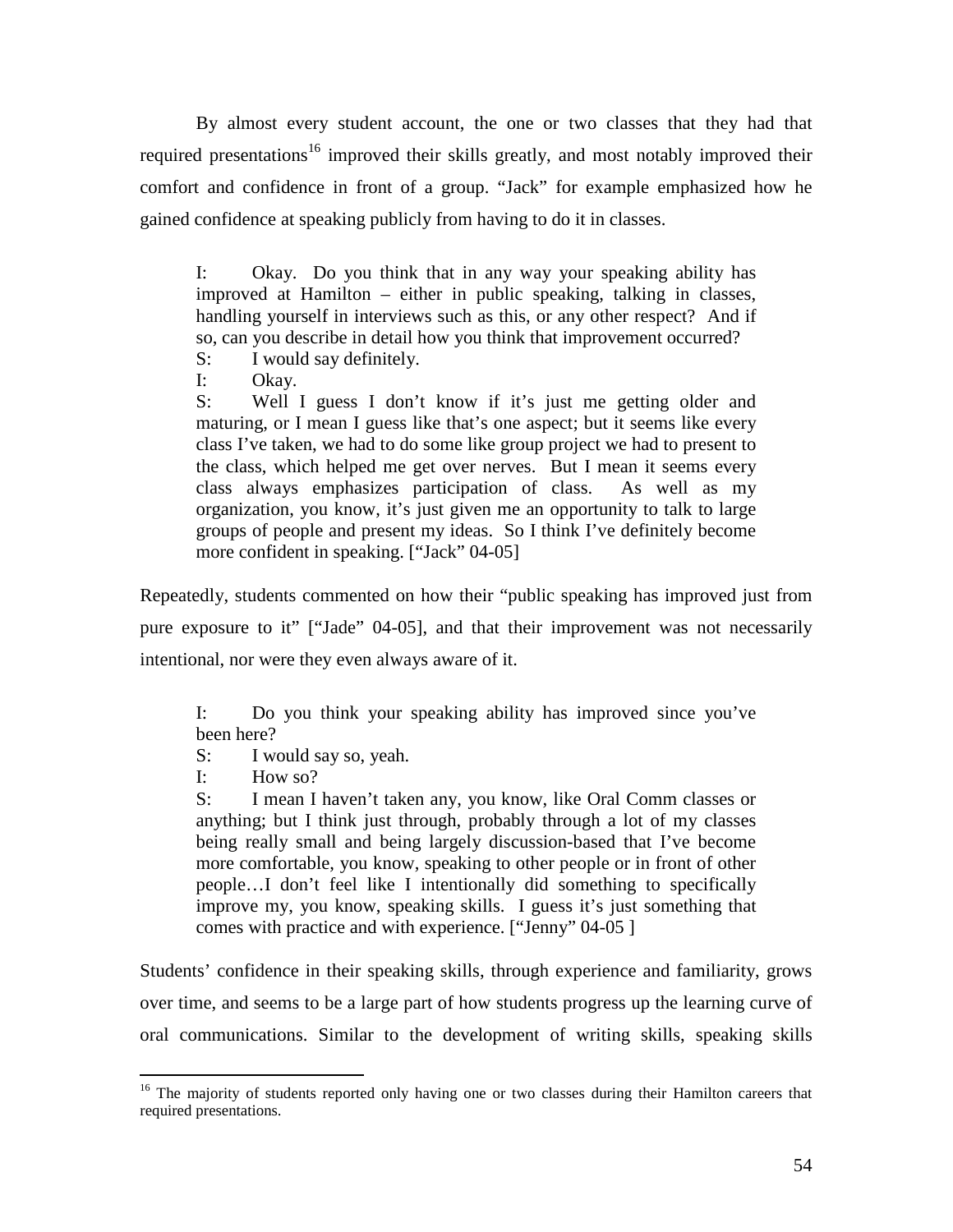By almost every student account, the one or two classes that they had that required presentations[16] improved their skills greatly, and most notably improved their comfort and confidence in front of a group. "Jack" for example emphasized how he gained confidence at speaking publicly from having to do it in classes.

> I: Okay. Do you think that in any way your speaking ability has improved at Hamilton – either in public speaking, talking in classes, handling yourself in interviews such as this, or any other respect? And if so, can you describe in detail how you think that improvement occurred?
>
> S: I would say definitely.
>
> I: Okay.
>
> S: Well I guess I don't know if it's just me getting older and maturing, or I mean I guess like that's one aspect; but it seems like every class I've taken, we had to do some like group project we had to present to the class, which helped me get over nerves. But I mean it seems every class always emphasizes participation of class. As well as my organization, you know, it's just given me an opportunity to talk to large groups of people and present my ideas. So I think I've definitely become more confident in speaking. ["Jack" 04-05]

Repeatedly, students commented on how their "public speaking has improved just from pure exposure to it" ["Jade" 04-05], and that their improvement was not necessarily intentional, nor were they even always aware of it.

> I: Do you think your speaking ability has improved since you've been here?
>
> S: I would say so, yeah.
>
> I: How so?
>
> S: I mean I haven't taken any, you know, like Oral Comm classes or anything; but I think just through, probably through a lot of my classes being really small and being largely discussion-based that I've become more comfortable, you know, speaking to other people or in front of other people…I don't feel like I intentionally did something to specifically improve my, you know, speaking skills. I guess it's just something that comes with practice and with experience. ["Jenny" 04-05 ]

Students' confidence in their speaking skills, through experience and familiarity, grows over time, and seems to be a large part of how students progress up the learning curve of oral communications. Similar to the development of writing skills, speaking skills

---

[16] The majority of students reported only having one or two classes during their Hamilton careers that required presentations.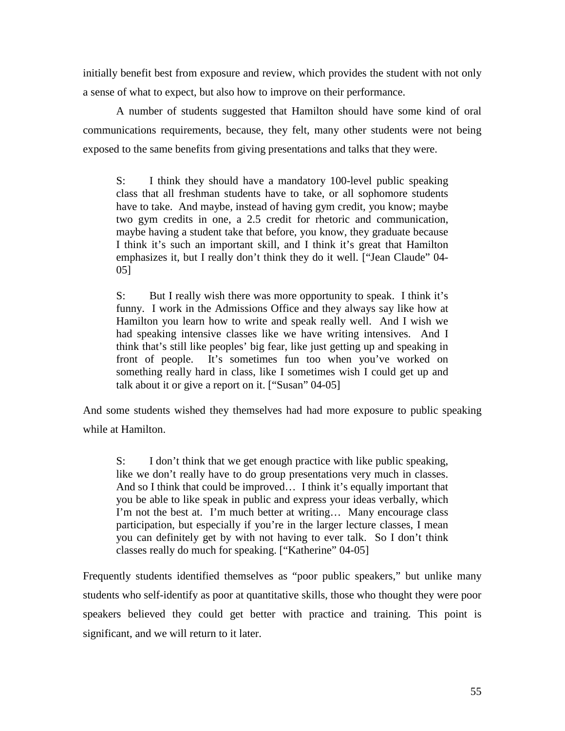initially benefit best from exposure and review, which provides the student with not only a sense of what to expect, but also how to improve on their performance.

A number of students suggested that Hamilton should have some kind of oral communications requirements, because, they felt, many other students were not being exposed to the same benefits from giving presentations and talks that they were.

> S: I think they should have a mandatory 100-level public speaking class that all freshman students have to take, or all sophomore students have to take. And maybe, instead of having gym credit, you know; maybe two gym credits in one, a 2.5 credit for rhetoric and communication, maybe having a student take that before, you know, they graduate because I think it's such an important skill, and I think it's great that Hamilton emphasizes it, but I really don't think they do it well. ["Jean Claude" 04-05]

> S: But I really wish there was more opportunity to speak. I think it's funny. I work in the Admissions Office and they always say like how at Hamilton you learn how to write and speak really well. And I wish we had speaking intensive classes like we have writing intensives. And I think that's still like peoples' big fear, like just getting up and speaking in front of people. It's sometimes fun too when you've worked on something really hard in class, like I sometimes wish I could get up and talk about it or give a report on it. ["Susan" 04-05]

And some students wished they themselves had had more exposure to public speaking while at Hamilton.

> S: I don't think that we get enough practice with like public speaking, like we don't really have to do group presentations very much in classes. And so I think that could be improved… I think it's equally important that you be able to like speak in public and express your ideas verbally, which I'm not the best at. I'm much better at writing… Many encourage class participation, but especially if you're in the larger lecture classes, I mean you can definitely get by with not having to ever talk. So I don't think classes really do much for speaking. ["Katherine" 04-05]

Frequently students identified themselves as "poor public speakers," but unlike many students who self-identify as poor at quantitative skills, those who thought they were poor speakers believed they could get better with practice and training. This point is significant, and we will return to it later.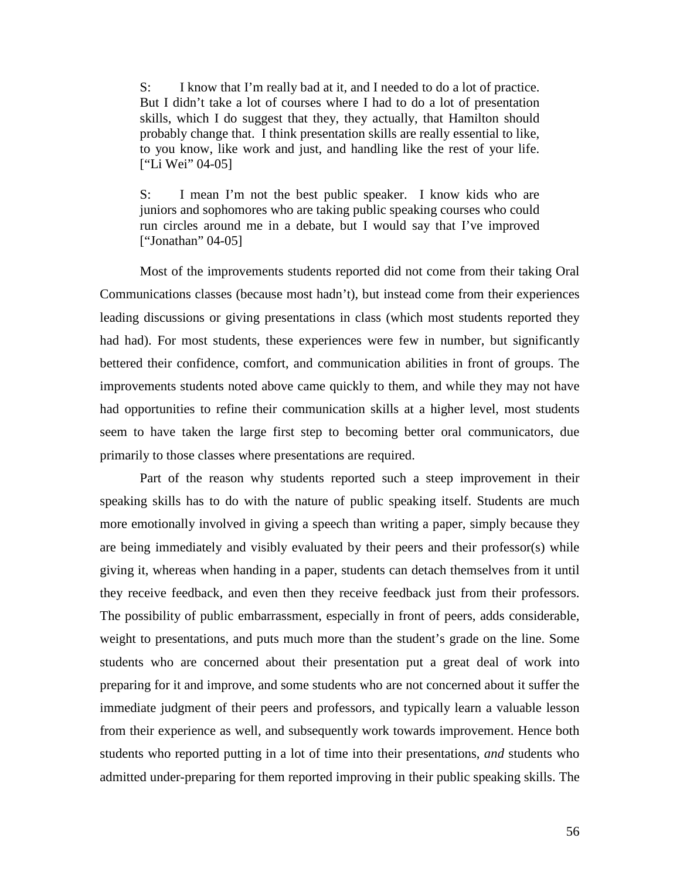> S: I know that I'm really bad at it, and I needed to do a lot of practice. But I didn't take a lot of courses where I had to do a lot of presentation skills, which I do suggest that they, they actually, that Hamilton should probably change that. I think presentation skills are really essential to like, to you know, like work and just, and handling like the rest of your life. ["Li Wei" 04-05]

> S: I mean I'm not the best public speaker. I know kids who are juniors and sophomores who are taking public speaking courses who could run circles around me in a debate, but I would say that I've improved ["Jonathan" 04-05]

Most of the improvements students reported did not come from their taking Oral Communications classes (because most hadn't), but instead come from their experiences leading discussions or giving presentations in class (which most students reported they had had). For most students, these experiences were few in number, but significantly bettered their confidence, comfort, and communication abilities in front of groups. The improvements students noted above came quickly to them, and while they may not have had opportunities to refine their communication skills at a higher level, most students seem to have taken the large first step to becoming better oral communicators, due primarily to those classes where presentations are required.

Part of the reason why students reported such a steep improvement in their speaking skills has to do with the nature of public speaking itself. Students are much more emotionally involved in giving a speech than writing a paper, simply because they are being immediately and visibly evaluated by their peers and their professor(s) while giving it, whereas when handing in a paper, students can detach themselves from it until they receive feedback, and even then they receive feedback just from their professors. The possibility of public embarrassment, especially in front of peers, adds considerable, weight to presentations, and puts much more than the student's grade on the line. Some students who are concerned about their presentation put a great deal of work into preparing for it and improve, and some students who are not concerned about it suffer the immediate judgment of their peers and professors, and typically learn a valuable lesson from their experience as well, and subsequently work towards improvement. Hence both students who reported putting in a lot of time into their presentations, *and* students who admitted under-preparing for them reported improving in their public speaking skills. The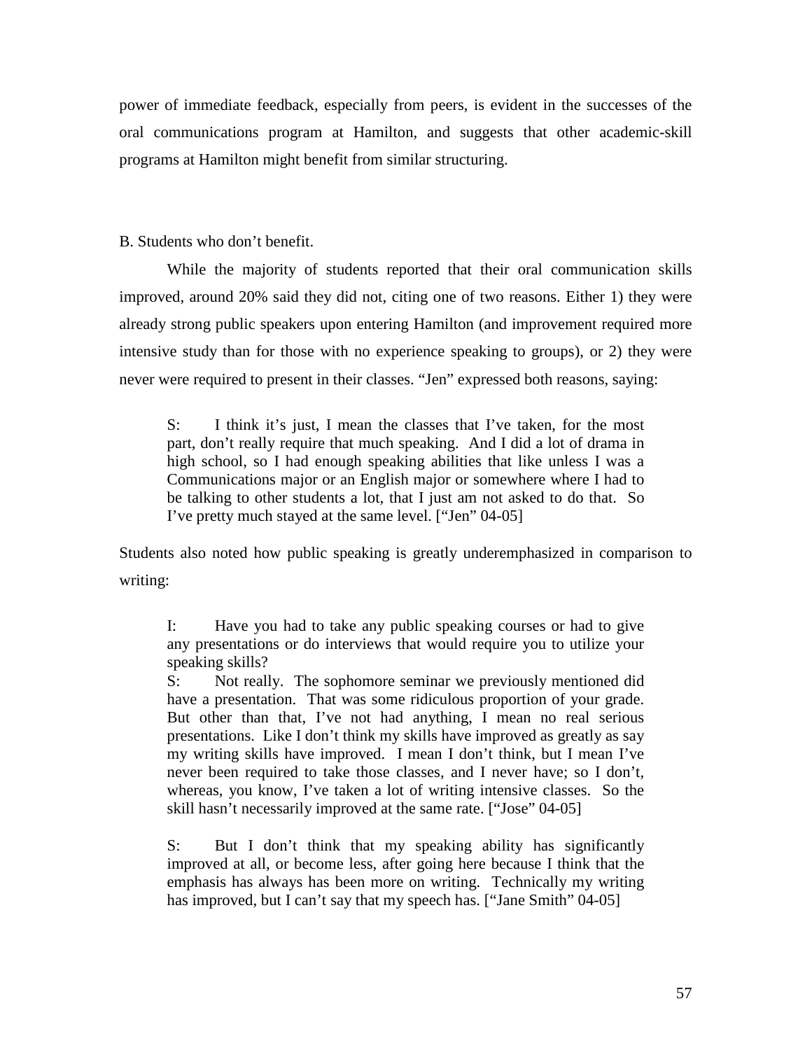power of immediate feedback, especially from peers, is evident in the successes of the oral communications program at Hamilton, and suggests that other academic-skill programs at Hamilton might benefit from similar structuring.

B. Students who don't benefit.

While the majority of students reported that their oral communication skills improved, around 20% said they did not, citing one of two reasons. Either 1) they were already strong public speakers upon entering Hamilton (and improvement required more intensive study than for those with no experience speaking to groups), or 2) they were never were required to present in their classes. "Jen" expressed both reasons, saying:

> S: I think it's just, I mean the classes that I've taken, for the most part, don't really require that much speaking. And I did a lot of drama in high school, so I had enough speaking abilities that like unless I was a Communications major or an English major or somewhere where I had to be talking to other students a lot, that I just am not asked to do that. So I've pretty much stayed at the same level. ["Jen" 04-05]

Students also noted how public speaking is greatly underemphasized in comparison to writing:

> I: Have you had to take any public speaking courses or had to give any presentations or do interviews that would require you to utilize your speaking skills?
>
> S: Not really. The sophomore seminar we previously mentioned did have a presentation. That was some ridiculous proportion of your grade. But other than that, I've not had anything, I mean no real serious presentations. Like I don't think my skills have improved as greatly as say my writing skills have improved. I mean I don't think, but I mean I've never been required to take those classes, and I never have; so I don't, whereas, you know, I've taken a lot of writing intensive classes. So the skill hasn't necessarily improved at the same rate. ["Jose" 04-05]

> S: But I don't think that my speaking ability has significantly improved at all, or become less, after going here because I think that the emphasis has always has been more on writing. Technically my writing has improved, but I can't say that my speech has. ["Jane Smith" 04-05]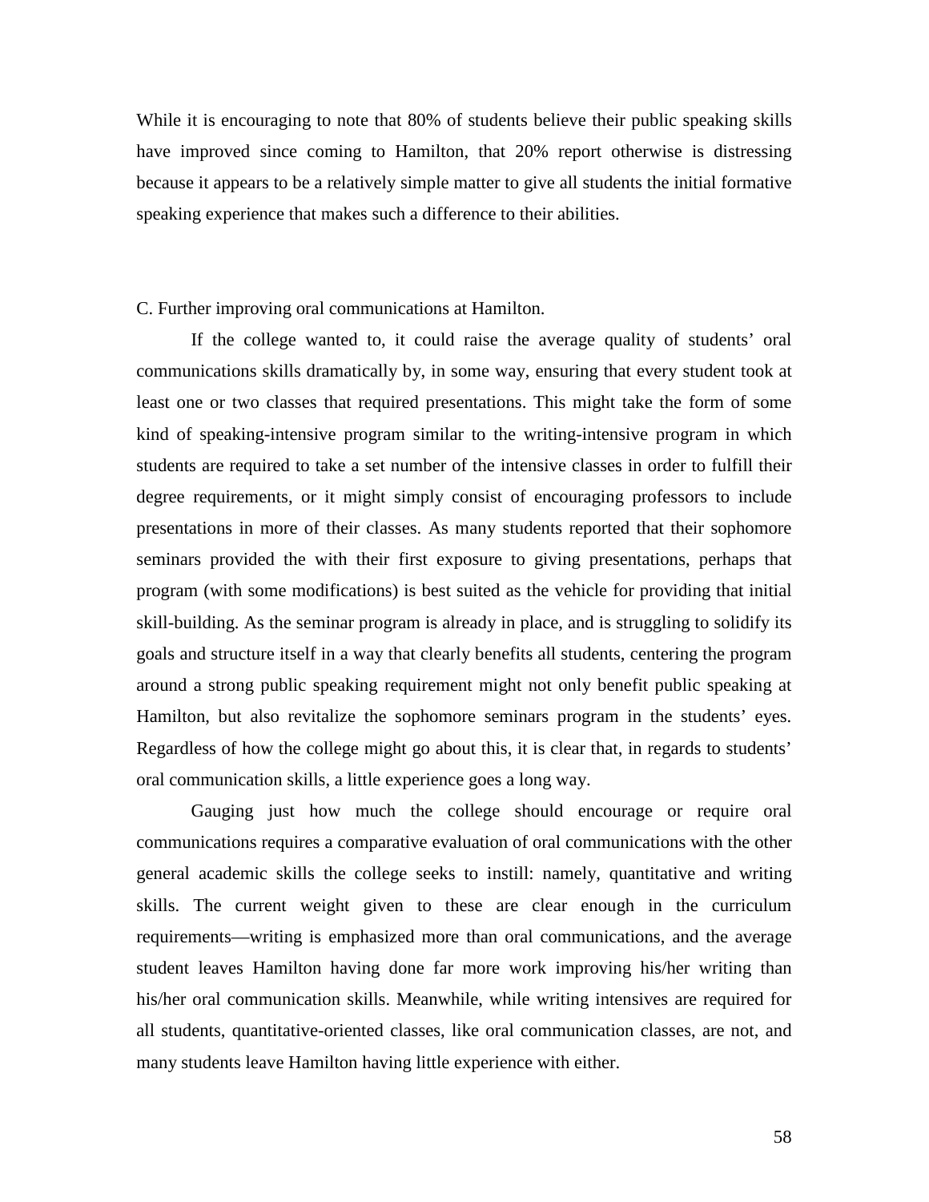While it is encouraging to note that 80% of students believe their public speaking skills have improved since coming to Hamilton, that 20% report otherwise is distressing because it appears to be a relatively simple matter to give all students the initial formative speaking experience that makes such a difference to their abilities.

C. Further improving oral communications at Hamilton.

If the college wanted to, it could raise the average quality of students' oral communications skills dramatically by, in some way, ensuring that every student took at least one or two classes that required presentations. This might take the form of some kind of speaking-intensive program similar to the writing-intensive program in which students are required to take a set number of the intensive classes in order to fulfill their degree requirements, or it might simply consist of encouraging professors to include presentations in more of their classes. As many students reported that their sophomore seminars provided the with their first exposure to giving presentations, perhaps that program (with some modifications) is best suited as the vehicle for providing that initial skill-building. As the seminar program is already in place, and is struggling to solidify its goals and structure itself in a way that clearly benefits all students, centering the program around a strong public speaking requirement might not only benefit public speaking at Hamilton, but also revitalize the sophomore seminars program in the students' eyes. Regardless of how the college might go about this, it is clear that, in regards to students' oral communication skills, a little experience goes a long way.

Gauging just how much the college should encourage or require oral communications requires a comparative evaluation of oral communications with the other general academic skills the college seeks to instill: namely, quantitative and writing skills. The current weight given to these are clear enough in the curriculum requirements—writing is emphasized more than oral communications, and the average student leaves Hamilton having done far more work improving his/her writing than his/her oral communication skills. Meanwhile, while writing intensives are required for all students, quantitative-oriented classes, like oral communication classes, are not, and many students leave Hamilton having little experience with either.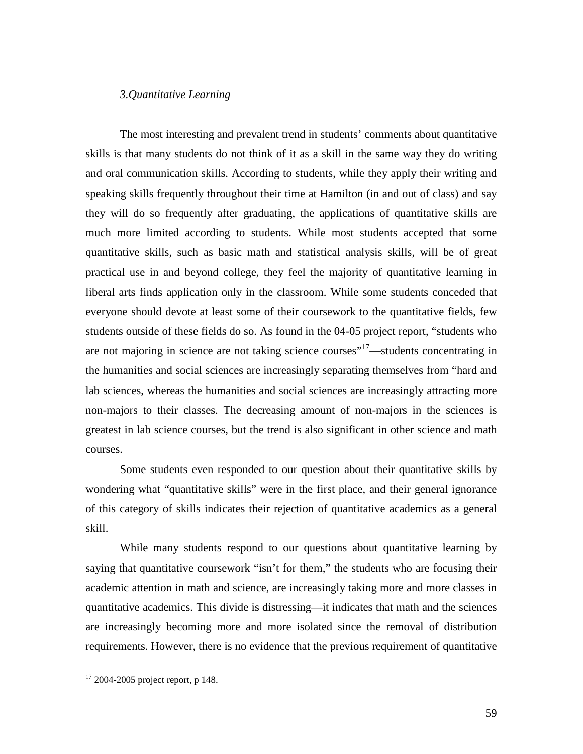### *3.Quantitative Learning*

The most interesting and prevalent trend in students' comments about quantitative skills is that many students do not think of it as a skill in the same way they do writing and oral communication skills. According to students, while they apply their writing and speaking skills frequently throughout their time at Hamilton (in and out of class) and say they will do so frequently after graduating, the applications of quantitative skills are much more limited according to students. While most students accepted that some quantitative skills, such as basic math and statistical analysis skills, will be of great practical use in and beyond college, they feel the majority of quantitative learning in liberal arts finds application only in the classroom. While some students conceded that everyone should devote at least some of their coursework to the quantitative fields, few students outside of these fields do so. As found in the 04-05 project report, "students who are not majoring in science are not taking science courses"[17]—students concentrating in the humanities and social sciences are increasingly separating themselves from "hard and lab sciences, whereas the humanities and social sciences are increasingly attracting more non-majors to their classes. The decreasing amount of non-majors in the sciences is greatest in lab science courses, but the trend is also significant in other science and math courses.

Some students even responded to our question about their quantitative skills by wondering what "quantitative skills" were in the first place, and their general ignorance of this category of skills indicates their rejection of quantitative academics as a general skill.

While many students respond to our questions about quantitative learning by saying that quantitative coursework "isn't for them," the students who are focusing their academic attention in math and science, are increasingly taking more and more classes in quantitative academics. This divide is distressing—it indicates that math and the sciences are increasingly becoming more and more isolated since the removal of distribution requirements. However, there is no evidence that the previous requirement of quantitative

---

[17] 2004-2005 project report, p 148.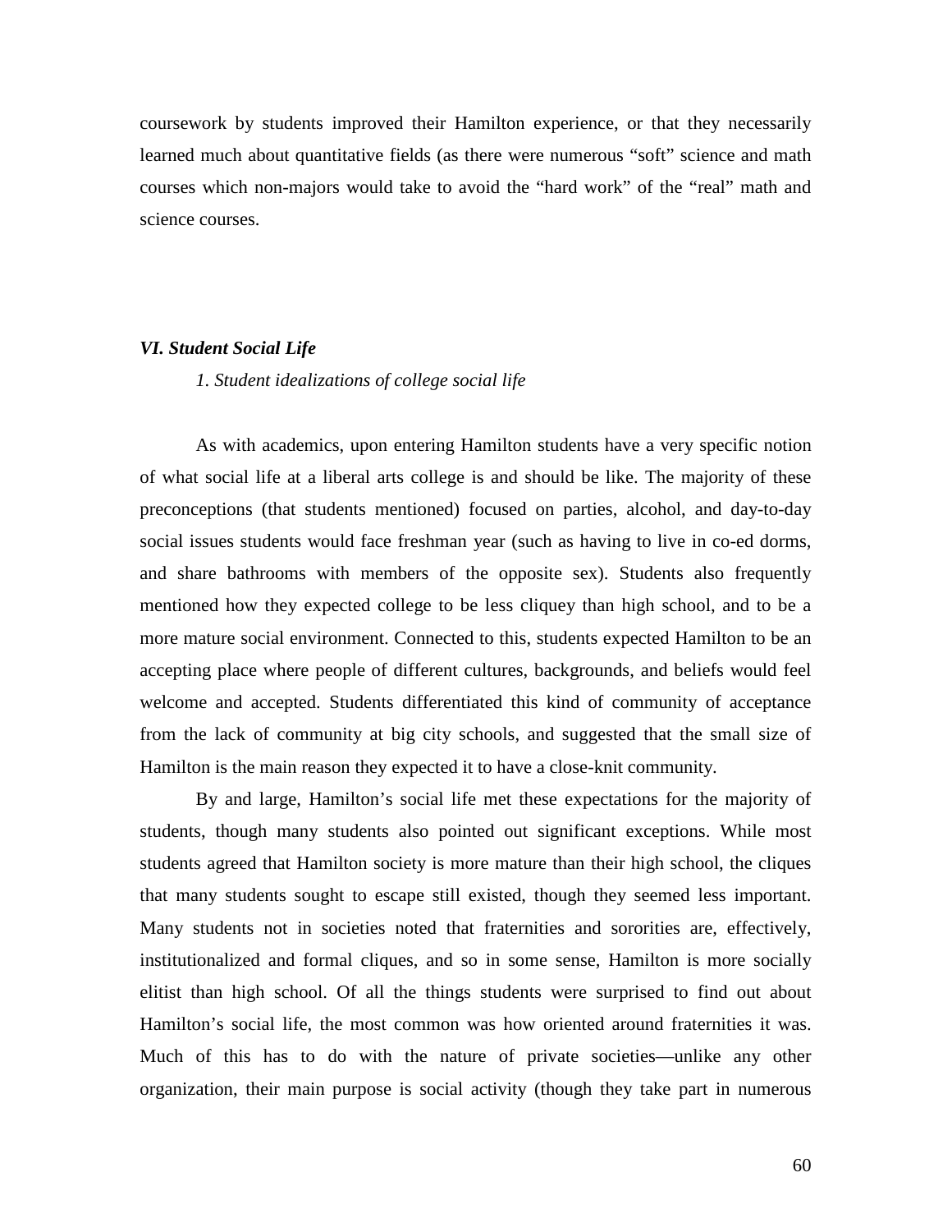coursework by students improved their Hamilton experience, or that they necessarily learned much about quantitative fields (as there were numerous “soft” science and math courses which non-majors would take to avoid the “hard work” of the “real” math and science courses.

### *VI. Student Social Life*

#### *1. Student idealizations of college social life*

As with academics, upon entering Hamilton students have a very specific notion of what social life at a liberal arts college is and should be like. The majority of these preconceptions (that students mentioned) focused on parties, alcohol, and day-to-day social issues students would face freshman year (such as having to live in co-ed dorms, and share bathrooms with members of the opposite sex). Students also frequently mentioned how they expected college to be less cliquey than high school, and to be a more mature social environment. Connected to this, students expected Hamilton to be an accepting place where people of different cultures, backgrounds, and beliefs would feel welcome and accepted. Students differentiated this kind of community of acceptance from the lack of community at big city schools, and suggested that the small size of Hamilton is the main reason they expected it to have a close-knit community.

By and large, Hamilton’s social life met these expectations for the majority of students, though many students also pointed out significant exceptions. While most students agreed that Hamilton society is more mature than their high school, the cliques that many students sought to escape still existed, though they seemed less important. Many students not in societies noted that fraternities and sororities are, effectively, institutionalized and formal cliques, and so in some sense, Hamilton is more socially elitist than high school. Of all the things students were surprised to find out about Hamilton’s social life, the most common was how oriented around fraternities it was. Much of this has to do with the nature of private societies—unlike any other organization, their main purpose is social activity (though they take part in numerous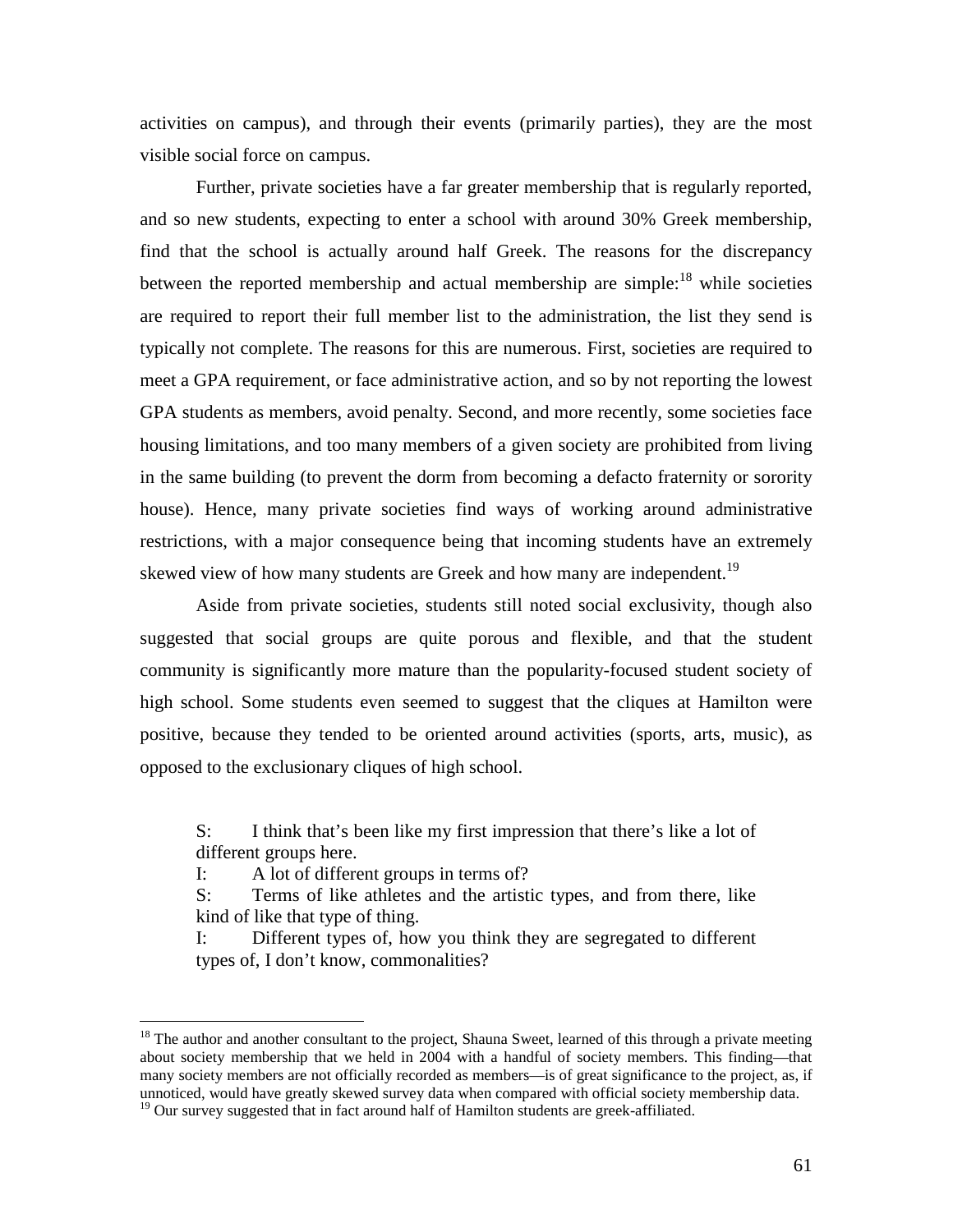activities on campus), and through their events (primarily parties), they are the most visible social force on campus.

Further, private societies have a far greater membership that is regularly reported, and so new students, expecting to enter a school with around 30% Greek membership, find that the school is actually around half Greek. The reasons for the discrepancy between the reported membership and actual membership are simple:[18] while societies are required to report their full member list to the administration, the list they send is typically not complete. The reasons for this are numerous. First, societies are required to meet a GPA requirement, or face administrative action, and so by not reporting the lowest GPA students as members, avoid penalty. Second, and more recently, some societies face housing limitations, and too many members of a given society are prohibited from living in the same building (to prevent the dorm from becoming a defacto fraternity or sorority house). Hence, many private societies find ways of working around administrative restrictions, with a major consequence being that incoming students have an extremely skewed view of how many students are Greek and how many are independent.[19]

Aside from private societies, students still noted social exclusivity, though also suggested that social groups are quite porous and flexible, and that the student community is significantly more mature than the popularity-focused student society of high school. Some students even seemed to suggest that the cliques at Hamilton were positive, because they tended to be oriented around activities (sports, arts, music), as opposed to the exclusionary cliques of high school.

> S: I think that's been like my first impression that there's like a lot of different groups here.
>
> I: A lot of different groups in terms of?
>
> S: Terms of like athletes and the artistic types, and from there, like kind of like that type of thing.
>
> I: Different types of, how you think they are segregated to different types of, I don't know, commonalities?

---

[18] The author and another consultant to the project, Shauna Sweet, learned of this through a private meeting about society membership that we held in 2004 with a handful of society members. This finding—that many society members are not officially recorded as members—is of great significance to the project, as, if unnoticed, would have greatly skewed survey data when compared with official society membership data.

[19] Our survey suggested that in fact around half of Hamilton students are greek-affiliated.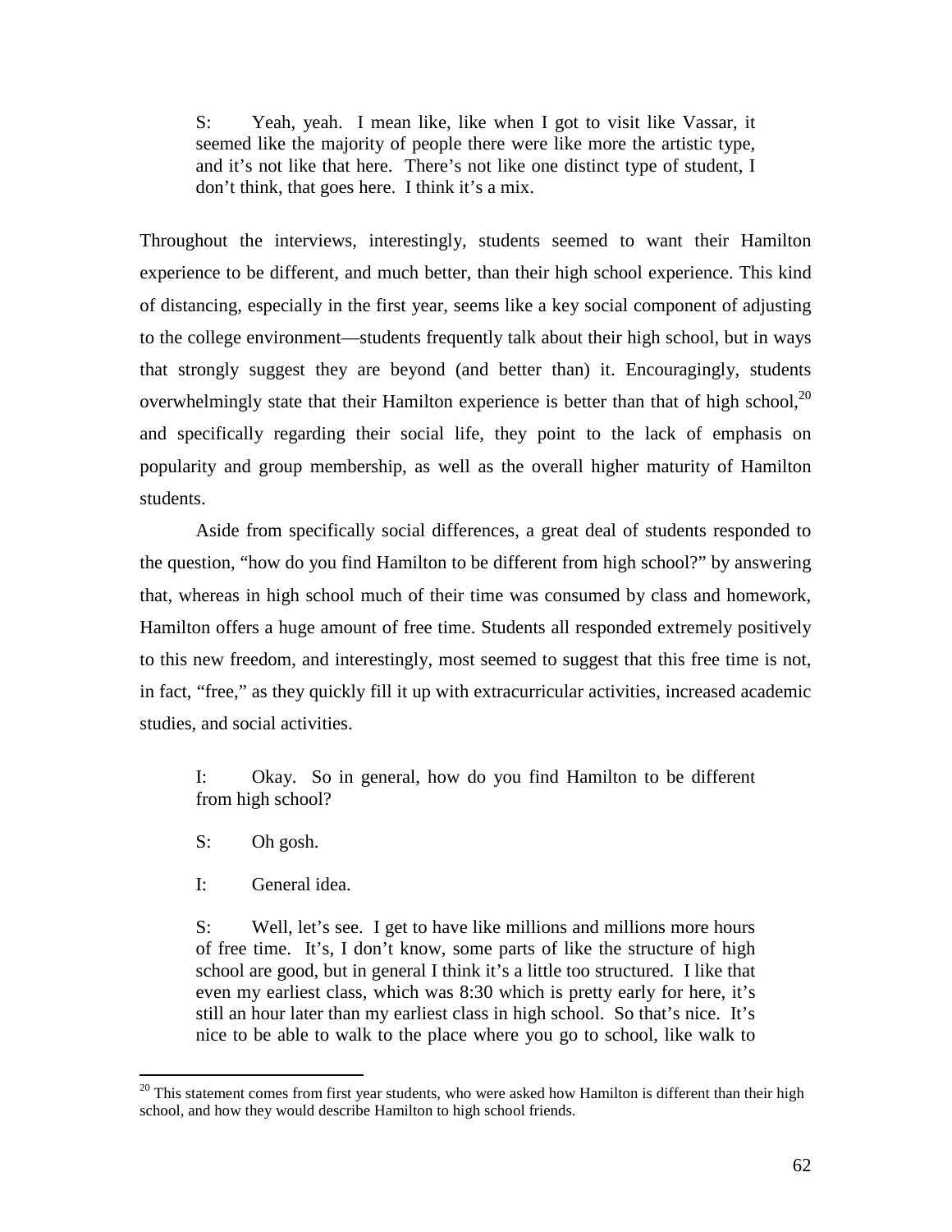> S: Yeah, yeah. I mean like, like when I got to visit like Vassar, it seemed like the majority of people there were like more the artistic type, and it's not like that here. There's not like one distinct type of student, I don't think, that goes here. I think it's a mix.

Throughout the interviews, interestingly, students seemed to want their Hamilton experience to be different, and much better, than their high school experience. This kind of distancing, especially in the first year, seems like a key social component of adjusting to the college environment—students frequently talk about their high school, but in ways that strongly suggest they are beyond (and better than) it. Encouragingly, students overwhelmingly state that their Hamilton experience is better than that of high school,[20] and specifically regarding their social life, they point to the lack of emphasis on popularity and group membership, as well as the overall higher maturity of Hamilton students.

Aside from specifically social differences, a great deal of students responded to the question, "how do you find Hamilton to be different from high school?" by answering that, whereas in high school much of their time was consumed by class and homework, Hamilton offers a huge amount of free time. Students all responded extremely positively to this new freedom, and interestingly, most seemed to suggest that this free time is not, in fact, "free," as they quickly fill it up with extracurricular activities, increased academic studies, and social activities.

> I: Okay. So in general, how do you find Hamilton to be different from high school?
>
> S: Oh gosh.
>
> I: General idea.
>
> S: Well, let's see. I get to have like millions and millions more hours of free time. It's, I don't know, some parts of like the structure of high school are good, but in general I think it's a little too structured. I like that even my earliest class, which was 8:30 which is pretty early for here, it's still an hour later than my earliest class in high school. So that's nice. It's nice to be able to walk to the place where you go to school, like walk to

[20] This statement comes from first year students, who were asked how Hamilton is different than their high school, and how they would describe Hamilton to high school friends.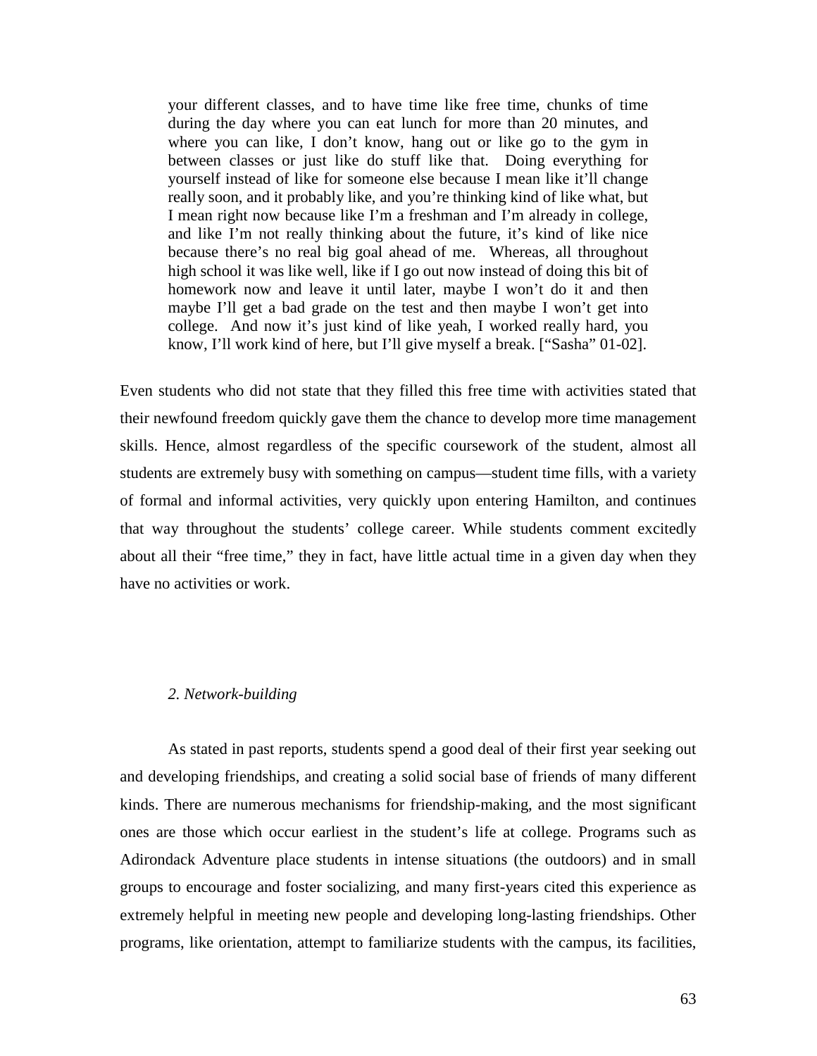> your different classes, and to have time like free time, chunks of time during the day where you can eat lunch for more than 20 minutes, and where you can like, I don't know, hang out or like go to the gym in between classes or just like do stuff like that. Doing everything for yourself instead of like for someone else because I mean like it'll change really soon, and it probably like, and you're thinking kind of like what, but I mean right now because like I'm a freshman and I'm already in college, and like I'm not really thinking about the future, it's kind of like nice because there's no real big goal ahead of me. Whereas, all throughout high school it was like well, like if I go out now instead of doing this bit of homework now and leave it until later, maybe I won't do it and then maybe I'll get a bad grade on the test and then maybe I won't get into college. And now it's just kind of like yeah, I worked really hard, you know, I'll work kind of here, but I'll give myself a break. ["Sasha" 01-02].

Even students who did not state that they filled this free time with activities stated that their newfound freedom quickly gave them the chance to develop more time management skills. Hence, almost regardless of the specific coursework of the student, almost all students are extremely busy with something on campus—student time fills, with a variety of formal and informal activities, very quickly upon entering Hamilton, and continues that way throughout the students' college career. While students comment excitedly about all their "free time," they in fact, have little actual time in a given day when they have no activities or work.

### *2. Network-building*

As stated in past reports, students spend a good deal of their first year seeking out and developing friendships, and creating a solid social base of friends of many different kinds. There are numerous mechanisms for friendship-making, and the most significant ones are those which occur earliest in the student's life at college. Programs such as Adirondack Adventure place students in intense situations (the outdoors) and in small groups to encourage and foster socializing, and many first-years cited this experience as extremely helpful in meeting new people and developing long-lasting friendships. Other programs, like orientation, attempt to familiarize students with the campus, its facilities,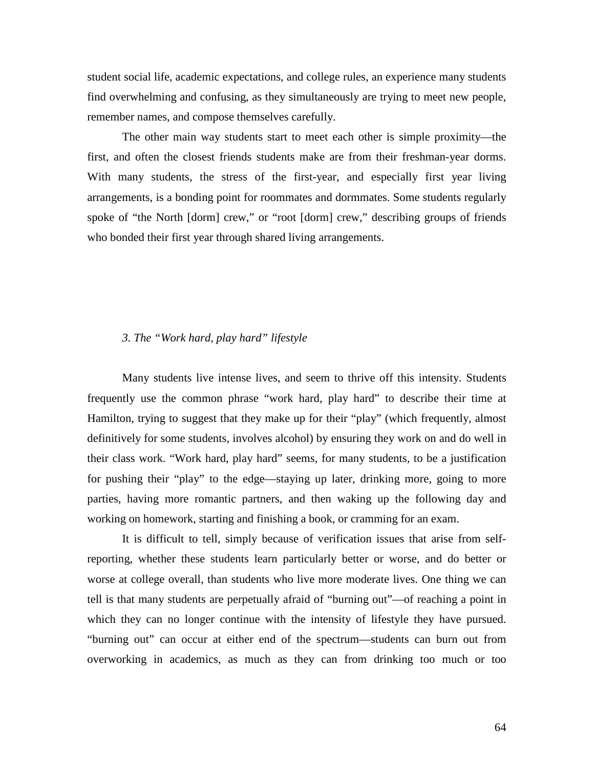student social life, academic expectations, and college rules, an experience many students find overwhelming and confusing, as they simultaneously are trying to meet new people, remember names, and compose themselves carefully.

The other main way students start to meet each other is simple proximity—the first, and often the closest friends students make are from their freshman-year dorms. With many students, the stress of the first-year, and especially first year living arrangements, is a bonding point for roommates and dormmates. Some students regularly spoke of "the North [dorm] crew," or "root [dorm] crew," describing groups of friends who bonded their first year through shared living arrangements.

### *3. The "Work hard, play hard" lifestyle*

Many students live intense lives, and seem to thrive off this intensity. Students frequently use the common phrase "work hard, play hard" to describe their time at Hamilton, trying to suggest that they make up for their "play" (which frequently, almost definitively for some students, involves alcohol) by ensuring they work on and do well in their class work. "Work hard, play hard" seems, for many students, to be a justification for pushing their "play" to the edge—staying up later, drinking more, going to more parties, having more romantic partners, and then waking up the following day and working on homework, starting and finishing a book, or cramming for an exam.

It is difficult to tell, simply because of verification issues that arise from self-reporting, whether these students learn particularly better or worse, and do better or worse at college overall, than students who live more moderate lives. One thing we can tell is that many students are perpetually afraid of "burning out"—of reaching a point in which they can no longer continue with the intensity of lifestyle they have pursued. "burning out" can occur at either end of the spectrum—students can burn out from overworking in academics, as much as they can from drinking too much or too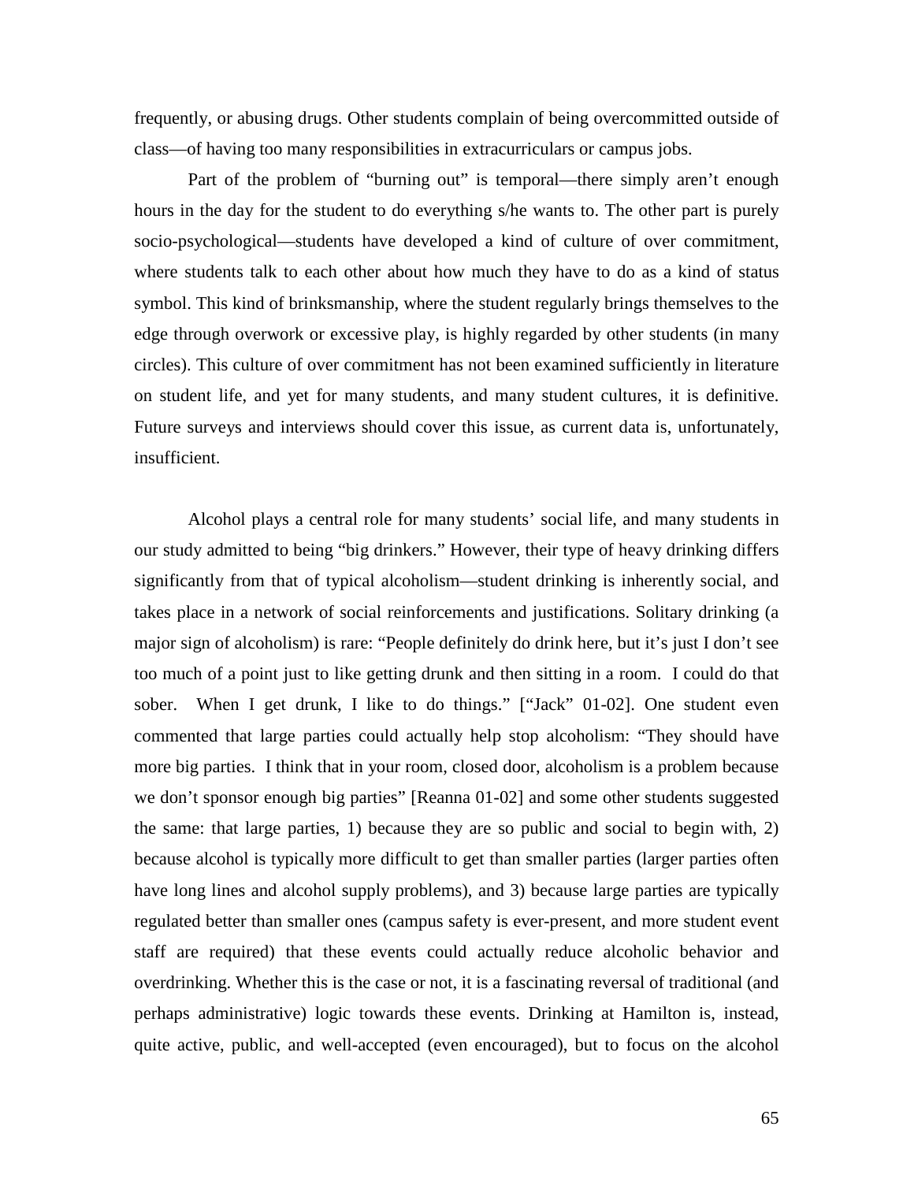frequently, or abusing drugs. Other students complain of being overcommitted outside of class—of having too many responsibilities in extracurriculars or campus jobs.

Part of the problem of "burning out" is temporal—there simply aren't enough hours in the day for the student to do everything s/he wants to. The other part is purely socio-psychological—students have developed a kind of culture of over commitment, where students talk to each other about how much they have to do as a kind of status symbol. This kind of brinksmanship, where the student regularly brings themselves to the edge through overwork or excessive play, is highly regarded by other students (in many circles). This culture of over commitment has not been examined sufficiently in literature on student life, and yet for many students, and many student cultures, it is definitive. Future surveys and interviews should cover this issue, as current data is, unfortunately, insufficient.

Alcohol plays a central role for many students' social life, and many students in our study admitted to being "big drinkers." However, their type of heavy drinking differs significantly from that of typical alcoholism—student drinking is inherently social, and takes place in a network of social reinforcements and justifications. Solitary drinking (a major sign of alcoholism) is rare: "People definitely do drink here, but it's just I don't see too much of a point just to like getting drunk and then sitting in a room. I could do that sober. When I get drunk, I like to do things." ["Jack" 01-02]. One student even commented that large parties could actually help stop alcoholism: "They should have more big parties. I think that in your room, closed door, alcoholism is a problem because we don't sponsor enough big parties" [Reanna 01-02] and some other students suggested the same: that large parties, 1) because they are so public and social to begin with, 2) because alcohol is typically more difficult to get than smaller parties (larger parties often have long lines and alcohol supply problems), and 3) because large parties are typically regulated better than smaller ones (campus safety is ever-present, and more student event staff are required) that these events could actually reduce alcoholic behavior and overdrinking. Whether this is the case or not, it is a fascinating reversal of traditional (and perhaps administrative) logic towards these events. Drinking at Hamilton is, instead, quite active, public, and well-accepted (even encouraged), but to focus on the alcohol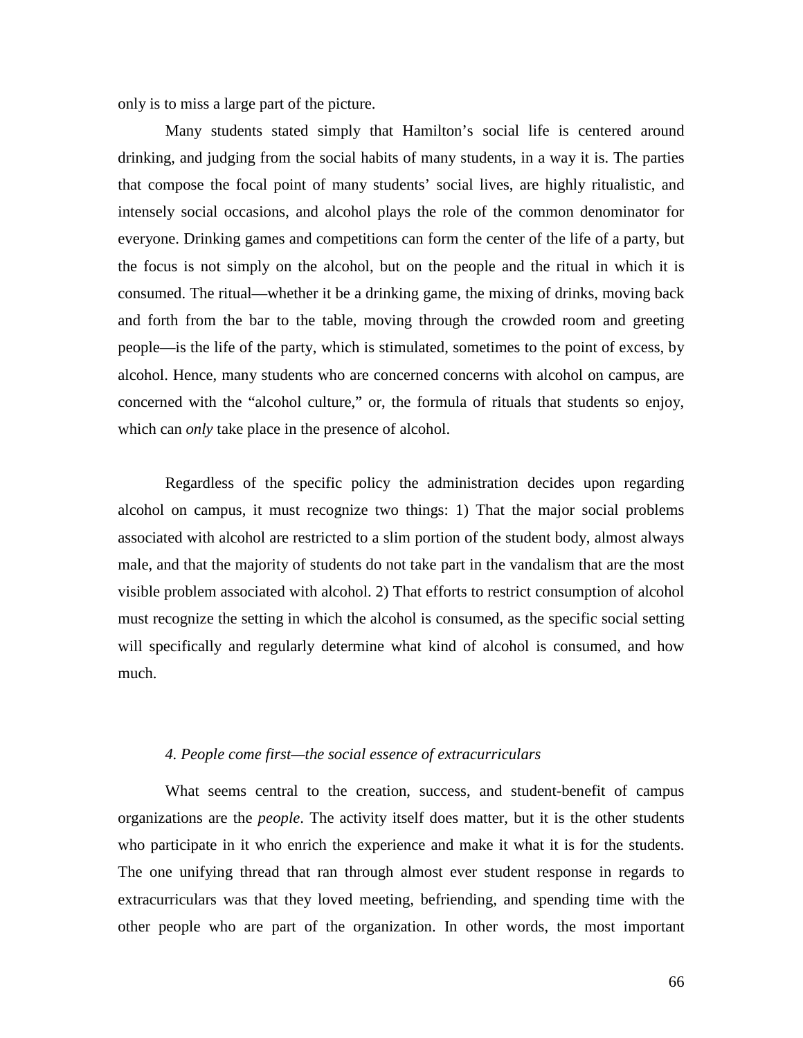only is to miss a large part of the picture.

Many students stated simply that Hamilton's social life is centered around drinking, and judging from the social habits of many students, in a way it is. The parties that compose the focal point of many students' social lives, are highly ritualistic, and intensely social occasions, and alcohol plays the role of the common denominator for everyone. Drinking games and competitions can form the center of the life of a party, but the focus is not simply on the alcohol, but on the people and the ritual in which it is consumed. The ritual—whether it be a drinking game, the mixing of drinks, moving back and forth from the bar to the table, moving through the crowded room and greeting people—is the life of the party, which is stimulated, sometimes to the point of excess, by alcohol. Hence, many students who are concerned concerns with alcohol on campus, are concerned with the "alcohol culture," or, the formula of rituals that students so enjoy, which can *only* take place in the presence of alcohol.

Regardless of the specific policy the administration decides upon regarding alcohol on campus, it must recognize two things: 1) That the major social problems associated with alcohol are restricted to a slim portion of the student body, almost always male, and that the majority of students do not take part in the vandalism that are the most visible problem associated with alcohol. 2) That efforts to restrict consumption of alcohol must recognize the setting in which the alcohol is consumed, as the specific social setting will specifically and regularly determine what kind of alcohol is consumed, and how much.

### *4. People come first—the social essence of extracurriculars*

What seems central to the creation, success, and student-benefit of campus organizations are the *people*. The activity itself does matter, but it is the other students who participate in it who enrich the experience and make it what it is for the students. The one unifying thread that ran through almost ever student response in regards to extracurriculars was that they loved meeting, befriending, and spending time with the other people who are part of the organization. In other words, the most important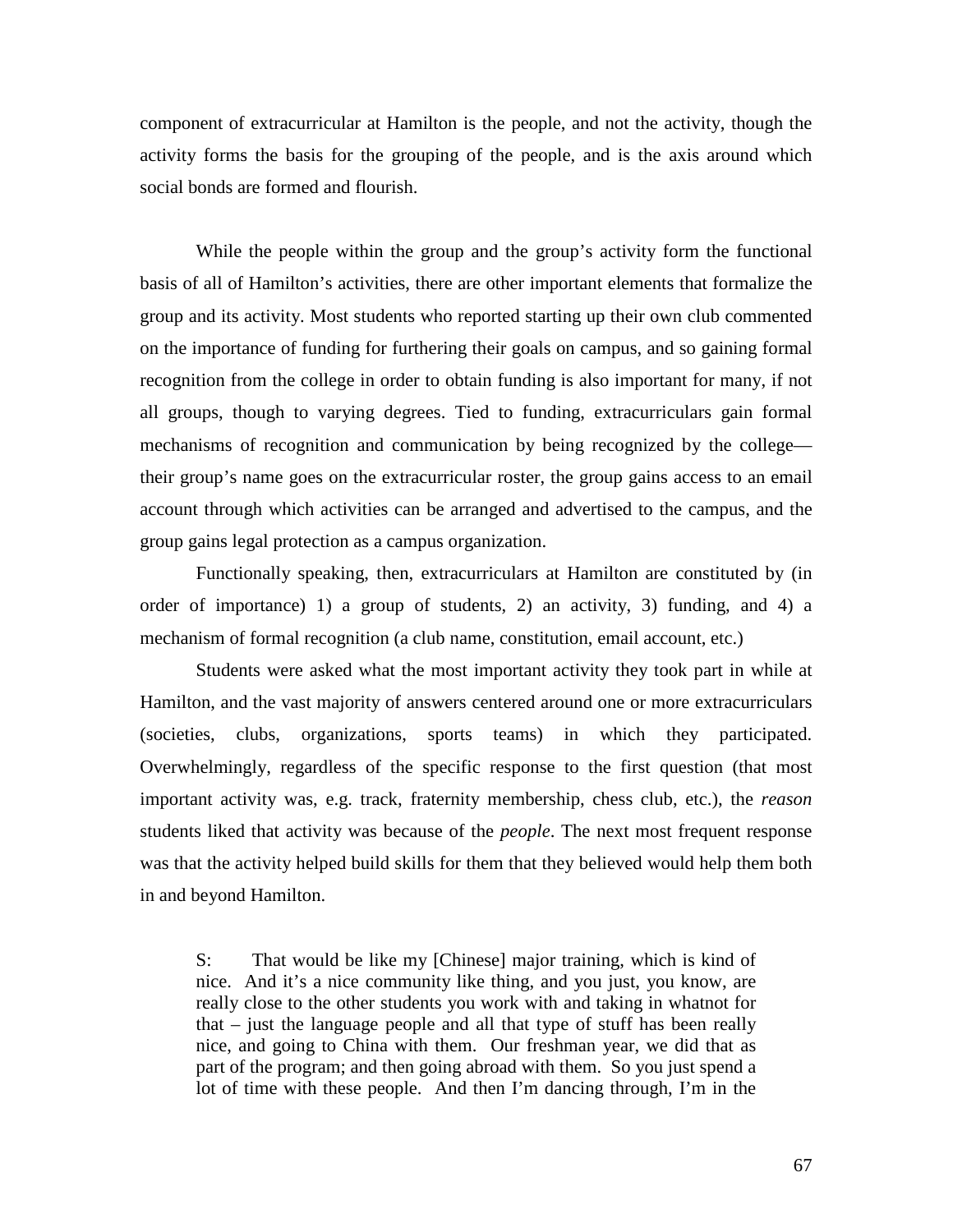component of extracurricular at Hamilton is the people, and not the activity, though the activity forms the basis for the grouping of the people, and is the axis around which social bonds are formed and flourish.

While the people within the group and the group's activity form the functional basis of all of Hamilton's activities, there are other important elements that formalize the group and its activity. Most students who reported starting up their own club commented on the importance of funding for furthering their goals on campus, and so gaining formal recognition from the college in order to obtain funding is also important for many, if not all groups, though to varying degrees. Tied to funding, extracurriculars gain formal mechanisms of recognition and communication by being recognized by the college—their group's name goes on the extracurricular roster, the group gains access to an email account through which activities can be arranged and advertised to the campus, and the group gains legal protection as a campus organization.

Functionally speaking, then, extracurriculars at Hamilton are constituted by (in order of importance) 1) a group of students, 2) an activity, 3) funding, and 4) a mechanism of formal recognition (a club name, constitution, email account, etc.)

Students were asked what the most important activity they took part in while at Hamilton, and the vast majority of answers centered around one or more extracurriculars (societies, clubs, organizations, sports teams) in which they participated. Overwhelmingly, regardless of the specific response to the first question (that most important activity was, e.g. track, fraternity membership, chess club, etc.), the *reason* students liked that activity was because of the *people*. The next most frequent response was that the activity helped build skills for them that they believed would help them both in and beyond Hamilton.

> S: That would be like my [Chinese] major training, which is kind of nice. And it's a nice community like thing, and you just, you know, are really close to the other students you work with and taking in whatnot for that – just the language people and all that type of stuff has been really nice, and going to China with them. Our freshman year, we did that as part of the program; and then going abroad with them. So you just spend a lot of time with these people. And then I'm dancing through, I'm in the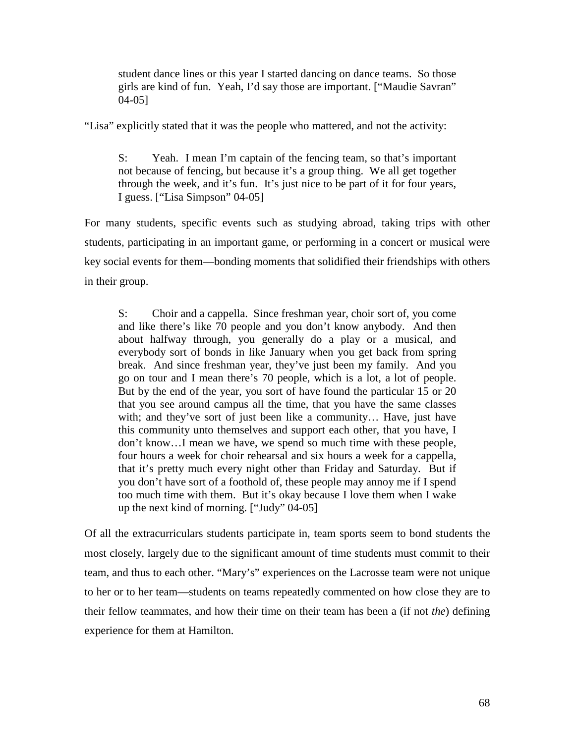> student dance lines or this year I started dancing on dance teams. So those girls are kind of fun. Yeah, I'd say those are important. ["Maudie Savran" 04-05]

"Lisa" explicitly stated that it was the people who mattered, and not the activity:

> S: Yeah. I mean I'm captain of the fencing team, so that's important not because of fencing, but because it's a group thing. We all get together through the week, and it's fun. It's just nice to be part of it for four years, I guess. ["Lisa Simpson" 04-05]

For many students, specific events such as studying abroad, taking trips with other students, participating in an important game, or performing in a concert or musical were key social events for them—bonding moments that solidified their friendships with others in their group.

> S: Choir and a cappella. Since freshman year, choir sort of, you come and like there's like 70 people and you don't know anybody. And then about halfway through, you generally do a play or a musical, and everybody sort of bonds in like January when you get back from spring break. And since freshman year, they've just been my family. And you go on tour and I mean there's 70 people, which is a lot, a lot of people. But by the end of the year, you sort of have found the particular 15 or 20 that you see around campus all the time, that you have the same classes with; and they've sort of just been like a community… Have, just have this community unto themselves and support each other, that you have, I don't know…I mean we have, we spend so much time with these people, four hours a week for choir rehearsal and six hours a week for a cappella, that it's pretty much every night other than Friday and Saturday. But if you don't have sort of a foothold of, these people may annoy me if I spend too much time with them. But it's okay because I love them when I wake up the next kind of morning. ["Judy" 04-05]

Of all the extracurriculars students participate in, team sports seem to bond students the most closely, largely due to the significant amount of time students must commit to their team, and thus to each other. "Mary's" experiences on the Lacrosse team were not unique to her or to her team—students on teams repeatedly commented on how close they are to their fellow teammates, and how their time on their team has been a (if not *the*) defining experience for them at Hamilton.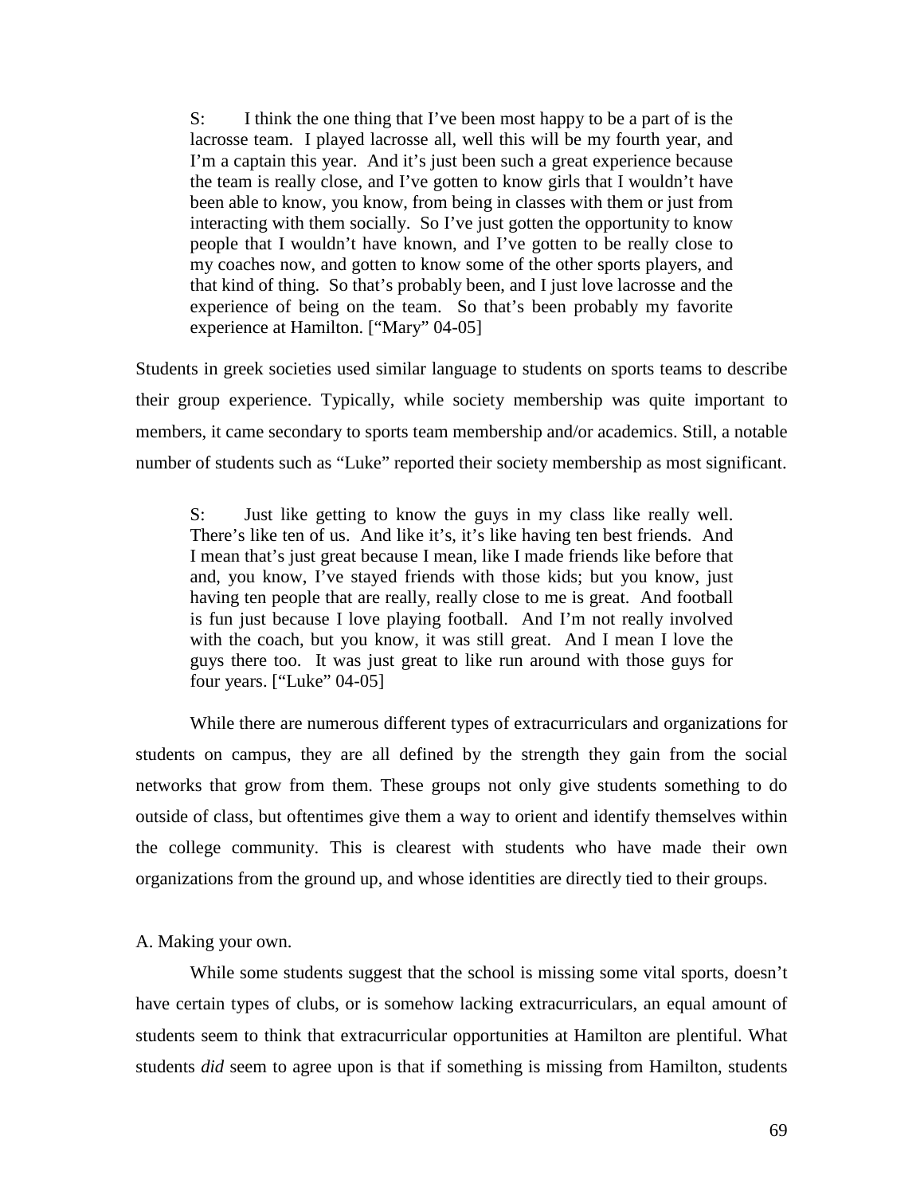> S: I think the one thing that I've been most happy to be a part of is the lacrosse team. I played lacrosse all, well this will be my fourth year, and I'm a captain this year. And it's just been such a great experience because the team is really close, and I've gotten to know girls that I wouldn't have been able to know, you know, from being in classes with them or just from interacting with them socially. So I've just gotten the opportunity to know people that I wouldn't have known, and I've gotten to be really close to my coaches now, and gotten to know some of the other sports players, and that kind of thing. So that's probably been, and I just love lacrosse and the experience of being on the team. So that's been probably my favorite experience at Hamilton. ["Mary" 04-05]

Students in greek societies used similar language to students on sports teams to describe their group experience. Typically, while society membership was quite important to members, it came secondary to sports team membership and/or academics. Still, a notable number of students such as "Luke" reported their society membership as most significant.

> S: Just like getting to know the guys in my class like really well. There's like ten of us. And like it's, it's like having ten best friends. And I mean that's just great because I mean, like I made friends like before that and, you know, I've stayed friends with those kids; but you know, just having ten people that are really, really close to me is great. And football is fun just because I love playing football. And I'm not really involved with the coach, but you know, it was still great. And I mean I love the guys there too. It was just great to like run around with those guys for four years. ["Luke" 04-05]

While there are numerous different types of extracurriculars and organizations for students on campus, they are all defined by the strength they gain from the social networks that grow from them. These groups not only give students something to do outside of class, but oftentimes give them a way to orient and identify themselves within the college community. This is clearest with students who have made their own organizations from the ground up, and whose identities are directly tied to their groups.

A. Making your own.

While some students suggest that the school is missing some vital sports, doesn't have certain types of clubs, or is somehow lacking extracurriculars, an equal amount of students seem to think that extracurricular opportunities at Hamilton are plentiful. What students *did* seem to agree upon is that if something is missing from Hamilton, students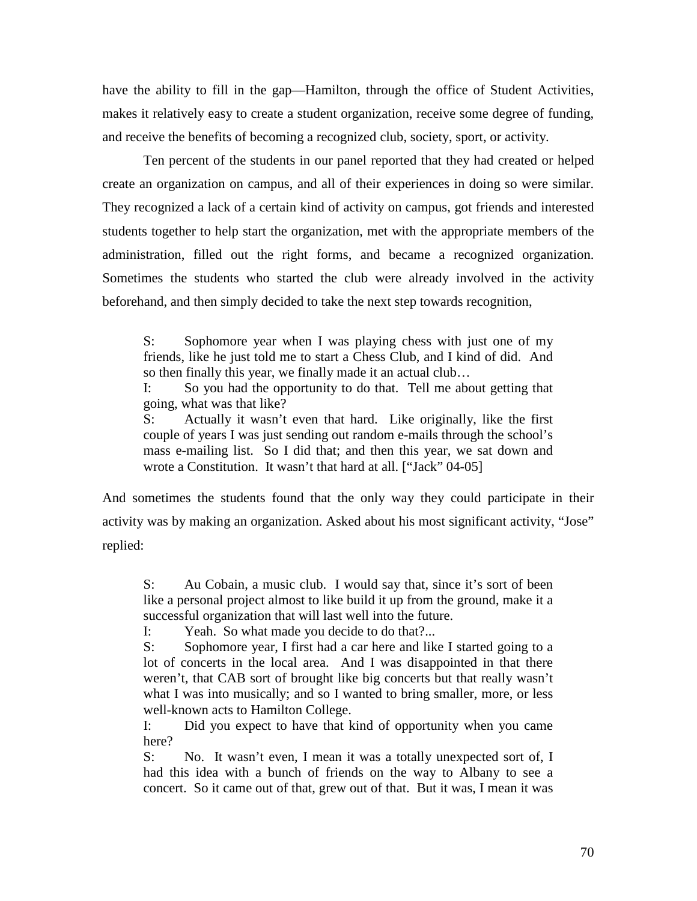have the ability to fill in the gap—Hamilton, through the office of Student Activities, makes it relatively easy to create a student organization, receive some degree of funding, and receive the benefits of becoming a recognized club, society, sport, or activity.

Ten percent of the students in our panel reported that they had created or helped create an organization on campus, and all of their experiences in doing so were similar. They recognized a lack of a certain kind of activity on campus, got friends and interested students together to help start the organization, met with the appropriate members of the administration, filled out the right forms, and became a recognized organization. Sometimes the students who started the club were already involved in the activity beforehand, and then simply decided to take the next step towards recognition,

> S: Sophomore year when I was playing chess with just one of my friends, like he just told me to start a Chess Club, and I kind of did. And so then finally this year, we finally made it an actual club…
>
> I: So you had the opportunity to do that. Tell me about getting that going, what was that like?
>
> S: Actually it wasn't even that hard. Like originally, like the first couple of years I was just sending out random e-mails through the school's mass e-mailing list. So I did that; and then this year, we sat down and wrote a Constitution. It wasn't that hard at all. ["Jack" 04-05]

And sometimes the students found that the only way they could participate in their activity was by making an organization. Asked about his most significant activity, "Jose" replied:

> S: Au Cobain, a music club. I would say that, since it's sort of been like a personal project almost to like build it up from the ground, make it a successful organization that will last well into the future.
>
> I: Yeah. So what made you decide to do that?...
>
> S: Sophomore year, I first had a car here and like I started going to a lot of concerts in the local area. And I was disappointed in that there weren't, that CAB sort of brought like big concerts but that really wasn't what I was into musically; and so I wanted to bring smaller, more, or less well-known acts to Hamilton College.
>
> I: Did you expect to have that kind of opportunity when you came here?
>
> S: No. It wasn't even, I mean it was a totally unexpected sort of, I had this idea with a bunch of friends on the way to Albany to see a concert. So it came out of that, grew out of that. But it was, I mean it was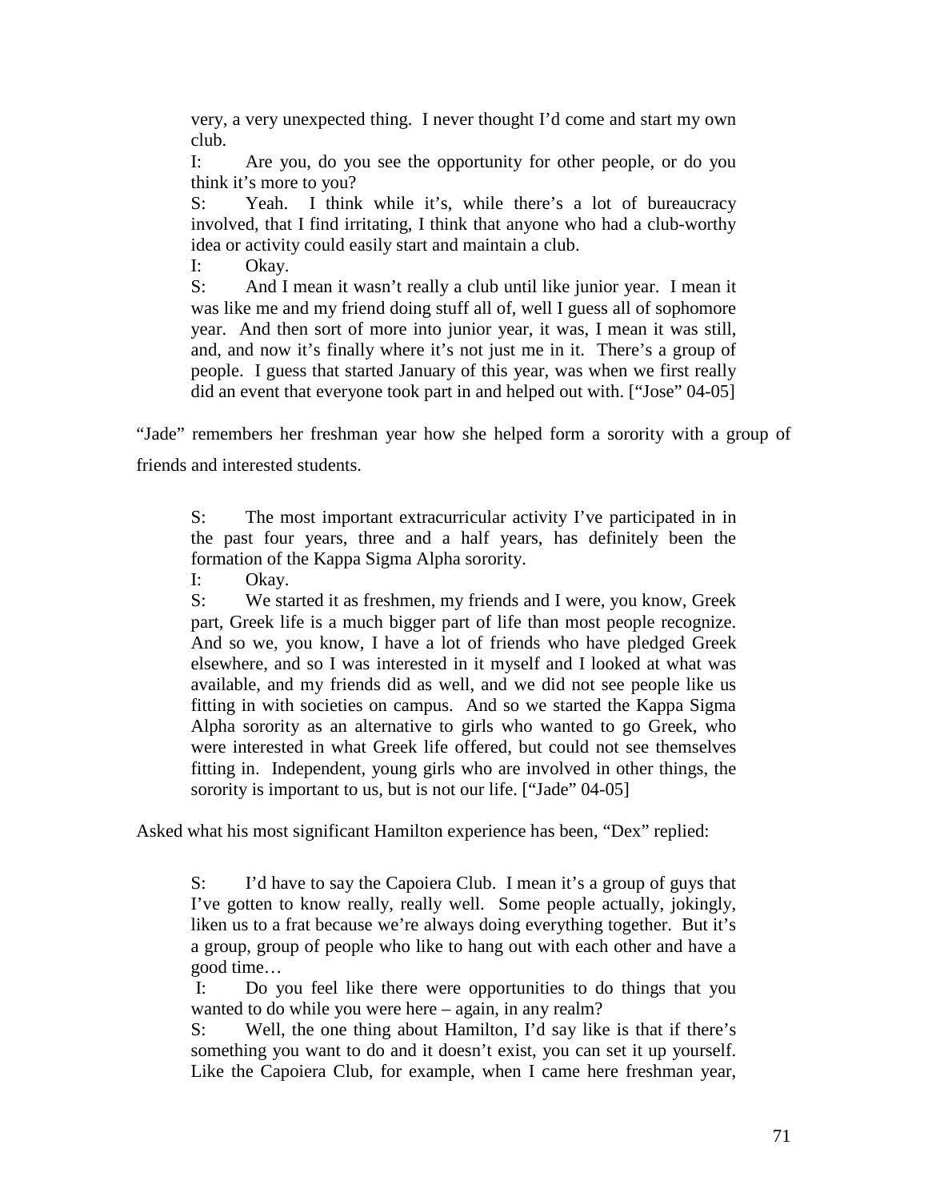> very, a very unexpected thing. I never thought I'd come and start my own club.
>
> I: Are you, do you see the opportunity for other people, or do you think it's more to you?
>
> S: Yeah. I think while it's, while there's a lot of bureaucracy involved, that I find irritating, I think that anyone who had a club-worthy idea or activity could easily start and maintain a club.
>
> I: Okay.
>
> S: And I mean it wasn't really a club until like junior year. I mean it was like me and my friend doing stuff all of, well I guess all of sophomore year. And then sort of more into junior year, it was, I mean it was still, and, and now it's finally where it's not just me in it. There's a group of people. I guess that started January of this year, was when we first really did an event that everyone took part in and helped out with. ["Jose" 04-05]

"Jade" remembers her freshman year how she helped form a sorority with a group of friends and interested students.

> S: The most important extracurricular activity I've participated in in the past four years, three and a half years, has definitely been the formation of the Kappa Sigma Alpha sorority.
>
> I: Okay.
>
> S: We started it as freshmen, my friends and I were, you know, Greek part, Greek life is a much bigger part of life than most people recognize. And so we, you know, I have a lot of friends who have pledged Greek elsewhere, and so I was interested in it myself and I looked at what was available, and my friends did as well, and we did not see people like us fitting in with societies on campus. And so we started the Kappa Sigma Alpha sorority as an alternative to girls who wanted to go Greek, who were interested in what Greek life offered, but could not see themselves fitting in. Independent, young girls who are involved in other things, the sorority is important to us, but is not our life. ["Jade" 04-05]

Asked what his most significant Hamilton experience has been, "Dex" replied:

> S: I'd have to say the Capoiera Club. I mean it's a group of guys that I've gotten to know really, really well. Some people actually, jokingly, liken us to a frat because we're always doing everything together. But it's a group, group of people who like to hang out with each other and have a good time…
>
> I: Do you feel like there were opportunities to do things that you wanted to do while you were here – again, in any realm?
>
> S: Well, the one thing about Hamilton, I'd say like is that if there's something you want to do and it doesn't exist, you can set it up yourself. Like the Capoiera Club, for example, when I came here freshman year,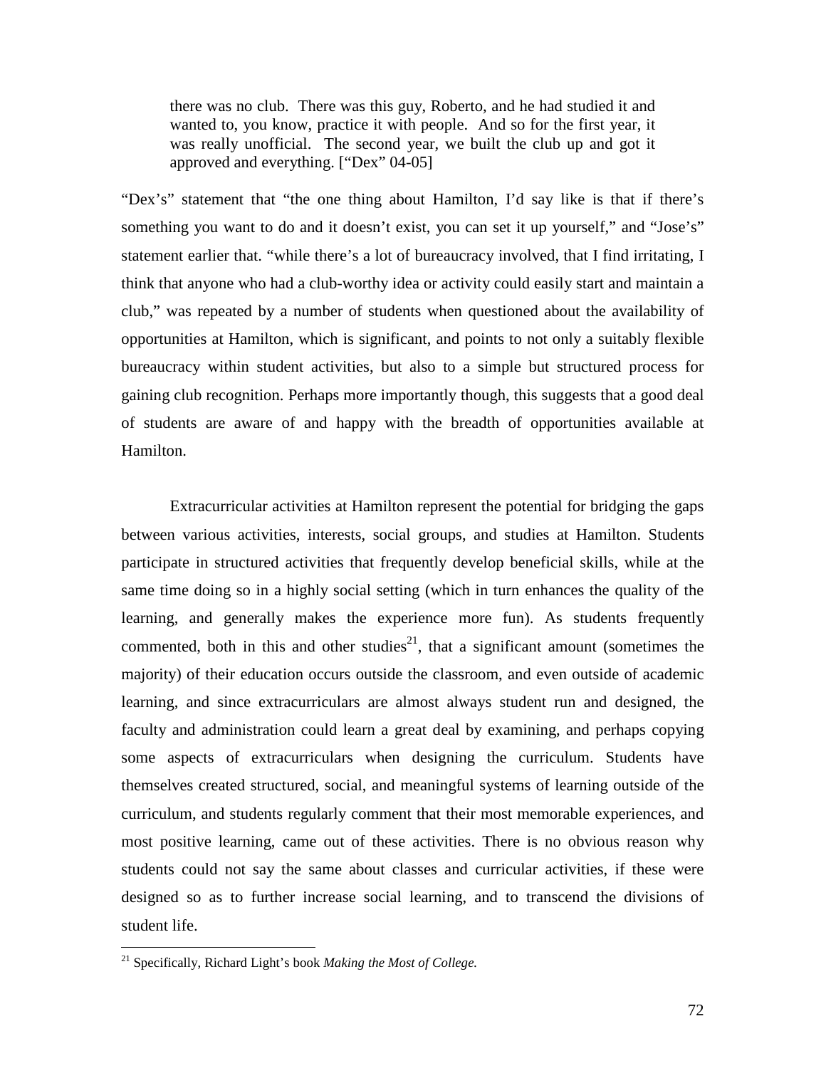> there was no club. There was this guy, Roberto, and he had studied it and wanted to, you know, practice it with people. And so for the first year, it was really unofficial. The second year, we built the club up and got it approved and everything. ["Dex" 04-05]

"Dex's" statement that "the one thing about Hamilton, I'd say like is that if there's something you want to do and it doesn't exist, you can set it up yourself," and "Jose's" statement earlier that. "while there's a lot of bureaucracy involved, that I find irritating, I think that anyone who had a club-worthy idea or activity could easily start and maintain a club," was repeated by a number of students when questioned about the availability of opportunities at Hamilton, which is significant, and points to not only a suitably flexible bureaucracy within student activities, but also to a simple but structured process for gaining club recognition. Perhaps more importantly though, this suggests that a good deal of students are aware of and happy with the breadth of opportunities available at Hamilton.

Extracurricular activities at Hamilton represent the potential for bridging the gaps between various activities, interests, social groups, and studies at Hamilton. Students participate in structured activities that frequently develop beneficial skills, while at the same time doing so in a highly social setting (which in turn enhances the quality of the learning, and generally makes the experience more fun). As students frequently commented, both in this and other studies[21], that a significant amount (sometimes the majority) of their education occurs outside the classroom, and even outside of academic learning, and since extracurriculars are almost always student run and designed, the faculty and administration could learn a great deal by examining, and perhaps copying some aspects of extracurriculars when designing the curriculum. Students have themselves created structured, social, and meaningful systems of learning outside of the curriculum, and students regularly comment that their most memorable experiences, and most positive learning, came out of these activities. There is no obvious reason why students could not say the same about classes and curricular activities, if these were designed so as to further increase social learning, and to transcend the divisions of student life.

[21] Specifically, Richard Light's book *Making the Most of College.*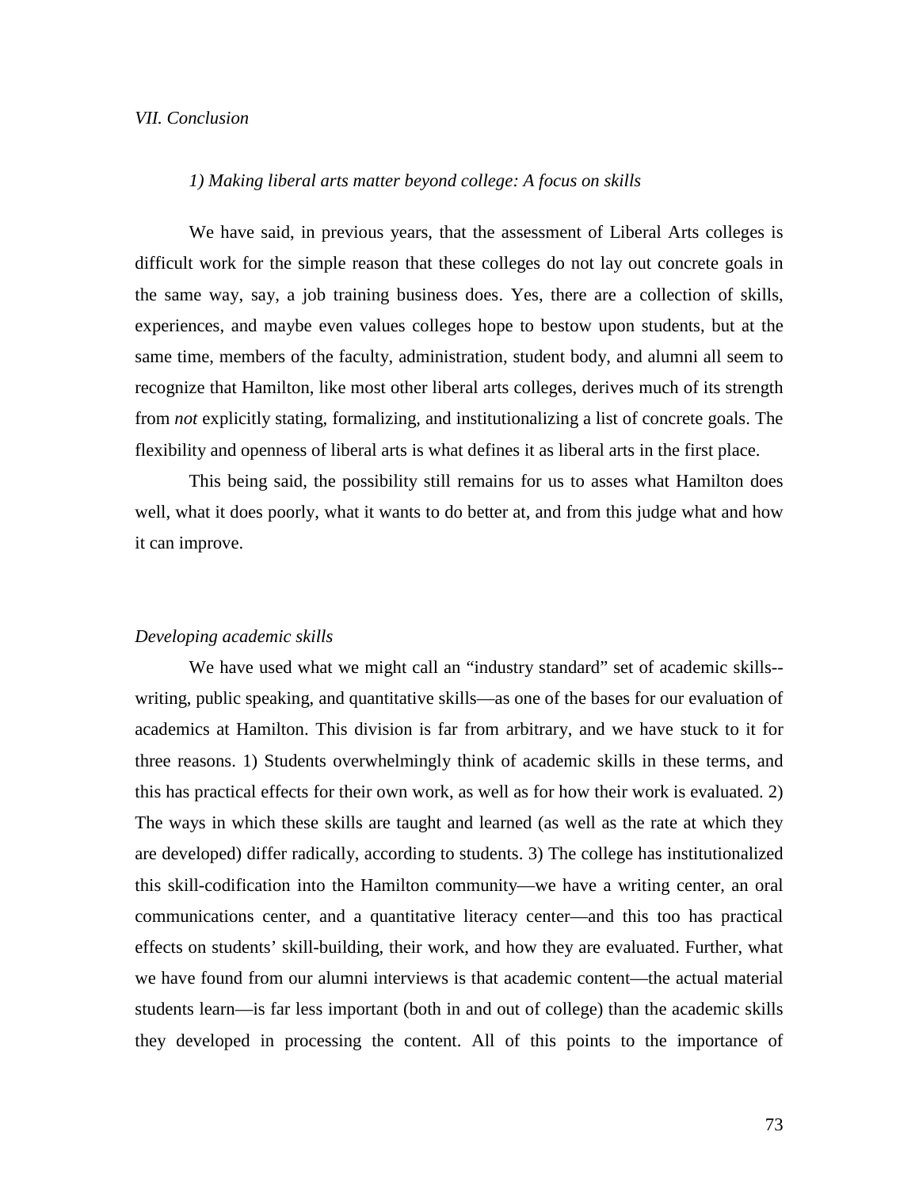*VII. Conclusion*

*1) Making liberal arts matter beyond college: A focus on skills*

We have said, in previous years, that the assessment of Liberal Arts colleges is difficult work for the simple reason that these colleges do not lay out concrete goals in the same way, say, a job training business does. Yes, there are a collection of skills, experiences, and maybe even values colleges hope to bestow upon students, but at the same time, members of the faculty, administration, student body, and alumni all seem to recognize that Hamilton, like most other liberal arts colleges, derives much of its strength from *not* explicitly stating, formalizing, and institutionalizing a list of concrete goals. The flexibility and openness of liberal arts is what defines it as liberal arts in the first place.

This being said, the possibility still remains for us to asses what Hamilton does well, what it does poorly, what it wants to do better at, and from this judge what and how it can improve.

*Developing academic skills*

We have used what we might call an "industry standard" set of academic skills--writing, public speaking, and quantitative skills—as one of the bases for our evaluation of academics at Hamilton. This division is far from arbitrary, and we have stuck to it for three reasons. 1) Students overwhelmingly think of academic skills in these terms, and this has practical effects for their own work, as well as for how their work is evaluated. 2) The ways in which these skills are taught and learned (as well as the rate at which they are developed) differ radically, according to students. 3) The college has institutionalized this skill-codification into the Hamilton community—we have a writing center, an oral communications center, and a quantitative literacy center—and this too has practical effects on students' skill-building, their work, and how they are evaluated. Further, what we have found from our alumni interviews is that academic content—the actual material students learn—is far less important (both in and out of college) than the academic skills they developed in processing the content. All of this points to the importance of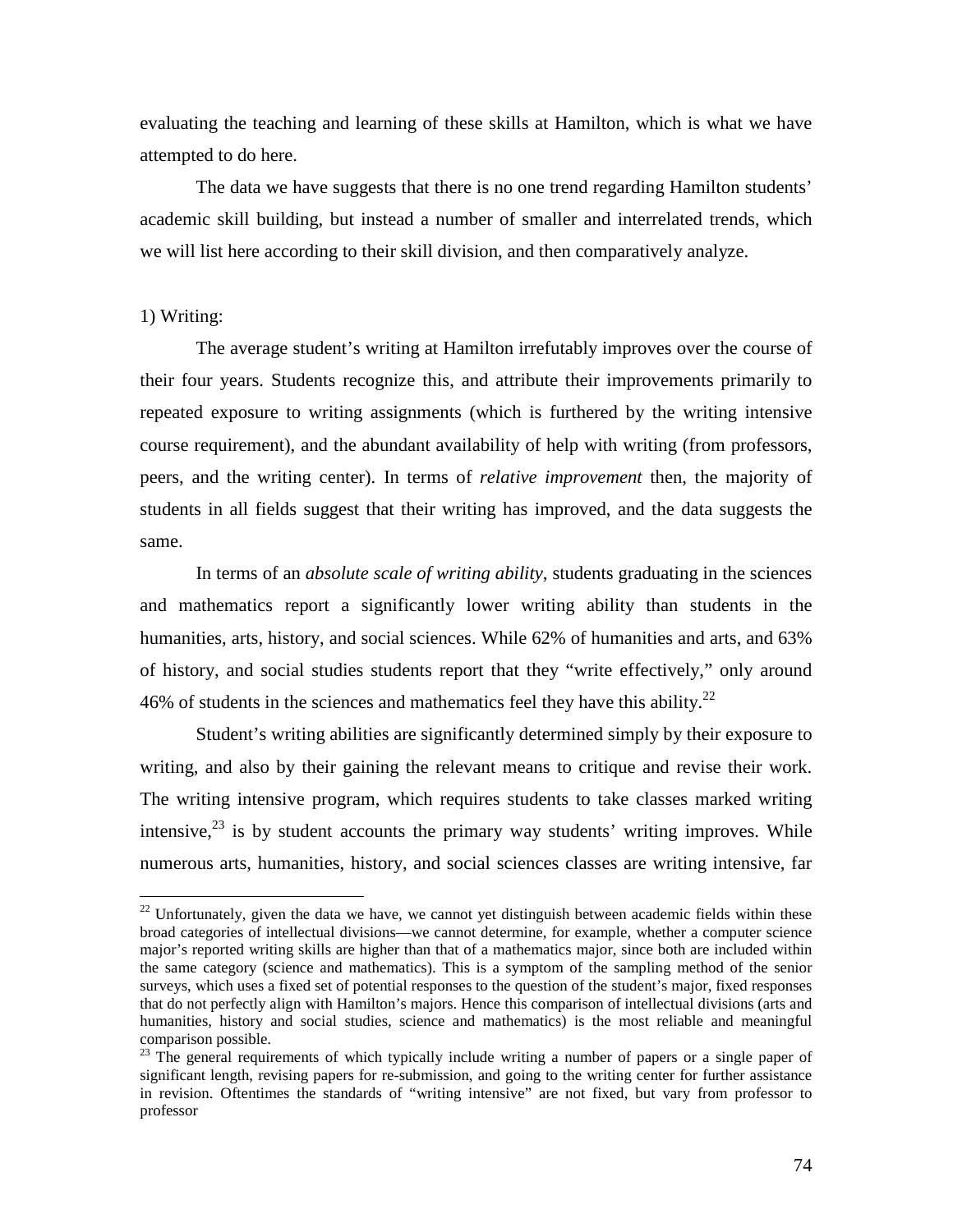evaluating the teaching and learning of these skills at Hamilton, which is what we have attempted to do here.

The data we have suggests that there is no one trend regarding Hamilton students' academic skill building, but instead a number of smaller and interrelated trends, which we will list here according to their skill division, and then comparatively analyze.

1) Writing:

The average student's writing at Hamilton irrefutably improves over the course of their four years. Students recognize this, and attribute their improvements primarily to repeated exposure to writing assignments (which is furthered by the writing intensive course requirement), and the abundant availability of help with writing (from professors, peers, and the writing center). In terms of *relative improvement* then, the majority of students in all fields suggest that their writing has improved, and the data suggests the same.

In terms of an *absolute scale of writing ability*, students graduating in the sciences and mathematics report a significantly lower writing ability than students in the humanities, arts, history, and social sciences. While 62% of humanities and arts, and 63% of history, and social studies students report that they "write effectively," only around 46% of students in the sciences and mathematics feel they have this ability.[22]

Student's writing abilities are significantly determined simply by their exposure to writing, and also by their gaining the relevant means to critique and revise their work. The writing intensive program, which requires students to take classes marked writing intensive,[23] is by student accounts the primary way students' writing improves. While numerous arts, humanities, history, and social sciences classes are writing intensive, far

---

[22] Unfortunately, given the data we have, we cannot yet distinguish between academic fields within these broad categories of intellectual divisions—we cannot determine, for example, whether a computer science major's reported writing skills are higher than that of a mathematics major, since both are included within the same category (science and mathematics). This is a symptom of the sampling method of the senior surveys, which uses a fixed set of potential responses to the question of the student's major, fixed responses that do not perfectly align with Hamilton's majors. Hence this comparison of intellectual divisions (arts and humanities, history and social studies, science and mathematics) is the most reliable and meaningful comparison possible.

[23] The general requirements of which typically include writing a number of papers or a single paper of significant length, revising papers for re-submission, and going to the writing center for further assistance in revision. Oftentimes the standards of "writing intensive" are not fixed, but vary from professor to professor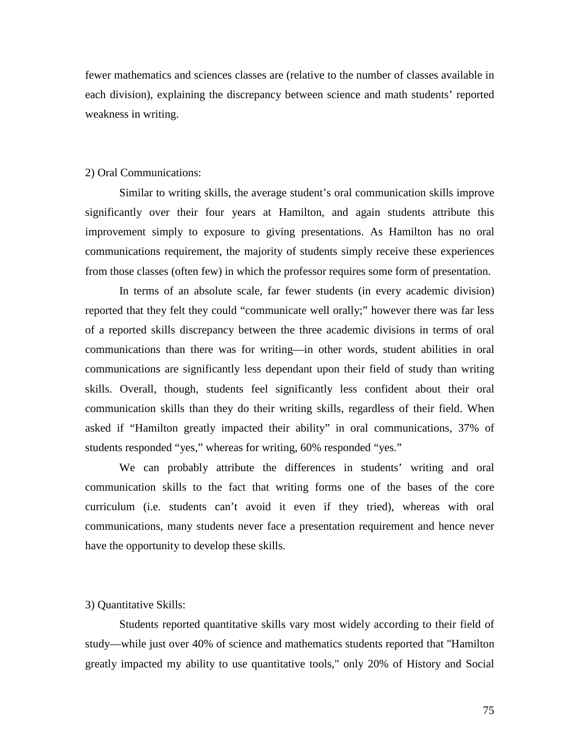fewer mathematics and sciences classes are (relative to the number of classes available in each division), explaining the discrepancy between science and math students' reported weakness in writing.

2) Oral Communications:

Similar to writing skills, the average student's oral communication skills improve significantly over their four years at Hamilton, and again students attribute this improvement simply to exposure to giving presentations. As Hamilton has no oral communications requirement, the majority of students simply receive these experiences from those classes (often few) in which the professor requires some form of presentation.

In terms of an absolute scale, far fewer students (in every academic division) reported that they felt they could "communicate well orally;" however there was far less of a reported skills discrepancy between the three academic divisions in terms of oral communications than there was for writing—in other words, student abilities in oral communications are significantly less dependant upon their field of study than writing skills. Overall, though, students feel significantly less confident about their oral communication skills than they do their writing skills, regardless of their field. When asked if "Hamilton greatly impacted their ability" in oral communications, 37% of students responded "yes," whereas for writing, 60% responded "yes."

We can probably attribute the differences in students' writing and oral communication skills to the fact that writing forms one of the bases of the core curriculum (i.e. students can't avoid it even if they tried), whereas with oral communications, many students never face a presentation requirement and hence never have the opportunity to develop these skills.

3) Quantitative Skills:

Students reported quantitative skills vary most widely according to their field of study—while just over 40% of science and mathematics students reported that "Hamilton greatly impacted my ability to use quantitative tools," only 20% of History and Social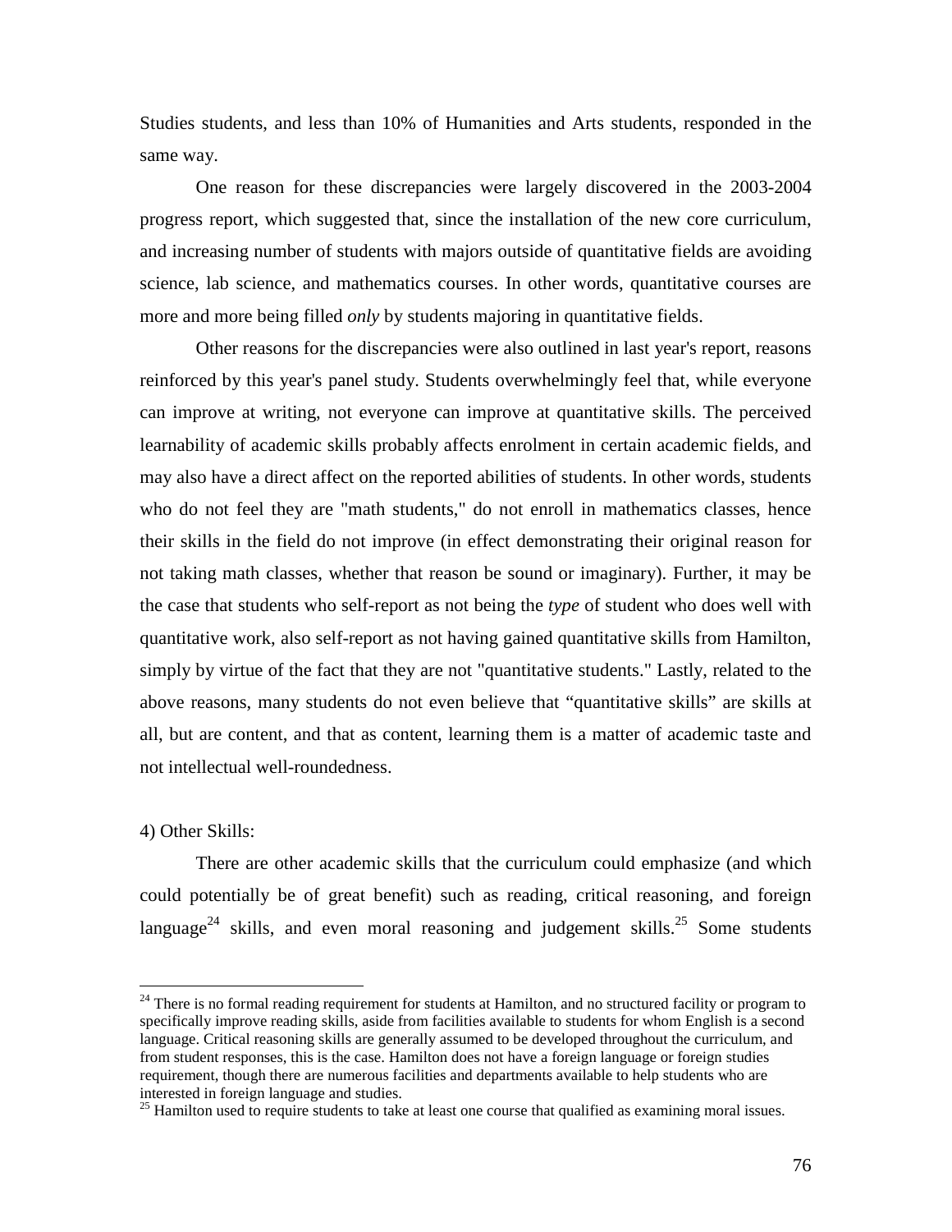Studies students, and less than 10% of Humanities and Arts students, responded in the same way.

One reason for these discrepancies were largely discovered in the 2003-2004 progress report, which suggested that, since the installation of the new core curriculum, and increasing number of students with majors outside of quantitative fields are avoiding science, lab science, and mathematics courses. In other words, quantitative courses are more and more being filled *only* by students majoring in quantitative fields.

Other reasons for the discrepancies were also outlined in last year's report, reasons reinforced by this year's panel study. Students overwhelmingly feel that, while everyone can improve at writing, not everyone can improve at quantitative skills. The perceived learnability of academic skills probably affects enrolment in certain academic fields, and may also have a direct affect on the reported abilities of students. In other words, students who do not feel they are "math students," do not enroll in mathematics classes, hence their skills in the field do not improve (in effect demonstrating their original reason for not taking math classes, whether that reason be sound or imaginary). Further, it may be the case that students who self-report as not being the *type* of student who does well with quantitative work, also self-report as not having gained quantitative skills from Hamilton, simply by virtue of the fact that they are not "quantitative students." Lastly, related to the above reasons, many students do not even believe that "quantitative skills" are skills at all, but are content, and that as content, learning them is a matter of academic taste and not intellectual well-roundedness.

4) Other Skills:

There are other academic skills that the curriculum could emphasize (and which could potentially be of great benefit) such as reading, critical reasoning, and foreign language[24] skills, and even moral reasoning and judgement skills.[25] Some students

[24] There is no formal reading requirement for students at Hamilton, and no structured facility or program to specifically improve reading skills, aside from facilities available to students for whom English is a second language. Critical reasoning skills are generally assumed to be developed throughout the curriculum, and from student responses, this is the case. Hamilton does not have a foreign language or foreign studies requirement, though there are numerous facilities and departments available to help students who are interested in foreign language and studies.

[25] Hamilton used to require students to take at least one course that qualified as examining moral issues.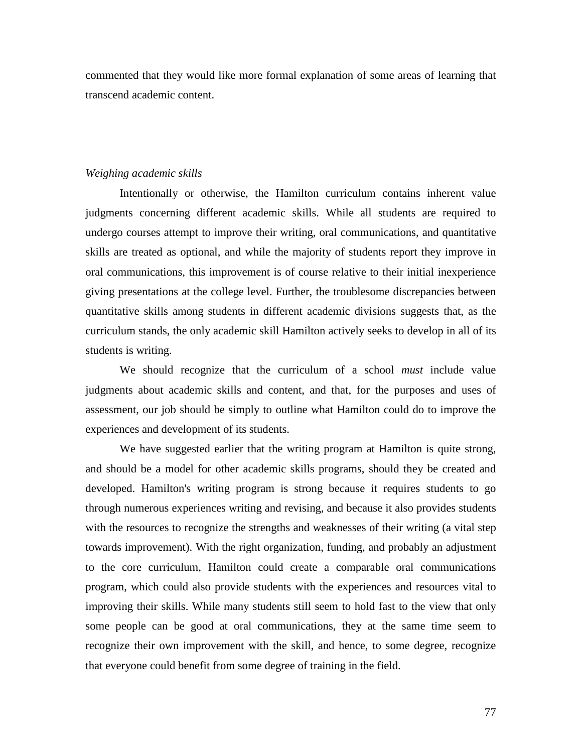commented that they would like more formal explanation of some areas of learning that transcend academic content.

*Weighing academic skills*

Intentionally or otherwise, the Hamilton curriculum contains inherent value judgments concerning different academic skills. While all students are required to undergo courses attempt to improve their writing, oral communications, and quantitative skills are treated as optional, and while the majority of students report they improve in oral communications, this improvement is of course relative to their initial inexperience giving presentations at the college level. Further, the troublesome discrepancies between quantitative skills among students in different academic divisions suggests that, as the curriculum stands, the only academic skill Hamilton actively seeks to develop in all of its students is writing.

We should recognize that the curriculum of a school *must* include value judgments about academic skills and content, and that, for the purposes and uses of assessment, our job should be simply to outline what Hamilton could do to improve the experiences and development of its students.

We have suggested earlier that the writing program at Hamilton is quite strong, and should be a model for other academic skills programs, should they be created and developed. Hamilton's writing program is strong because it requires students to go through numerous experiences writing and revising, and because it also provides students with the resources to recognize the strengths and weaknesses of their writing (a vital step towards improvement). With the right organization, funding, and probably an adjustment to the core curriculum, Hamilton could create a comparable oral communications program, which could also provide students with the experiences and resources vital to improving their skills. While many students still seem to hold fast to the view that only some people can be good at oral communications, they at the same time seem to recognize their own improvement with the skill, and hence, to some degree, recognize that everyone could benefit from some degree of training in the field.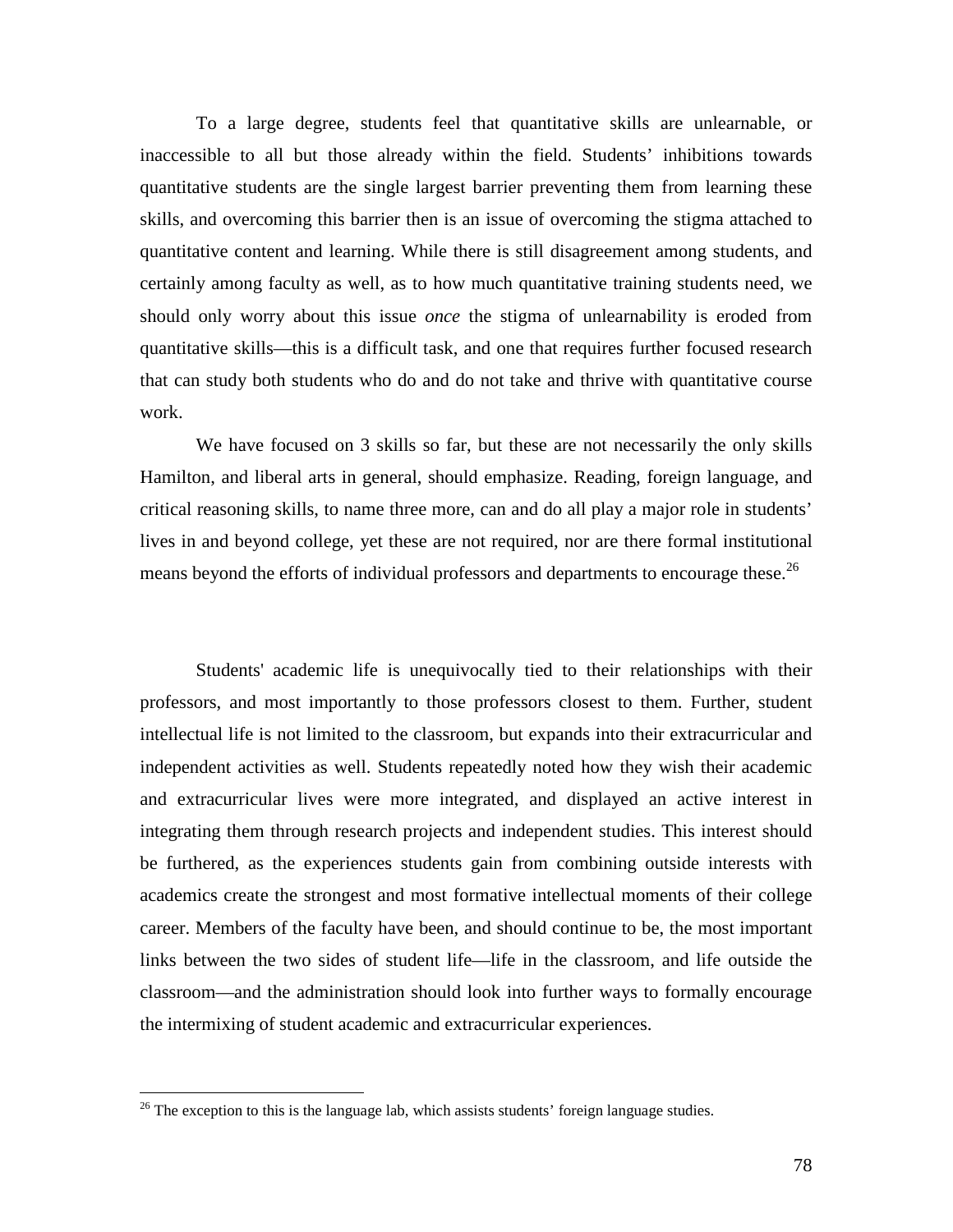To a large degree, students feel that quantitative skills are unlearnable, or inaccessible to all but those already within the field. Students' inhibitions towards quantitative students are the single largest barrier preventing them from learning these skills, and overcoming this barrier then is an issue of overcoming the stigma attached to quantitative content and learning. While there is still disagreement among students, and certainly among faculty as well, as to how much quantitative training students need, we should only worry about this issue *once* the stigma of unlearnability is eroded from quantitative skills—this is a difficult task, and one that requires further focused research that can study both students who do and do not take and thrive with quantitative course work.

We have focused on 3 skills so far, but these are not necessarily the only skills Hamilton, and liberal arts in general, should emphasize. Reading, foreign language, and critical reasoning skills, to name three more, can and do all play a major role in students' lives in and beyond college, yet these are not required, nor are there formal institutional means beyond the efforts of individual professors and departments to encourage these.[26]

Students' academic life is unequivocally tied to their relationships with their professors, and most importantly to those professors closest to them. Further, student intellectual life is not limited to the classroom, but expands into their extracurricular and independent activities as well. Students repeatedly noted how they wish their academic and extracurricular lives were more integrated, and displayed an active interest in integrating them through research projects and independent studies. This interest should be furthered, as the experiences students gain from combining outside interests with academics create the strongest and most formative intellectual moments of their college career. Members of the faculty have been, and should continue to be, the most important links between the two sides of student life—life in the classroom, and life outside the classroom—and the administration should look into further ways to formally encourage the intermixing of student academic and extracurricular experiences.

---

[26] The exception to this is the language lab, which assists students' foreign language studies.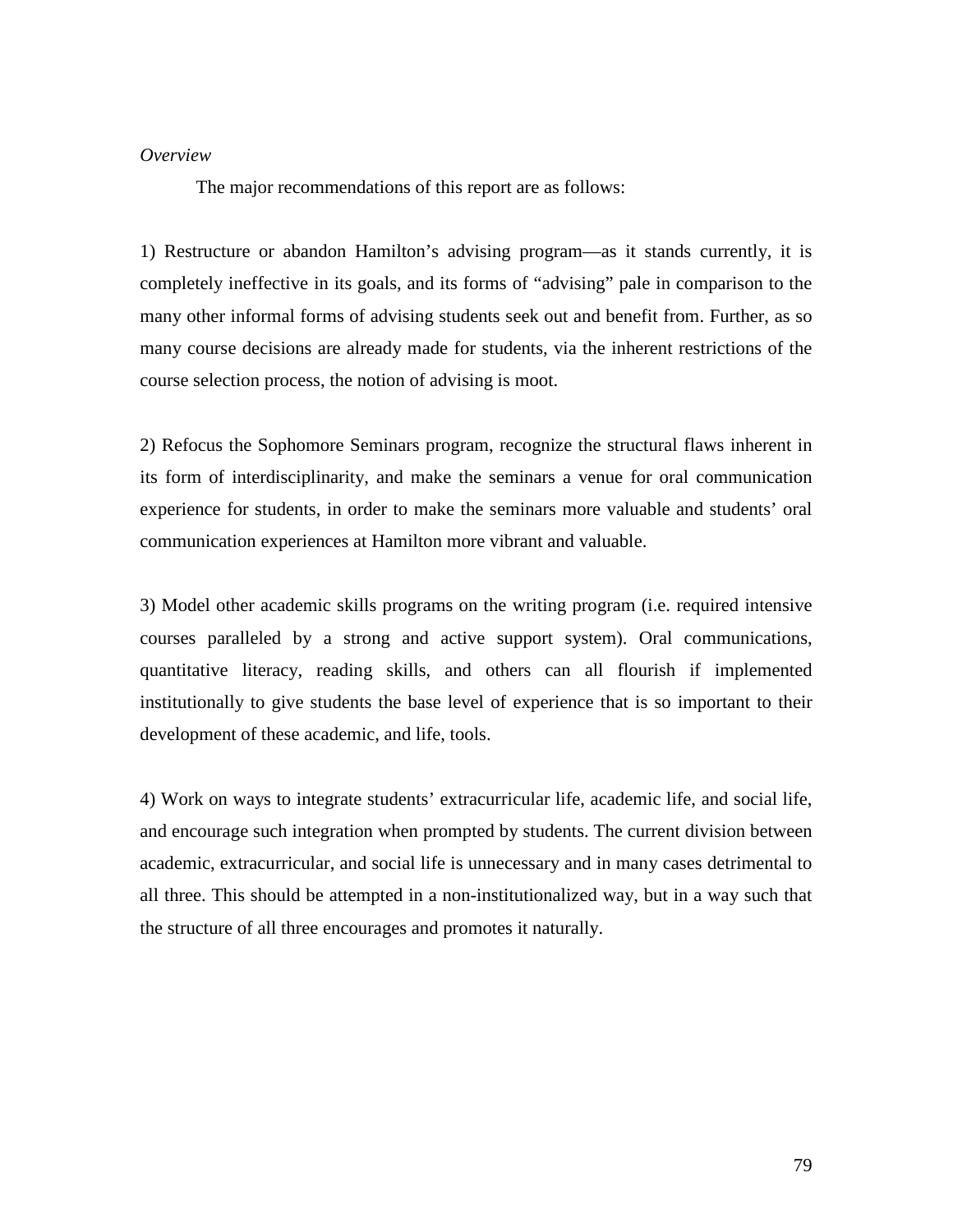*Overview*

The major recommendations of this report are as follows:

1) Restructure or abandon Hamilton's advising program—as it stands currently, it is completely ineffective in its goals, and its forms of "advising" pale in comparison to the many other informal forms of advising students seek out and benefit from. Further, as so many course decisions are already made for students, via the inherent restrictions of the course selection process, the notion of advising is moot.

2) Refocus the Sophomore Seminars program, recognize the structural flaws inherent in its form of interdisciplinarity, and make the seminars a venue for oral communication experience for students, in order to make the seminars more valuable and students' oral communication experiences at Hamilton more vibrant and valuable.

3) Model other academic skills programs on the writing program (i.e. required intensive courses paralleled by a strong and active support system). Oral communications, quantitative literacy, reading skills, and others can all flourish if implemented institutionally to give students the base level of experience that is so important to their development of these academic, and life, tools.

4) Work on ways to integrate students' extracurricular life, academic life, and social life, and encourage such integration when prompted by students. The current division between academic, extracurricular, and social life is unnecessary and in many cases detrimental to all three. This should be attempted in a non-institutionalized way, but in a way such that the structure of all three encourages and promotes it naturally.